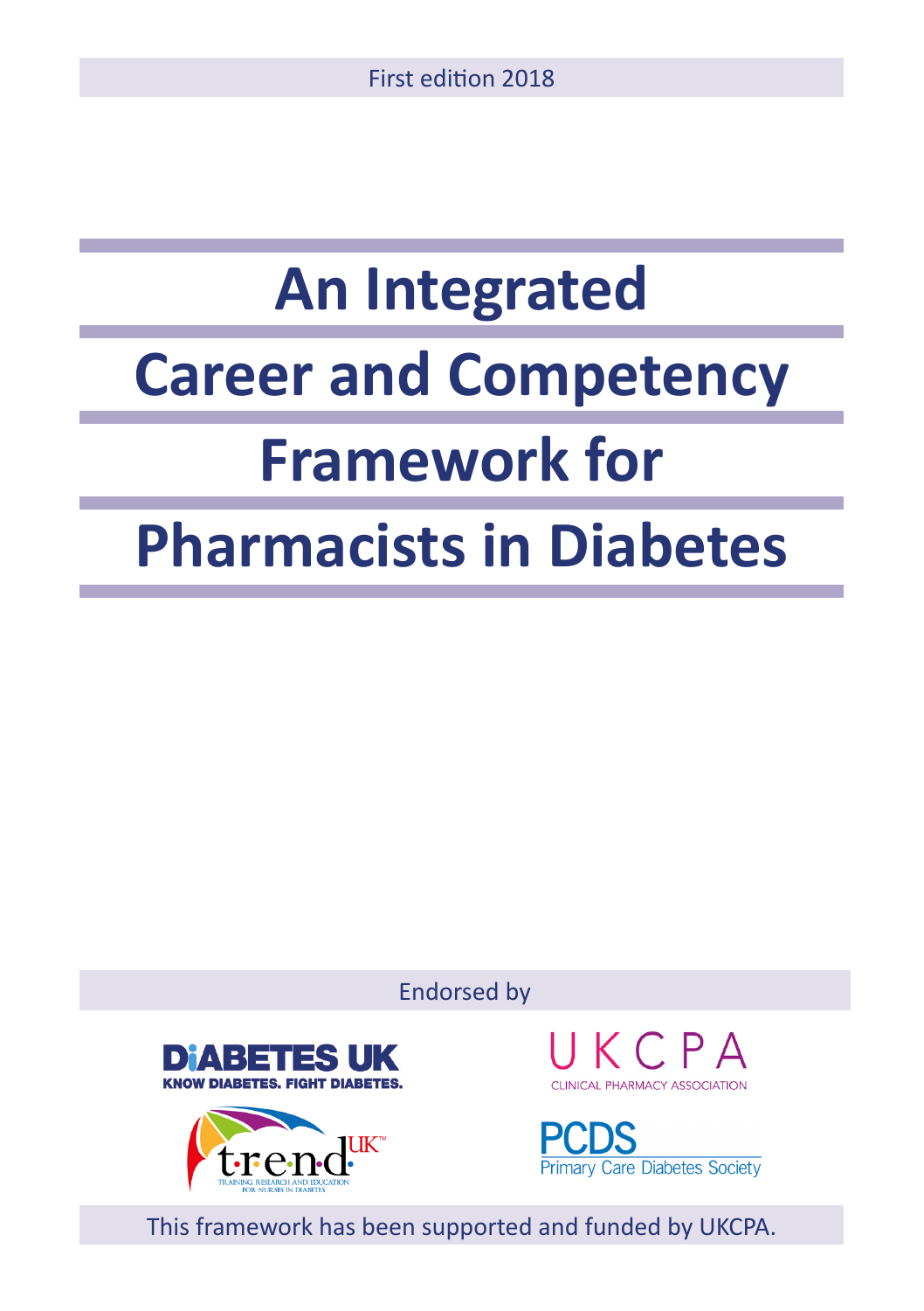First edition 2018

# An Integrated Career and Competency Framework for Pharmacists in Diabetes

Endorsed by

DIABETES UK
KNOW DIABETES. FIGHT DIABETES.

UKCPA
CLINICAL PHARMACY ASSOCIATION

TREND UK
TRAINING, RESEARCH AND EDUCATION FOR NURSES IN DIABETES

PCDS
Primary Care Diabetes Society

This framework has been supported and funded by UKCPA.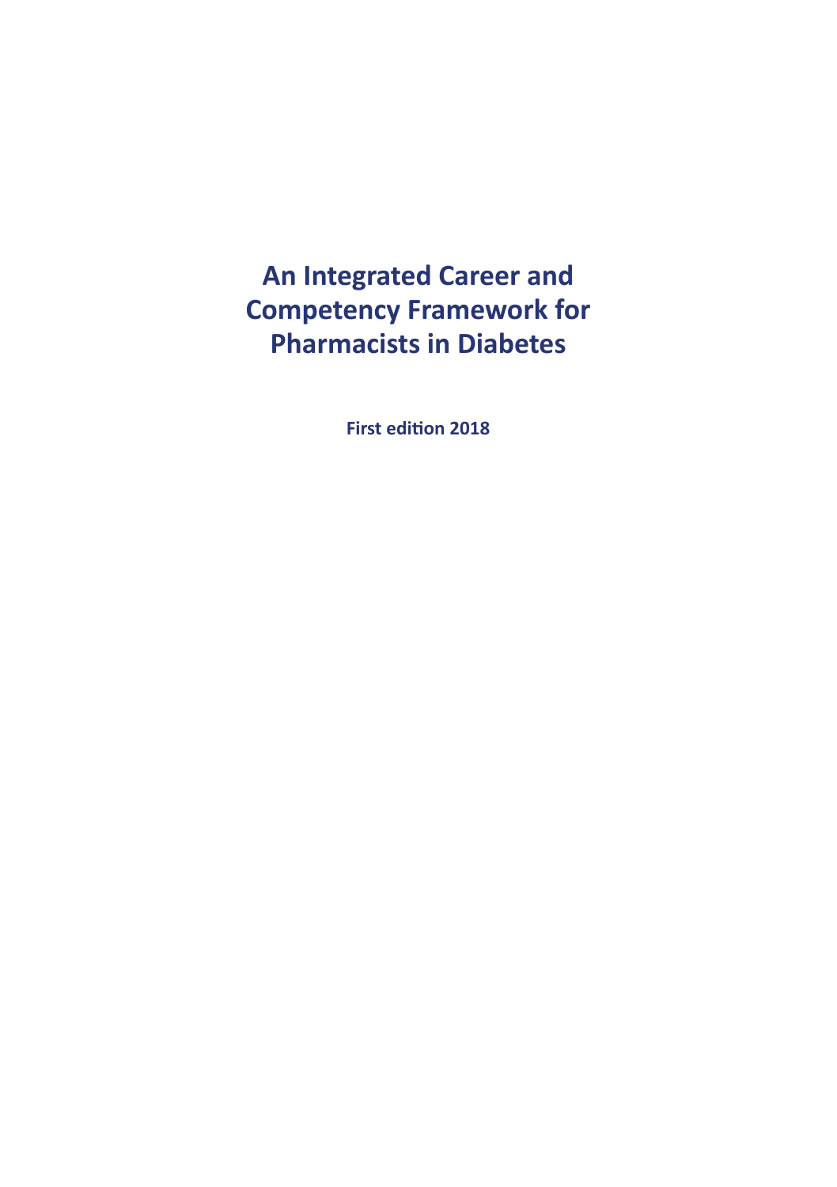# An Integrated Career and Competency Framework for Pharmacists in Diabetes

**First edition 2018**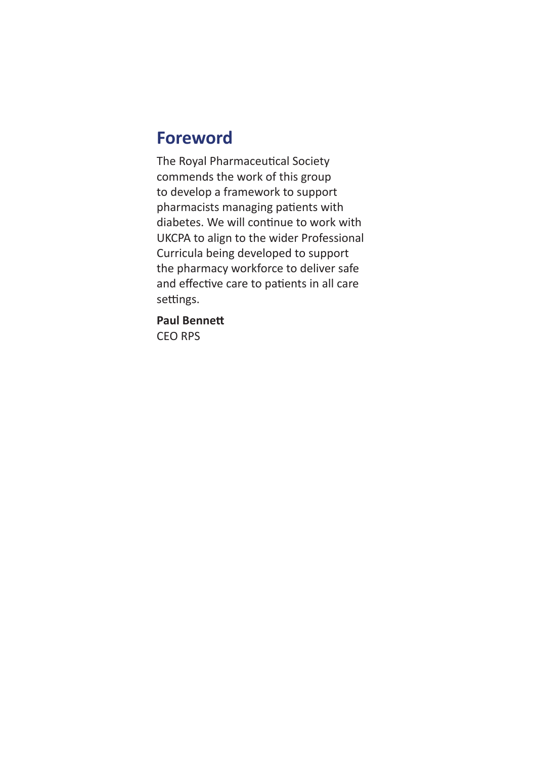## Foreword

The Royal Pharmaceutical Society commends the work of this group to develop a framework to support pharmacists managing patients with diabetes. We will continue to work with UKCPA to align to the wider Professional Curricula being developed to support the pharmacy workforce to deliver safe and effective care to patients in all care settings.

**Paul Bennett**
CEO RPS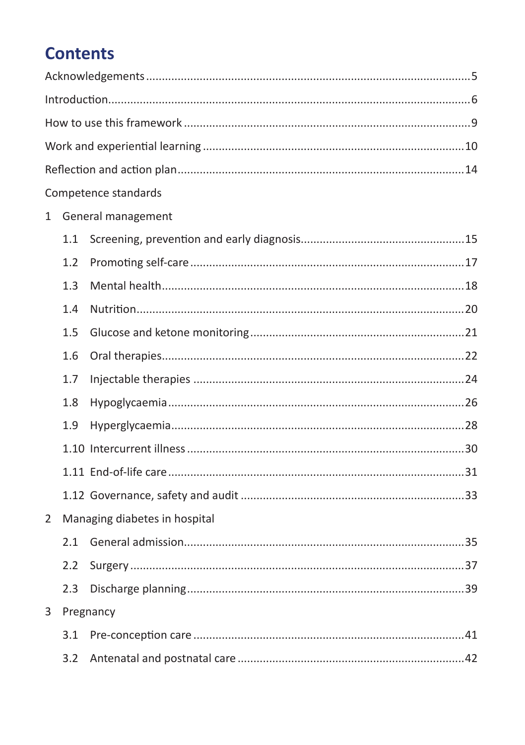# Contents

Acknowledgements ..... 5

Introduction ..... 6

How to use this framework ..... 9

Work and experiential learning ..... 10

Reflection and action plan ..... 14

Competence standards

1 General management

- 1.1 Screening, prevention and early diagnosis ..... 15
- 1.2 Promoting self-care ..... 17
- 1.3 Mental health ..... 18
- 1.4 Nutrition ..... 20
- 1.5 Glucose and ketone monitoring ..... 21
- 1.6 Oral therapies ..... 22
- 1.7 Injectable therapies ..... 24
- 1.8 Hypoglycaemia ..... 26
- 1.9 Hyperglycaemia ..... 28
- 1.10 Intercurrent illness ..... 30
- 1.11 End-of-life care ..... 31
- 1.12 Governance, safety and audit ..... 33

2 Managing diabetes in hospital

- 2.1 General admission ..... 35
- 2.2 Surgery ..... 37
- 2.3 Discharge planning ..... 39

3 Pregnancy

- 3.1 Pre-conception care ..... 41
- 3.2 Antenatal and postnatal care ..... 42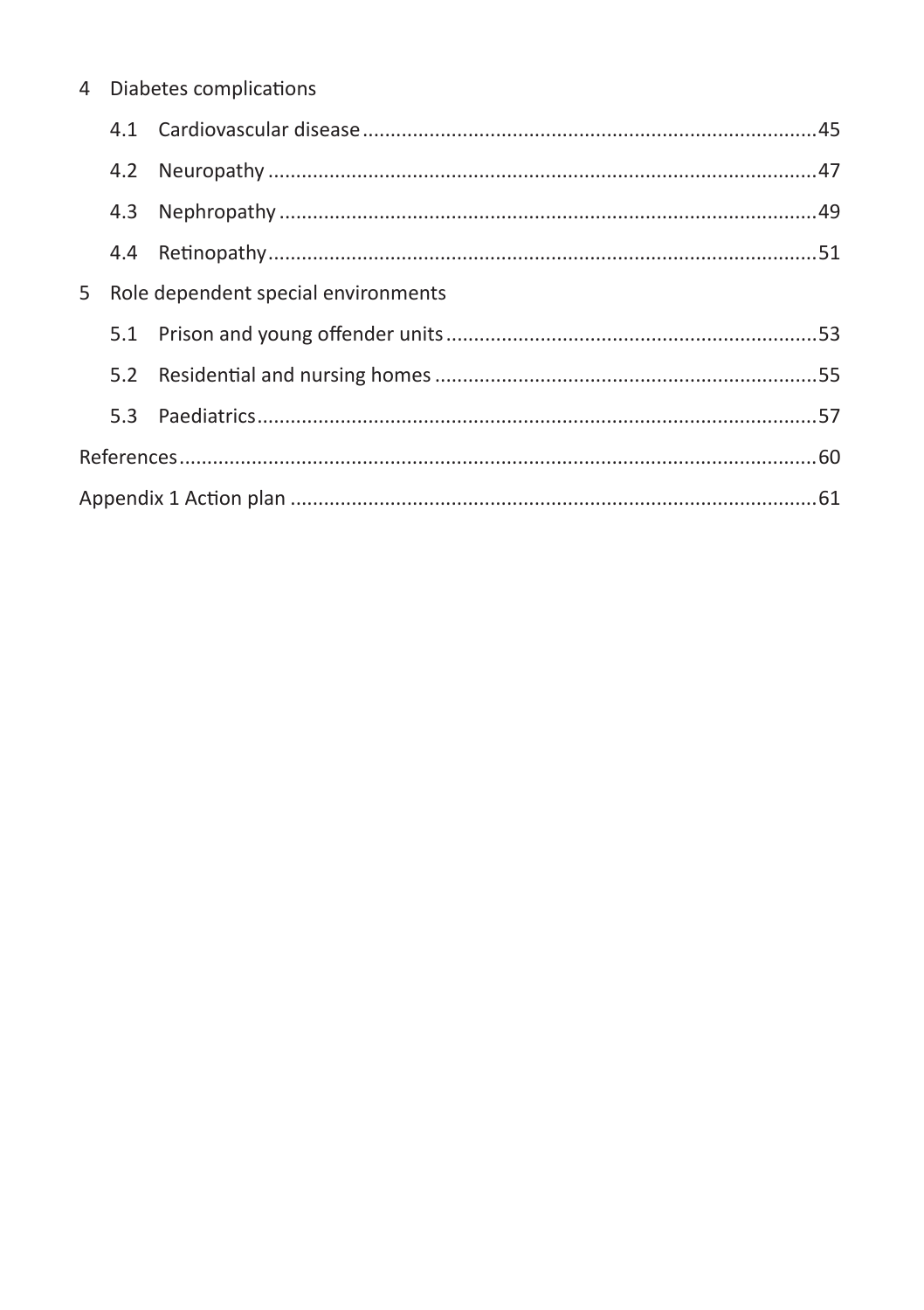4 Diabetes complications

- 4.1 Cardiovascular disease ........ 45
- 4.2 Neuropathy ........ 47
- 4.3 Nephropathy ........ 49
- 4.4 Retinopathy ........ 51

5 Role dependent special environments

- 5.1 Prison and young offender units ........ 53
- 5.2 Residential and nursing homes ........ 55
- 5.3 Paediatrics ........ 57

References ........ 60

Appendix 1 Action plan ........ 61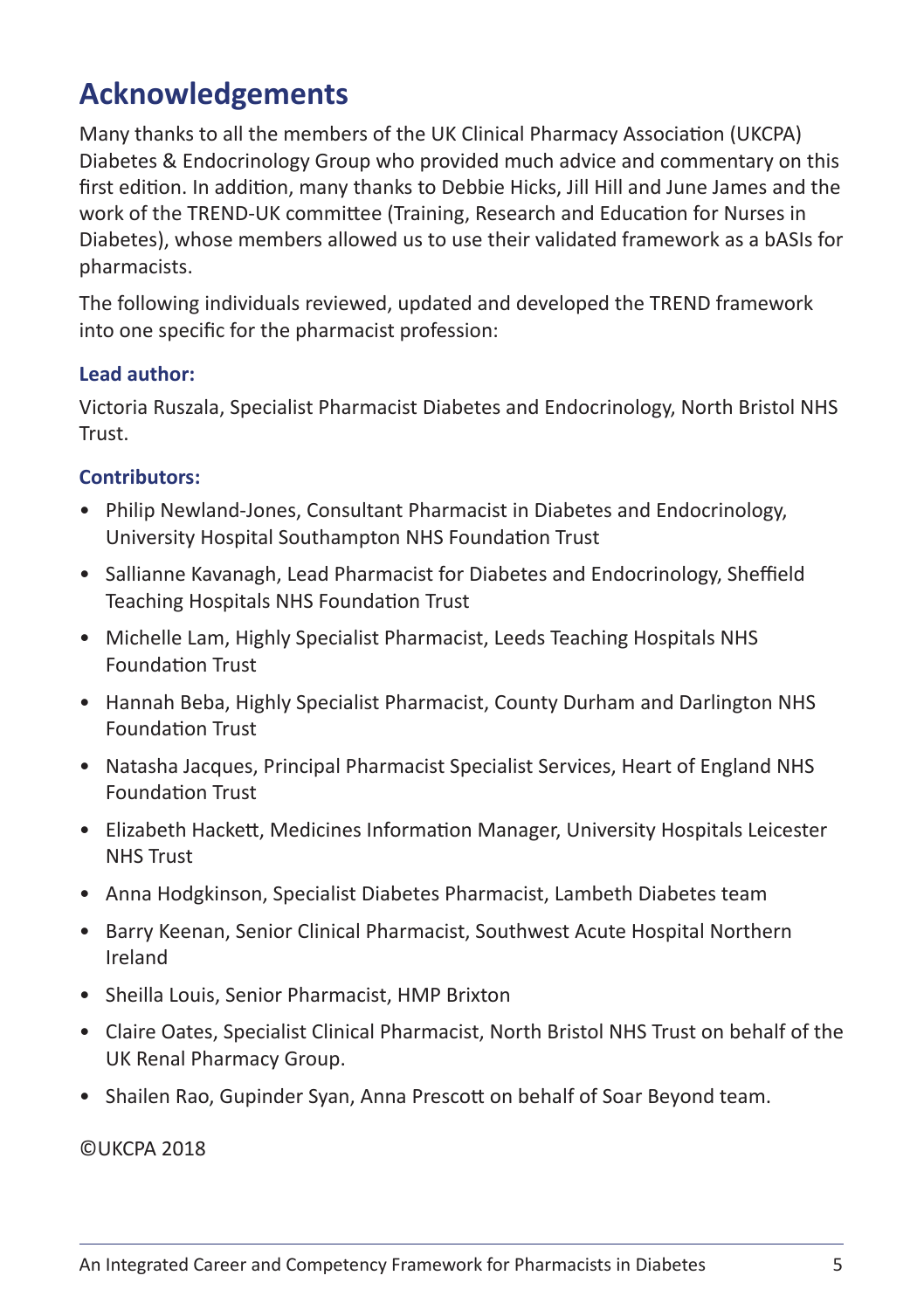# Acknowledgements

Many thanks to all the members of the UK Clinical Pharmacy Association (UKCPA) Diabetes & Endocrinology Group who provided much advice and commentary on this first edition. In addition, many thanks to Debbie Hicks, Jill Hill and June James and the work of the TREND-UK committee (Training, Research and Education for Nurses in Diabetes), whose members allowed us to use their validated framework as a bASIs for pharmacists.

The following individuals reviewed, updated and developed the TREND framework into one specific for the pharmacist profession:

**Lead author:**

Victoria Ruszala, Specialist Pharmacist Diabetes and Endocrinology, North Bristol NHS Trust.

**Contributors:**

- Philip Newland-Jones, Consultant Pharmacist in Diabetes and Endocrinology, University Hospital Southampton NHS Foundation Trust
- Sallianne Kavanagh, Lead Pharmacist for Diabetes and Endocrinology, Sheffield Teaching Hospitals NHS Foundation Trust
- Michelle Lam, Highly Specialist Pharmacist, Leeds Teaching Hospitals NHS Foundation Trust
- Hannah Beba, Highly Specialist Pharmacist, County Durham and Darlington NHS Foundation Trust
- Natasha Jacques, Principal Pharmacist Specialist Services, Heart of England NHS Foundation Trust
- Elizabeth Hackett, Medicines Information Manager, University Hospitals Leicester NHS Trust
- Anna Hodgkinson, Specialist Diabetes Pharmacist, Lambeth Diabetes team
- Barry Keenan, Senior Clinical Pharmacist, Southwest Acute Hospital Northern Ireland
- Sheilla Louis, Senior Pharmacist, HMP Brixton
- Claire Oates, Specialist Clinical Pharmacist, North Bristol NHS Trust on behalf of the UK Renal Pharmacy Group.
- Shailen Rao, Gupinder Syan, Anna Prescott on behalf of Soar Beyond team.

©UKCPA 2018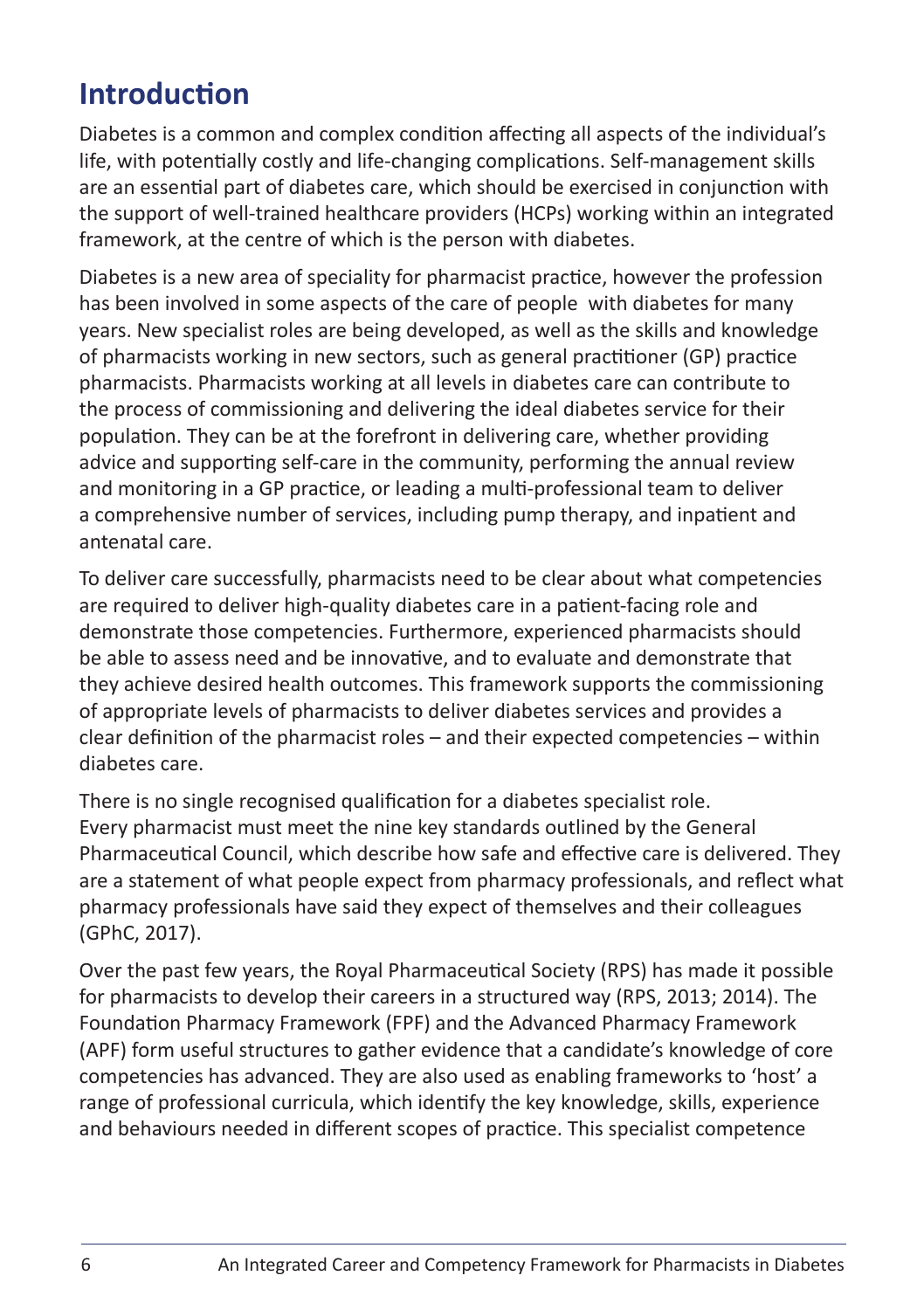# Introduction

Diabetes is a common and complex condition affecting all aspects of the individual's life, with potentially costly and life-changing complications. Self-management skills are an essential part of diabetes care, which should be exercised in conjunction with the support of well-trained healthcare providers (HCPs) working within an integrated framework, at the centre of which is the person with diabetes.

Diabetes is a new area of speciality for pharmacist practice, however the profession has been involved in some aspects of the care of people with diabetes for many years. New specialist roles are being developed, as well as the skills and knowledge of pharmacists working in new sectors, such as general practitioner (GP) practice pharmacists. Pharmacists working at all levels in diabetes care can contribute to the process of commissioning and delivering the ideal diabetes service for their population. They can be at the forefront in delivering care, whether providing advice and supporting self-care in the community, performing the annual review and monitoring in a GP practice, or leading a multi-professional team to deliver a comprehensive number of services, including pump therapy, and inpatient and antenatal care.

To deliver care successfully, pharmacists need to be clear about what competencies are required to deliver high-quality diabetes care in a patient-facing role and demonstrate those competencies. Furthermore, experienced pharmacists should be able to assess need and be innovative, and to evaluate and demonstrate that they achieve desired health outcomes. This framework supports the commissioning of appropriate levels of pharmacists to deliver diabetes services and provides a clear definition of the pharmacist roles – and their expected competencies – within diabetes care.

There is no single recognised qualification for a diabetes specialist role. Every pharmacist must meet the nine key standards outlined by the General Pharmaceutical Council, which describe how safe and effective care is delivered. They are a statement of what people expect from pharmacy professionals, and reflect what pharmacy professionals have said they expect of themselves and their colleagues (GPhC, 2017).

Over the past few years, the Royal Pharmaceutical Society (RPS) has made it possible for pharmacists to develop their careers in a structured way (RPS, 2013; 2014). The Foundation Pharmacy Framework (FPF) and the Advanced Pharmacy Framework (APF) form useful structures to gather evidence that a candidate's knowledge of core competencies has advanced. They are also used as enabling frameworks to 'host' a range of professional curricula, which identify the key knowledge, skills, experience and behaviours needed in different scopes of practice. This specialist competence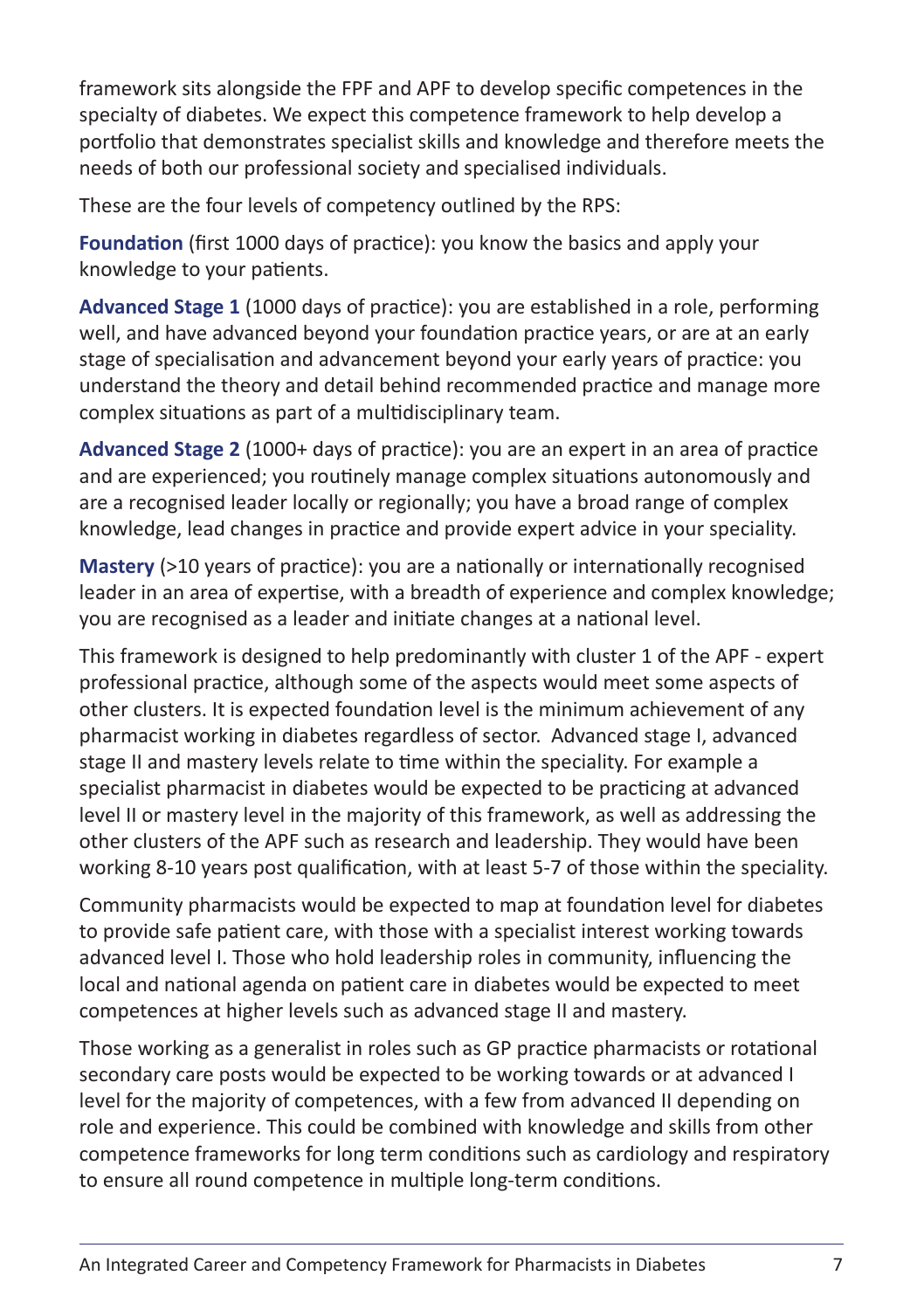framework sits alongside the FPF and APF to develop specific competences in the specialty of diabetes. We expect this competence framework to help develop a portfolio that demonstrates specialist skills and knowledge and therefore meets the needs of both our professional society and specialised individuals.

These are the four levels of competency outlined by the RPS:

**Foundation** (first 1000 days of practice): you know the basics and apply your knowledge to your patients.

**Advanced Stage 1** (1000 days of practice): you are established in a role, performing well, and have advanced beyond your foundation practice years, or are at an early stage of specialisation and advancement beyond your early years of practice: you understand the theory and detail behind recommended practice and manage more complex situations as part of a multidisciplinary team.

**Advanced Stage 2** (1000+ days of practice): you are an expert in an area of practice and are experienced; you routinely manage complex situations autonomously and are a recognised leader locally or regionally; you have a broad range of complex knowledge, lead changes in practice and provide expert advice in your speciality.

**Mastery** (>10 years of practice): you are a nationally or internationally recognised leader in an area of expertise, with a breadth of experience and complex knowledge; you are recognised as a leader and initiate changes at a national level.

This framework is designed to help predominantly with cluster 1 of the APF - expert professional practice, although some of the aspects would meet some aspects of other clusters. It is expected foundation level is the minimum achievement of any pharmacist working in diabetes regardless of sector. Advanced stage I, advanced stage II and mastery levels relate to time within the speciality. For example a specialist pharmacist in diabetes would be expected to be practicing at advanced level II or mastery level in the majority of this framework, as well as addressing the other clusters of the APF such as research and leadership. They would have been working 8-10 years post qualification, with at least 5-7 of those within the speciality.

Community pharmacists would be expected to map at foundation level for diabetes to provide safe patient care, with those with a specialist interest working towards advanced level I. Those who hold leadership roles in community, influencing the local and national agenda on patient care in diabetes would be expected to meet competences at higher levels such as advanced stage II and mastery.

Those working as a generalist in roles such as GP practice pharmacists or rotational secondary care posts would be expected to be working towards or at advanced I level for the majority of competences, with a few from advanced II depending on role and experience. This could be combined with knowledge and skills from other competence frameworks for long term conditions such as cardiology and respiratory to ensure all round competence in multiple long-term conditions.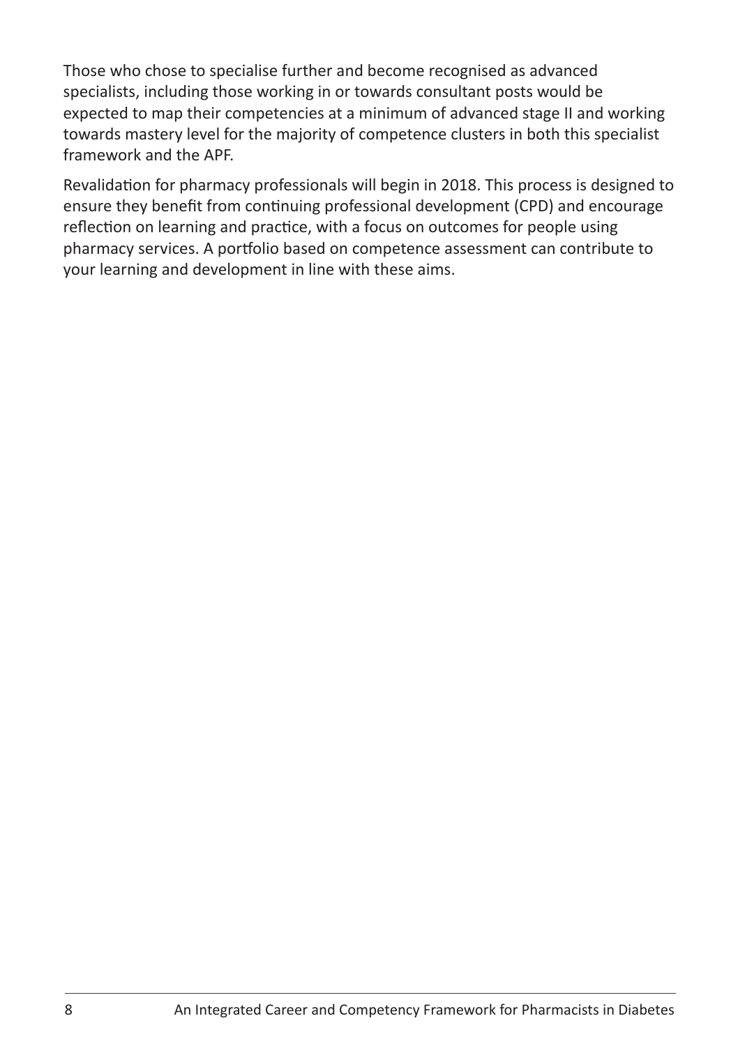Those who chose to specialise further and become recognised as advanced specialists, including those working in or towards consultant posts would be expected to map their competencies at a minimum of advanced stage II and working towards mastery level for the majority of competence clusters in both this specialist framework and the APF.

Revalidation for pharmacy professionals will begin in 2018. This process is designed to ensure they benefit from continuing professional development (CPD) and encourage reflection on learning and practice, with a focus on outcomes for people using pharmacy services. A portfolio based on competence assessment can contribute to your learning and development in line with these aims.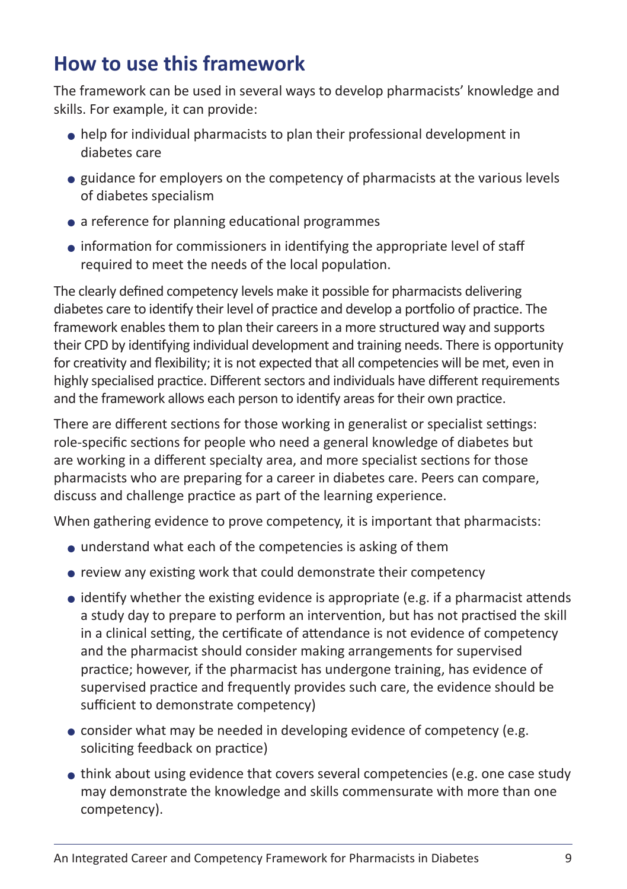## How to use this framework

The framework can be used in several ways to develop pharmacists' knowledge and skills. For example, it can provide:

- help for individual pharmacists to plan their professional development in diabetes care
- guidance for employers on the competency of pharmacists at the various levels of diabetes specialism
- a reference for planning educational programmes
- information for commissioners in identifying the appropriate level of staff required to meet the needs of the local population.

The clearly defined competency levels make it possible for pharmacists delivering diabetes care to identify their level of practice and develop a portfolio of practice. The framework enables them to plan their careers in a more structured way and supports their CPD by identifying individual development and training needs. There is opportunity for creativity and flexibility; it is not expected that all competencies will be met, even in highly specialised practice. Different sectors and individuals have different requirements and the framework allows each person to identify areas for their own practice.

There are different sections for those working in generalist or specialist settings: role-specific sections for people who need a general knowledge of diabetes but are working in a different specialty area, and more specialist sections for those pharmacists who are preparing for a career in diabetes care. Peers can compare, discuss and challenge practice as part of the learning experience.

When gathering evidence to prove competency, it is important that pharmacists:

- understand what each of the competencies is asking of them
- review any existing work that could demonstrate their competency
- identify whether the existing evidence is appropriate (e.g. if a pharmacist attends a study day to prepare to perform an intervention, but has not practised the skill in a clinical setting, the certificate of attendance is not evidence of competency and the pharmacist should consider making arrangements for supervised practice; however, if the pharmacist has undergone training, has evidence of supervised practice and frequently provides such care, the evidence should be sufficient to demonstrate competency)
- consider what may be needed in developing evidence of competency (e.g. soliciting feedback on practice)
- think about using evidence that covers several competencies (e.g. one case study may demonstrate the knowledge and skills commensurate with more than one competency).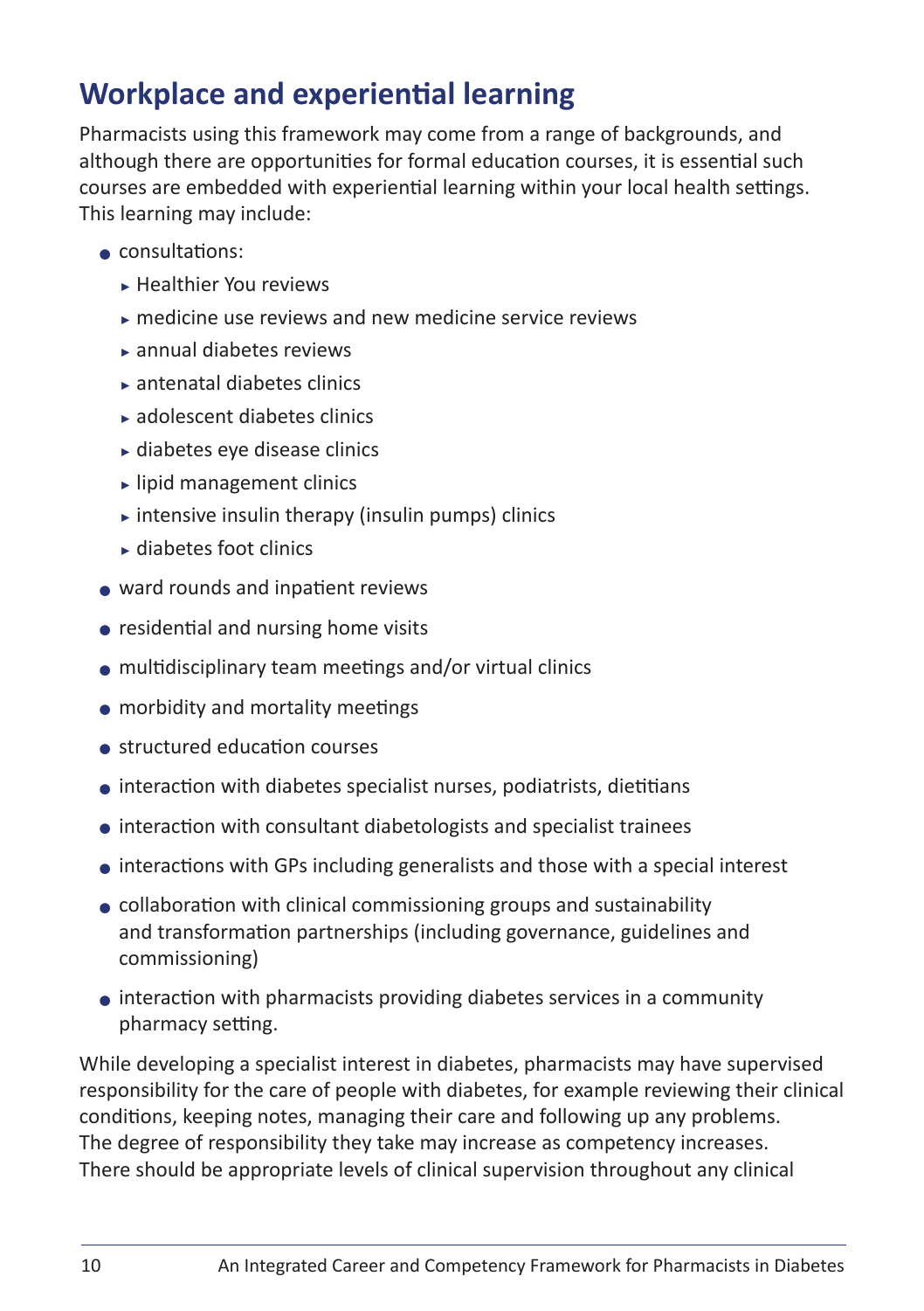## Workplace and experiential learning

Pharmacists using this framework may come from a range of backgrounds, and although there are opportunities for formal education courses, it is essential such courses are embedded with experiential learning within your local health settings. This learning may include:

- consultations:
  - Healthier You reviews
  - medicine use reviews and new medicine service reviews
  - annual diabetes reviews
  - antenatal diabetes clinics
  - adolescent diabetes clinics
  - diabetes eye disease clinics
  - lipid management clinics
  - intensive insulin therapy (insulin pumps) clinics
  - diabetes foot clinics
- ward rounds and inpatient reviews
- residential and nursing home visits
- multidisciplinary team meetings and/or virtual clinics
- morbidity and mortality meetings
- structured education courses
- interaction with diabetes specialist nurses, podiatrists, dietitians
- interaction with consultant diabetologists and specialist trainees
- interactions with GPs including generalists and those with a special interest
- collaboration with clinical commissioning groups and sustainability and transformation partnerships (including governance, guidelines and commissioning)
- interaction with pharmacists providing diabetes services in a community pharmacy setting.

While developing a specialist interest in diabetes, pharmacists may have supervised responsibility for the care of people with diabetes, for example reviewing their clinical conditions, keeping notes, managing their care and following up any problems. The degree of responsibility they take may increase as competency increases. There should be appropriate levels of clinical supervision throughout any clinical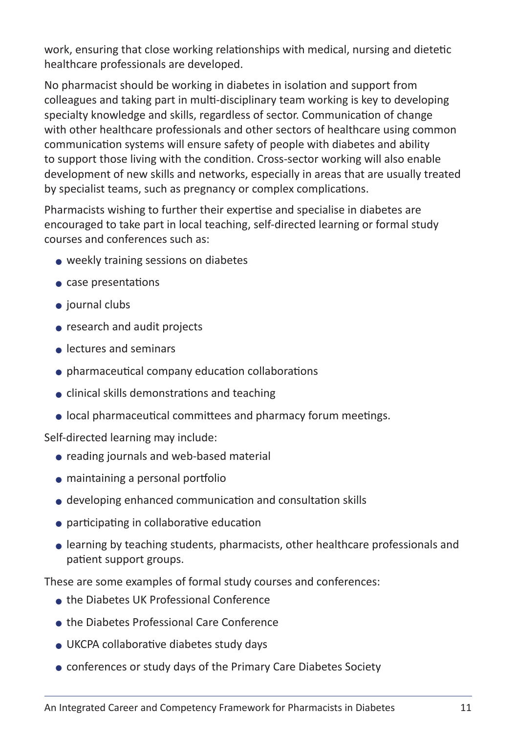work, ensuring that close working relationships with medical, nursing and dietetic healthcare professionals are developed.

No pharmacist should be working in diabetes in isolation and support from colleagues and taking part in multi-disciplinary team working is key to developing specialty knowledge and skills, regardless of sector. Communication of change with other healthcare professionals and other sectors of healthcare using common communication systems will ensure safety of people with diabetes and ability to support those living with the condition. Cross-sector working will also enable development of new skills and networks, especially in areas that are usually treated by specialist teams, such as pregnancy or complex complications.

Pharmacists wishing to further their expertise and specialise in diabetes are encouraged to take part in local teaching, self-directed learning or formal study courses and conferences such as:

- weekly training sessions on diabetes
- case presentations
- journal clubs
- research and audit projects
- lectures and seminars
- pharmaceutical company education collaborations
- clinical skills demonstrations and teaching
- local pharmaceutical committees and pharmacy forum meetings.

Self-directed learning may include:

- reading journals and web-based material
- maintaining a personal portfolio
- developing enhanced communication and consultation skills
- participating in collaborative education
- learning by teaching students, pharmacists, other healthcare professionals and patient support groups.

These are some examples of formal study courses and conferences:

- the Diabetes UK Professional Conference
- the Diabetes Professional Care Conference
- UKCPA collaborative diabetes study days
- conferences or study days of the Primary Care Diabetes Society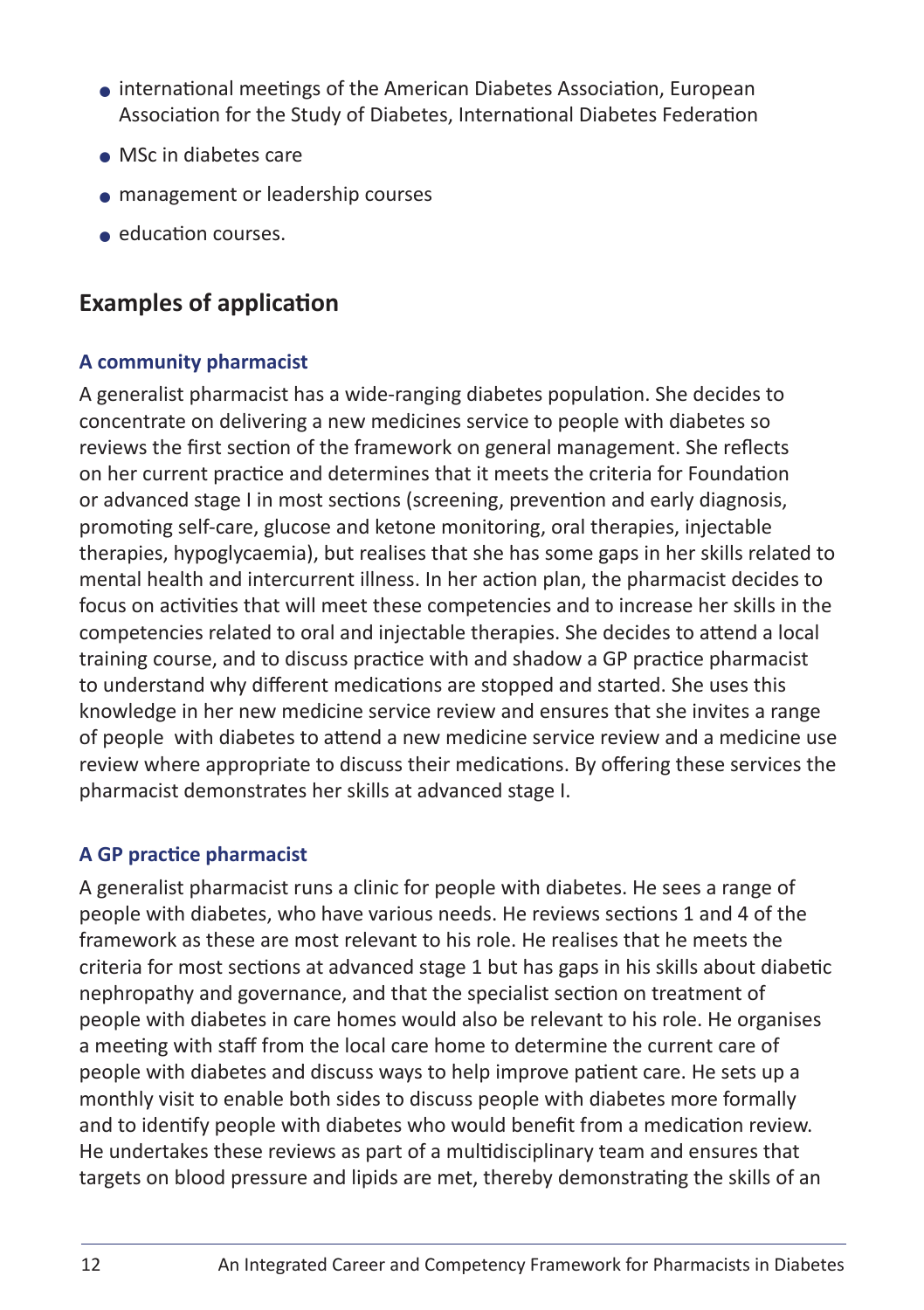- international meetings of the American Diabetes Association, European Association for the Study of Diabetes, International Diabetes Federation
- MSc in diabetes care
- management or leadership courses
- education courses.

## Examples of application

### A community pharmacist

A generalist pharmacist has a wide-ranging diabetes population. She decides to concentrate on delivering a new medicines service to people with diabetes so reviews the first section of the framework on general management. She reflects on her current practice and determines that it meets the criteria for Foundation or advanced stage I in most sections (screening, prevention and early diagnosis, promoting self-care, glucose and ketone monitoring, oral therapies, injectable therapies, hypoglycaemia), but realises that she has some gaps in her skills related to mental health and intercurrent illness. In her action plan, the pharmacist decides to focus on activities that will meet these competencies and to increase her skills in the competencies related to oral and injectable therapies. She decides to attend a local training course, and to discuss practice with and shadow a GP practice pharmacist to understand why different medications are stopped and started. She uses this knowledge in her new medicine service review and ensures that she invites a range of people with diabetes to attend a new medicine service review and a medicine use review where appropriate to discuss their medications. By offering these services the pharmacist demonstrates her skills at advanced stage I.

### A GP practice pharmacist

A generalist pharmacist runs a clinic for people with diabetes. He sees a range of people with diabetes, who have various needs. He reviews sections 1 and 4 of the framework as these are most relevant to his role. He realises that he meets the criteria for most sections at advanced stage 1 but has gaps in his skills about diabetic nephropathy and governance, and that the specialist section on treatment of people with diabetes in care homes would also be relevant to his role. He organises a meeting with staff from the local care home to determine the current care of people with diabetes and discuss ways to help improve patient care. He sets up a monthly visit to enable both sides to discuss people with diabetes more formally and to identify people with diabetes who would benefit from a medication review. He undertakes these reviews as part of a multidisciplinary team and ensures that targets on blood pressure and lipids are met, thereby demonstrating the skills of an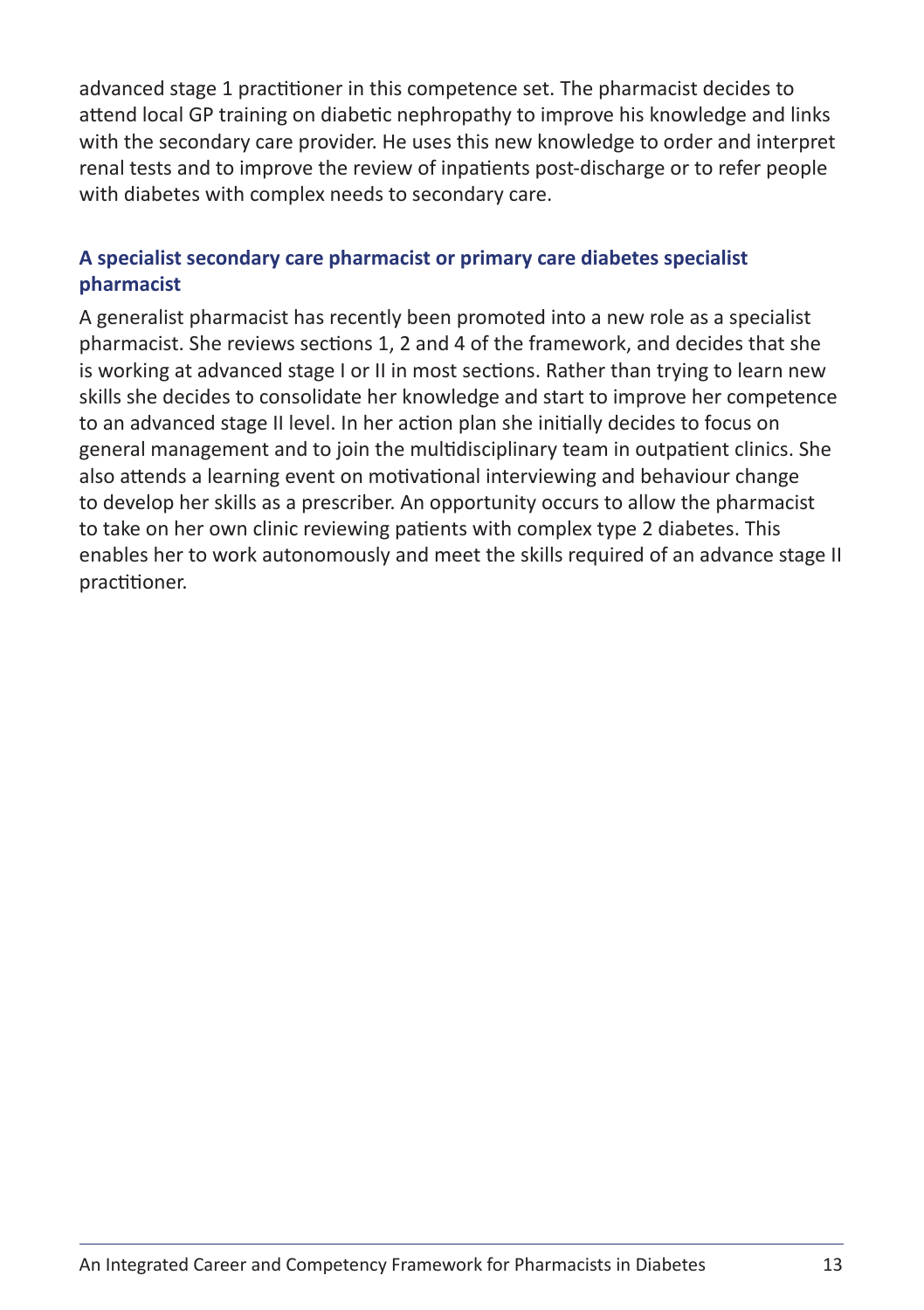advanced stage 1 practitioner in this competence set. The pharmacist decides to attend local GP training on diabetic nephropathy to improve his knowledge and links with the secondary care provider. He uses this new knowledge to order and interpret renal tests and to improve the review of inpatients post-discharge or to refer people with diabetes with complex needs to secondary care.

### A specialist secondary care pharmacist or primary care diabetes specialist pharmacist

A generalist pharmacist has recently been promoted into a new role as a specialist pharmacist. She reviews sections 1, 2 and 4 of the framework, and decides that she is working at advanced stage I or II in most sections. Rather than trying to learn new skills she decides to consolidate her knowledge and start to improve her competence to an advanced stage II level. In her action plan she initially decides to focus on general management and to join the multidisciplinary team in outpatient clinics. She also attends a learning event on motivational interviewing and behaviour change to develop her skills as a prescriber. An opportunity occurs to allow the pharmacist to take on her own clinic reviewing patients with complex type 2 diabetes. This enables her to work autonomously and meet the skills required of an advance stage II practitioner.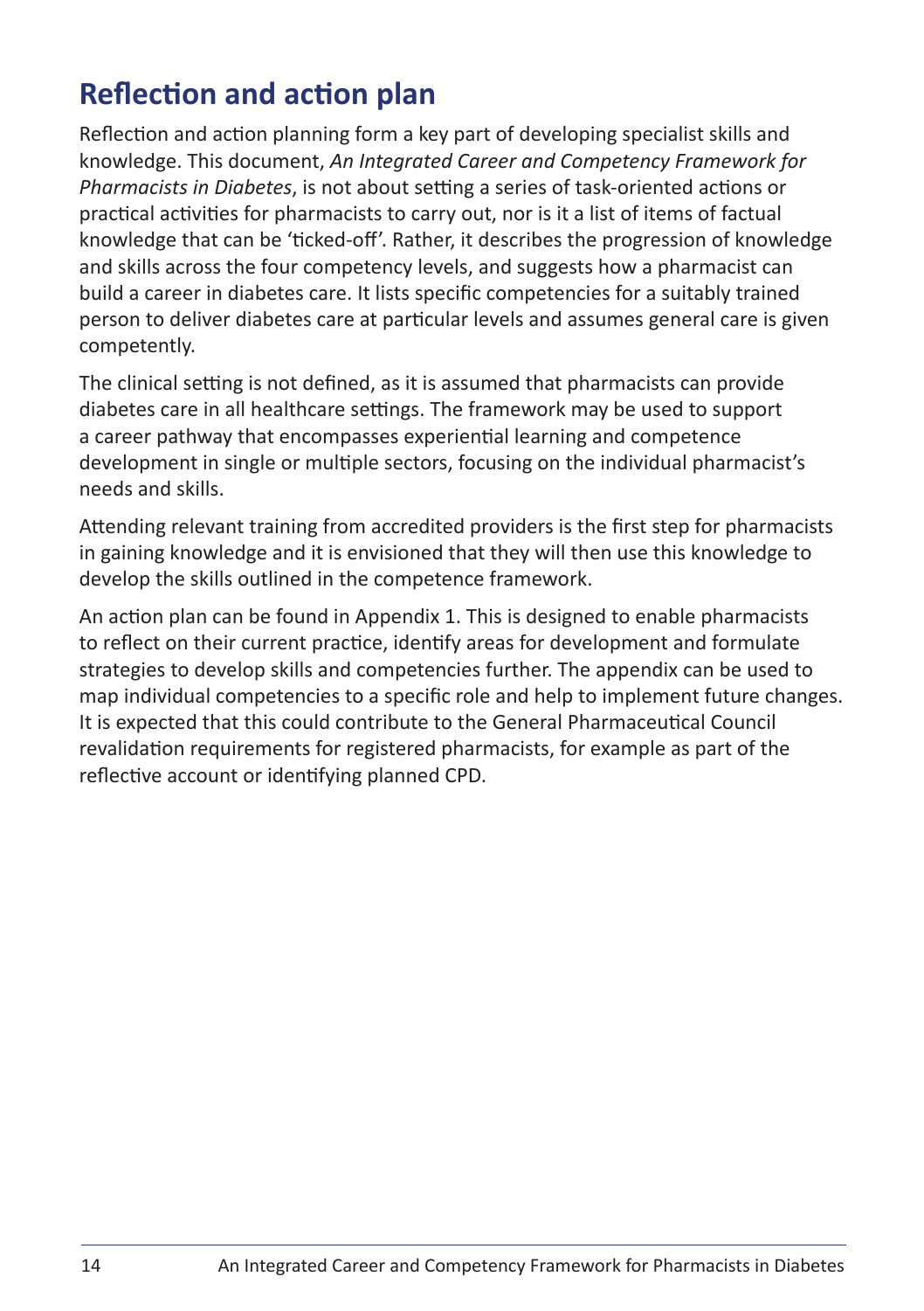## Reflection and action plan

Reflection and action planning form a key part of developing specialist skills and knowledge. This document, *An Integrated Career and Competency Framework for Pharmacists in Diabetes*, is not about setting a series of task-oriented actions or practical activities for pharmacists to carry out, nor is it a list of items of factual knowledge that can be 'ticked-off'. Rather, it describes the progression of knowledge and skills across the four competency levels, and suggests how a pharmacist can build a career in diabetes care. It lists specific competencies for a suitably trained person to deliver diabetes care at particular levels and assumes general care is given competently.

The clinical setting is not defined, as it is assumed that pharmacists can provide diabetes care in all healthcare settings. The framework may be used to support a career pathway that encompasses experiential learning and competence development in single or multiple sectors, focusing on the individual pharmacist's needs and skills.

Attending relevant training from accredited providers is the first step for pharmacists in gaining knowledge and it is envisioned that they will then use this knowledge to develop the skills outlined in the competence framework.

An action plan can be found in Appendix 1. This is designed to enable pharmacists to reflect on their current practice, identify areas for development and formulate strategies to develop skills and competencies further. The appendix can be used to map individual competencies to a specific role and help to implement future changes. It is expected that this could contribute to the General Pharmaceutical Council revalidation requirements for registered pharmacists, for example as part of the reflective account or identifying planned CPD.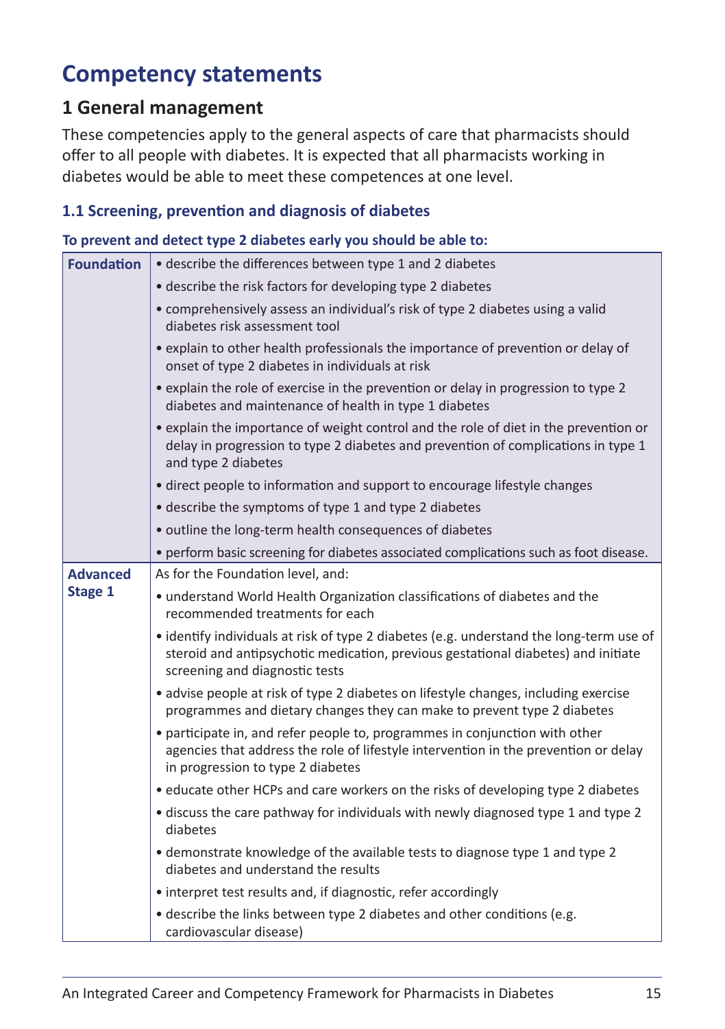# Competency statements

## 1 General management

These competencies apply to the general aspects of care that pharmacists should offer to all people with diabetes. It is expected that all pharmacists working in diabetes would be able to meet these competences at one level.

### 1.1 Screening, prevention and diagnosis of diabetes

**To prevent and detect type 2 diabetes early you should be able to:**

| Level | Competencies |
|---|---|
| **Foundation** | • describe the differences between type 1 and 2 diabetes<br>• describe the risk factors for developing type 2 diabetes<br>• comprehensively assess an individual's risk of type 2 diabetes using a valid diabetes risk assessment tool<br>• explain to other health professionals the importance of prevention or delay of onset of type 2 diabetes in individuals at risk<br>• explain the role of exercise in the prevention or delay in progression to type 2 diabetes and maintenance of health in type 1 diabetes<br>• explain the importance of weight control and the role of diet in the prevention or delay in progression to type 2 diabetes and prevention of complications in type 1 and type 2 diabetes<br>• direct people to information and support to encourage lifestyle changes<br>• describe the symptoms of type 1 and type 2 diabetes<br>• outline the long-term health consequences of diabetes<br>• perform basic screening for diabetes associated complications such as foot disease. |
| **Advanced Stage 1** | As for the Foundation level, and:<br>• understand World Health Organization classifications of diabetes and the recommended treatments for each<br>• identify individuals at risk of type 2 diabetes (e.g. understand the long-term use of steroid and antipsychotic medication, previous gestational diabetes) and initiate screening and diagnostic tests<br>• advise people at risk of type 2 diabetes on lifestyle changes, including exercise programmes and dietary changes they can make to prevent type 2 diabetes<br>• participate in, and refer people to, programmes in conjunction with other agencies that address the role of lifestyle intervention in the prevention or delay in progression to type 2 diabetes<br>• educate other HCPs and care workers on the risks of developing type 2 diabetes<br>• discuss the care pathway for individuals with newly diagnosed type 1 and type 2 diabetes<br>• demonstrate knowledge of the available tests to diagnose type 1 and type 2 diabetes and understand the results<br>• interpret test results and, if diagnostic, refer accordingly<br>• describe the links between type 2 diabetes and other conditions (e.g. cardiovascular disease) |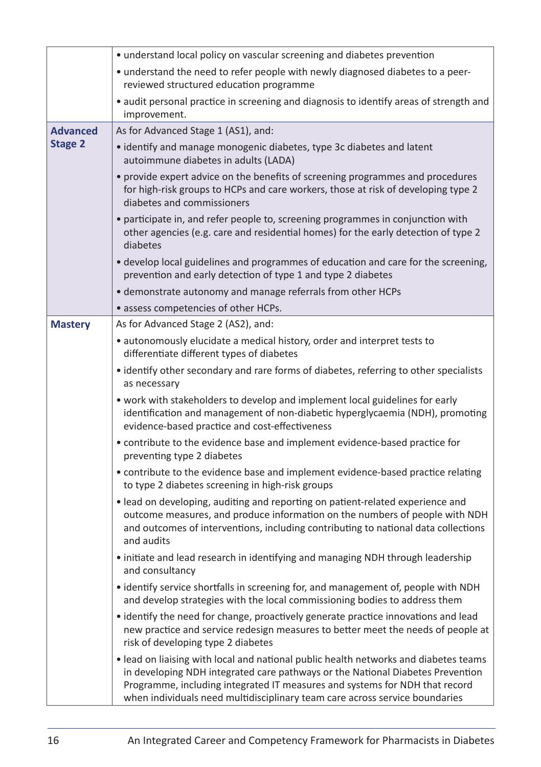| | |
|---|---|
| | • understand local policy on vascular screening and diabetes prevention<br>• understand the need to refer people with newly diagnosed diabetes to a peer-reviewed structured education programme<br>• audit personal practice in screening and diagnosis to identify areas of strength and improvement. |
| **Advanced Stage 2** | As for Advanced Stage 1 (AS1), and:<br>• identify and manage monogenic diabetes, type 3c diabetes and latent autoimmune diabetes in adults (LADA)<br>• provide expert advice on the benefits of screening programmes and procedures for high-risk groups to HCPs and care workers, those at risk of developing type 2 diabetes and commissioners<br>• participate in, and refer people to, screening programmes in conjunction with other agencies (e.g. care and residential homes) for the early detection of type 2 diabetes<br>• develop local guidelines and programmes of education and care for the screening, prevention and early detection of type 1 and type 2 diabetes<br>• demonstrate autonomy and manage referrals from other HCPs<br>• assess competencies of other HCPs. |
| **Mastery** | As for Advanced Stage 2 (AS2), and:<br>• autonomously elucidate a medical history, order and interpret tests to differentiate different types of diabetes<br>• identify other secondary and rare forms of diabetes, referring to other specialists as necessary<br>• work with stakeholders to develop and implement local guidelines for early identification and management of non-diabetic hyperglycaemia (NDH), promoting evidence-based practice and cost-effectiveness<br>• contribute to the evidence base and implement evidence-based practice for preventing type 2 diabetes<br>• contribute to the evidence base and implement evidence-based practice relating to type 2 diabetes screening in high-risk groups<br>• lead on developing, auditing and reporting on patient-related experience and outcome measures, and produce information on the numbers of people with NDH and outcomes of interventions, including contributing to national data collections and audits<br>• initiate and lead research in identifying and managing NDH through leadership and consultancy<br>• identify service shortfalls in screening for, and management of, people with NDH and develop strategies with the local commissioning bodies to address them<br>• identify the need for change, proactively generate practice innovations and lead new practice and service redesign measures to better meet the needs of people at risk of developing type 2 diabetes<br>• lead on liaising with local and national public health networks and diabetes teams in developing NDH integrated care pathways or the National Diabetes Prevention Programme, including integrated IT measures and systems for NDH that record when individuals need multidisciplinary team care across service boundaries |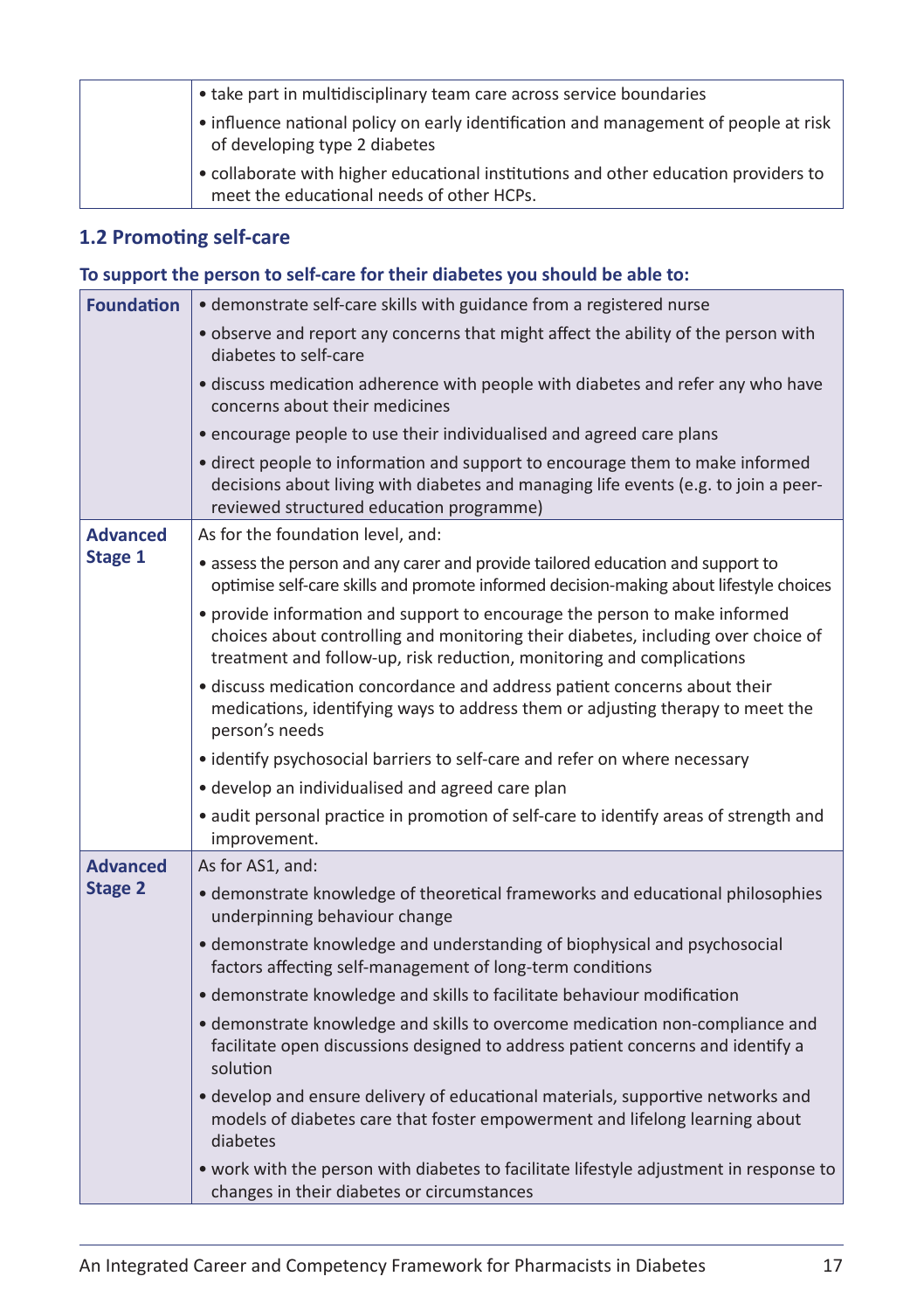| | |
|---|---|
| | • take part in multidisciplinary team care across service boundaries<br>• influence national policy on early identification and management of people at risk of developing type 2 diabetes<br>• collaborate with higher educational institutions and other education providers to meet the educational needs of other HCPs. |

### 1.2 Promoting self-care

**To support the person to self-care for their diabetes you should be able to:**

| | |
|---|---|
| **Foundation** | • demonstrate self-care skills with guidance from a registered nurse<br>• observe and report any concerns that might affect the ability of the person with diabetes to self-care<br>• discuss medication adherence with people with diabetes and refer any who have concerns about their medicines<br>• encourage people to use their individualised and agreed care plans<br>• direct people to information and support to encourage them to make informed decisions about living with diabetes and managing life events (e.g. to join a peer-reviewed structured education programme) |
| **Advanced Stage 1** | As for the foundation level, and:<br>• assess the person and any carer and provide tailored education and support to optimise self-care skills and promote informed decision-making about lifestyle choices<br>• provide information and support to encourage the person to make informed choices about controlling and monitoring their diabetes, including over choice of treatment and follow-up, risk reduction, monitoring and complications<br>• discuss medication concordance and address patient concerns about their medications, identifying ways to address them or adjusting therapy to meet the person's needs<br>• identify psychosocial barriers to self-care and refer on where necessary<br>• develop an individualised and agreed care plan<br>• audit personal practice in promotion of self-care to identify areas of strength and improvement. |
| **Advanced Stage 2** | As for AS1, and:<br>• demonstrate knowledge of theoretical frameworks and educational philosophies underpinning behaviour change<br>• demonstrate knowledge and understanding of biophysical and psychosocial factors affecting self-management of long-term conditions<br>• demonstrate knowledge and skills to facilitate behaviour modification<br>• demonstrate knowledge and skills to overcome medication non-compliance and facilitate open discussions designed to address patient concerns and identify a solution<br>• develop and ensure delivery of educational materials, supportive networks and models of diabetes care that foster empowerment and lifelong learning about diabetes<br>• work with the person with diabetes to facilitate lifestyle adjustment in response to changes in their diabetes or circumstances |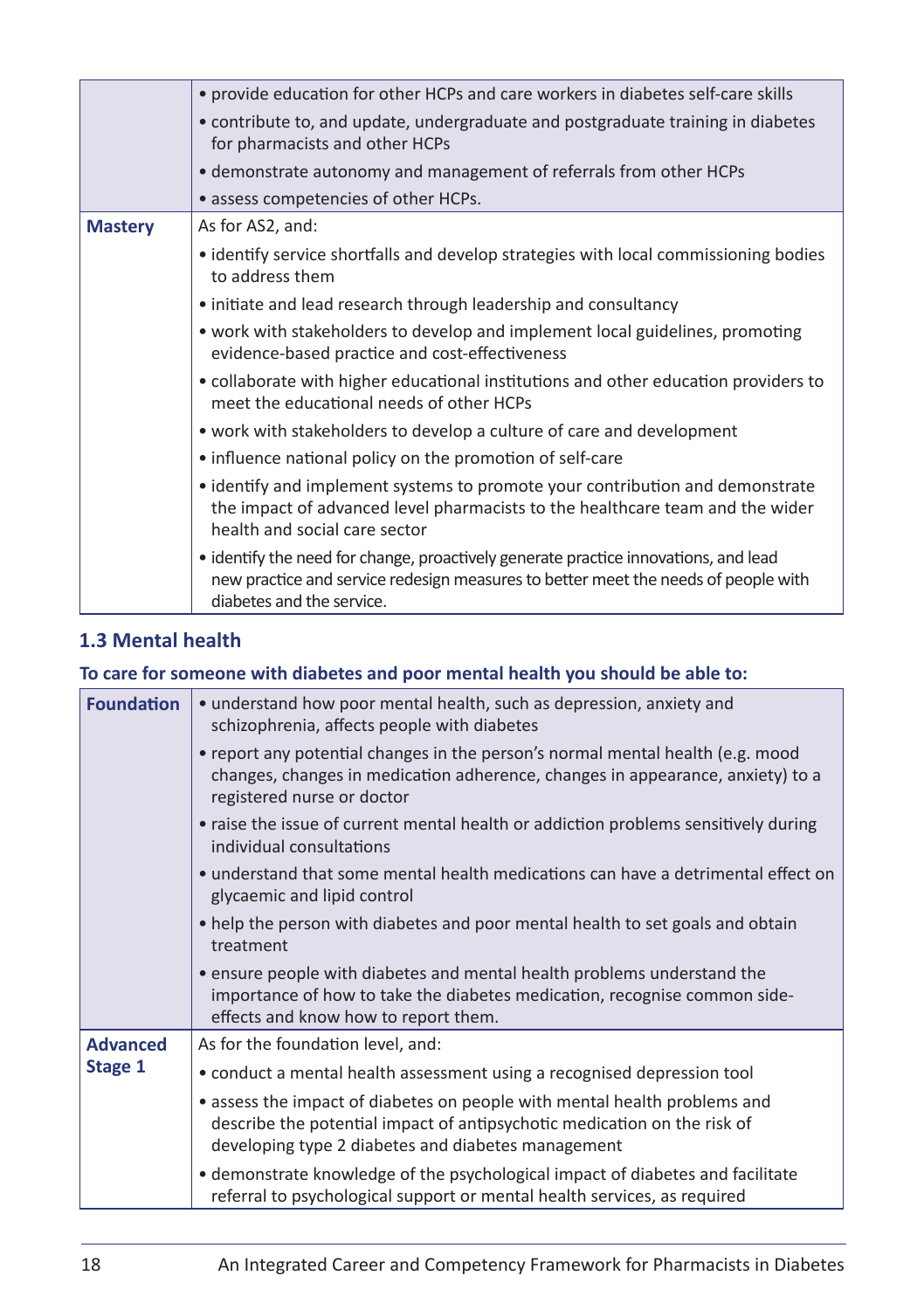| | |
|---|---|
| | • provide education for other HCPs and care workers in diabetes self-care skills<br>• contribute to, and update, undergraduate and postgraduate training in diabetes for pharmacists and other HCPs<br>• demonstrate autonomy and management of referrals from other HCPs<br>• assess competencies of other HCPs. |
| **Mastery** | As for AS2, and:<br>• identify service shortfalls and develop strategies with local commissioning bodies to address them<br>• initiate and lead research through leadership and consultancy<br>• work with stakeholders to develop and implement local guidelines, promoting evidence-based practice and cost-effectiveness<br>• collaborate with higher educational institutions and other education providers to meet the educational needs of other HCPs<br>• work with stakeholders to develop a culture of care and development<br>• influence national policy on the promotion of self-care<br>• identify and implement systems to promote your contribution and demonstrate the impact of advanced level pharmacists to the healthcare team and the wider health and social care sector<br>• identify the need for change, proactively generate practice innovations, and lead new practice and service redesign measures to better meet the needs of people with diabetes and the service. |

## 1.3 Mental health

**To care for someone with diabetes and poor mental health you should be able to:**

| | |
|---|---|
| **Foundation** | • understand how poor mental health, such as depression, anxiety and schizophrenia, affects people with diabetes<br>• report any potential changes in the person's normal mental health (e.g. mood changes, changes in medication adherence, changes in appearance, anxiety) to a registered nurse or doctor<br>• raise the issue of current mental health or addiction problems sensitively during individual consultations<br>• understand that some mental health medications can have a detrimental effect on glycaemic and lipid control<br>• help the person with diabetes and poor mental health to set goals and obtain treatment<br>• ensure people with diabetes and mental health problems understand the importance of how to take the diabetes medication, recognise common side-effects and know how to report them. |
| **Advanced Stage 1** | As for the foundation level, and:<br>• conduct a mental health assessment using a recognised depression tool<br>• assess the impact of diabetes on people with mental health problems and describe the potential impact of antipsychotic medication on the risk of developing type 2 diabetes and diabetes management<br>• demonstrate knowledge of the psychological impact of diabetes and facilitate referral to psychological support or mental health services, as required |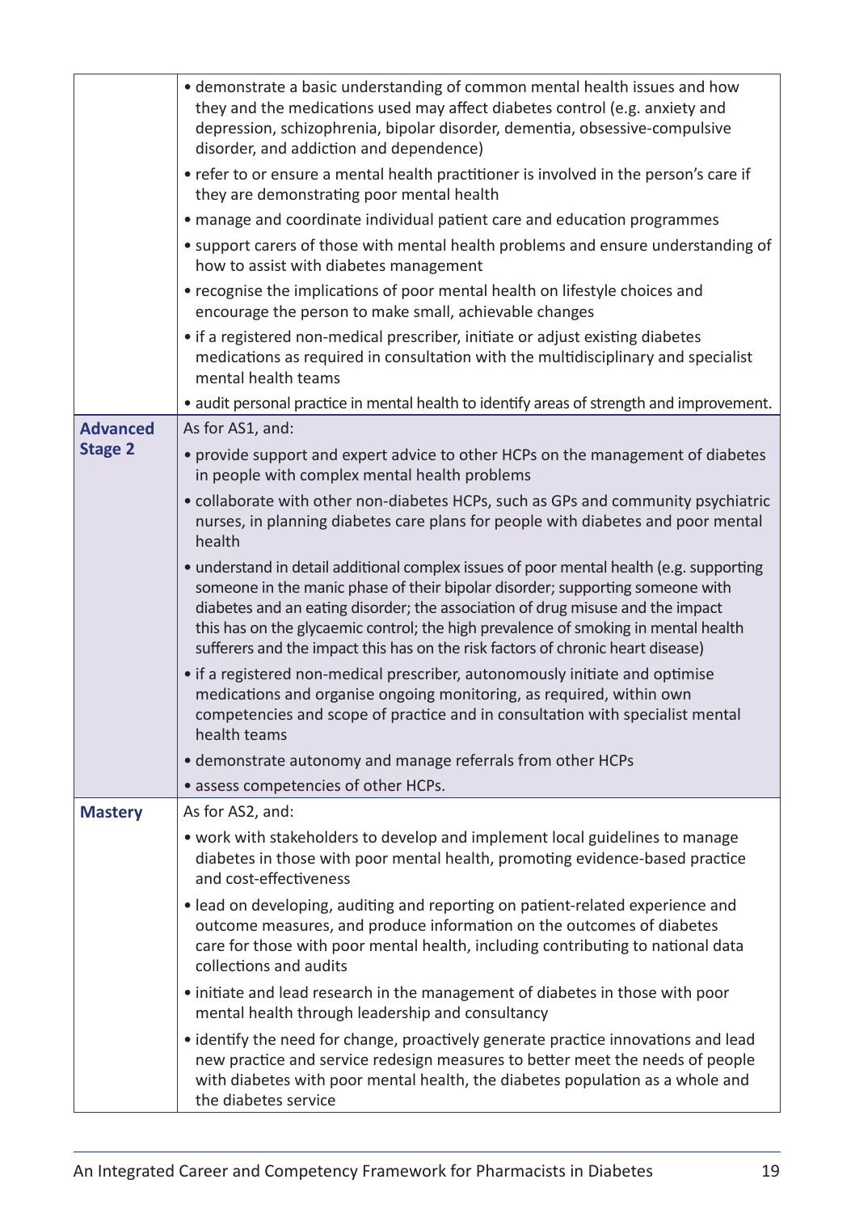| | |
|---|---|
| | • demonstrate a basic understanding of common mental health issues and how they and the medications used may affect diabetes control (e.g. anxiety and depression, schizophrenia, bipolar disorder, dementia, obsessive-compulsive disorder, and addiction and dependence)<br>• refer to or ensure a mental health practitioner is involved in the person's care if they are demonstrating poor mental health<br>• manage and coordinate individual patient care and education programmes<br>• support carers of those with mental health problems and ensure understanding of how to assist with diabetes management<br>• recognise the implications of poor mental health on lifestyle choices and encourage the person to make small, achievable changes<br>• if a registered non-medical prescriber, initiate or adjust existing diabetes medications as required in consultation with the multidisciplinary and specialist mental health teams<br>• audit personal practice in mental health to identify areas of strength and improvement. |
| **Advanced Stage 2** | As for AS1, and:<br>• provide support and expert advice to other HCPs on the management of diabetes in people with complex mental health problems<br>• collaborate with other non-diabetes HCPs, such as GPs and community psychiatric nurses, in planning diabetes care plans for people with diabetes and poor mental health<br>• understand in detail additional complex issues of poor mental health (e.g. supporting someone in the manic phase of their bipolar disorder; supporting someone with diabetes and an eating disorder; the association of drug misuse and the impact this has on the glycaemic control; the high prevalence of smoking in mental health sufferers and the impact this has on the risk factors of chronic heart disease)<br>• if a registered non-medical prescriber, autonomously initiate and optimise medications and organise ongoing monitoring, as required, within own competencies and scope of practice and in consultation with specialist mental health teams<br>• demonstrate autonomy and manage referrals from other HCPs<br>• assess competencies of other HCPs. |
| **Mastery** | As for AS2, and:<br>• work with stakeholders to develop and implement local guidelines to manage diabetes in those with poor mental health, promoting evidence-based practice and cost-effectiveness<br>• lead on developing, auditing and reporting on patient-related experience and outcome measures, and produce information on the outcomes of diabetes care for those with poor mental health, including contributing to national data collections and audits<br>• initiate and lead research in the management of diabetes in those with poor mental health through leadership and consultancy<br>• identify the need for change, proactively generate practice innovations and lead new practice and service redesign measures to better meet the needs of people with diabetes with poor mental health, the diabetes population as a whole and the diabetes service |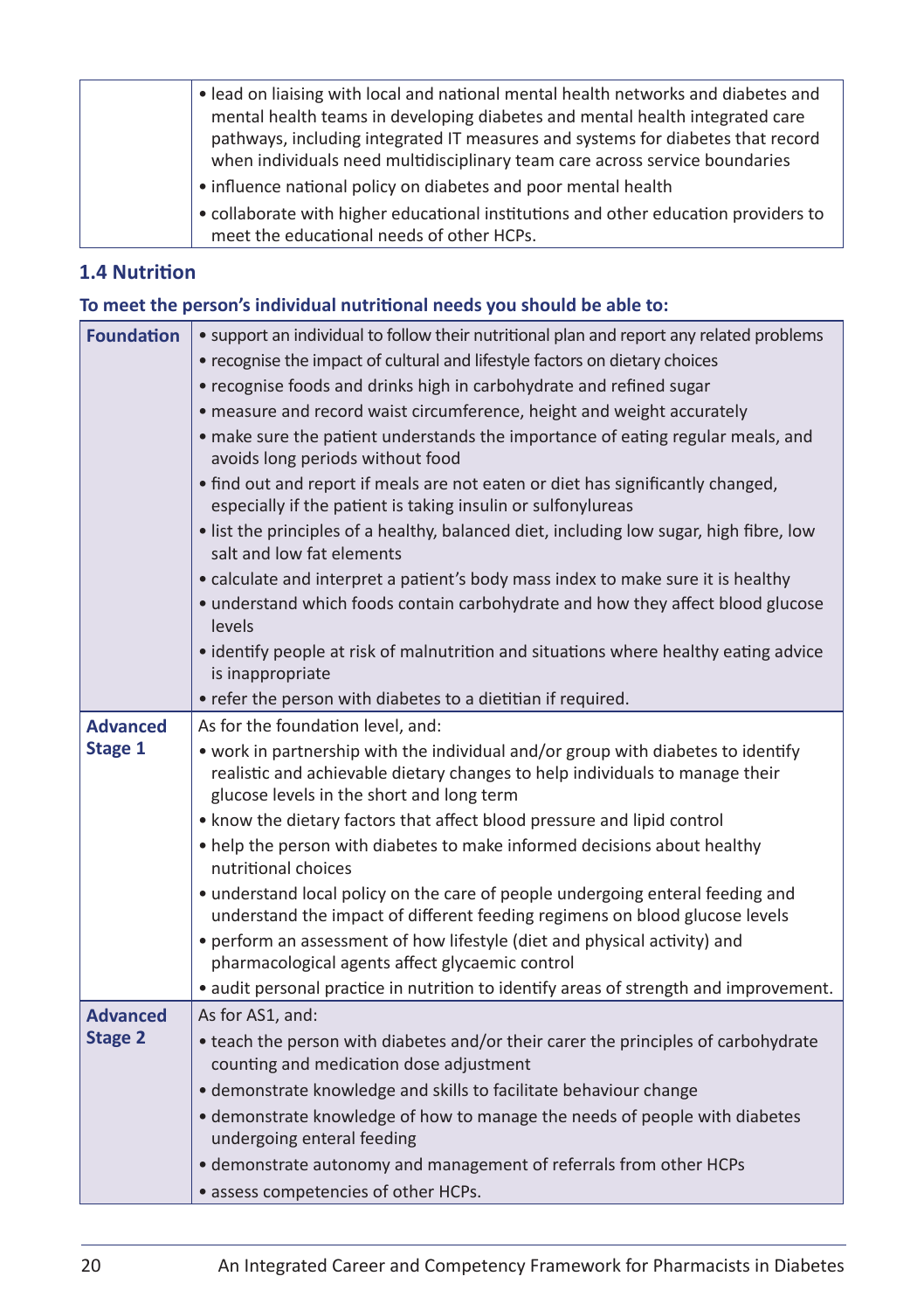| | |
|---|---|
| | • lead on liaising with local and national mental health networks and diabetes and mental health teams in developing diabetes and mental health integrated care pathways, including integrated IT measures and systems for diabetes that record when individuals need multidisciplinary team care across service boundaries<br>• influence national policy on diabetes and poor mental health<br>• collaborate with higher educational institutions and other education providers to meet the educational needs of other HCPs. |

### 1.4 Nutrition

**To meet the person's individual nutritional needs you should be able to:**

| | |
|---|---|
| **Foundation** | • support an individual to follow their nutritional plan and report any related problems<br>• recognise the impact of cultural and lifestyle factors on dietary choices<br>• recognise foods and drinks high in carbohydrate and refined sugar<br>• measure and record waist circumference, height and weight accurately<br>• make sure the patient understands the importance of eating regular meals, and avoids long periods without food<br>• find out and report if meals are not eaten or diet has significantly changed, especially if the patient is taking insulin or sulfonylureas<br>• list the principles of a healthy, balanced diet, including low sugar, high fibre, low salt and low fat elements<br>• calculate and interpret a patient's body mass index to make sure it is healthy<br>• understand which foods contain carbohydrate and how they affect blood glucose levels<br>• identify people at risk of malnutrition and situations where healthy eating advice is inappropriate<br>• refer the person with diabetes to a dietitian if required. |
| **Advanced Stage 1** | As for the foundation level, and:<br>• work in partnership with the individual and/or group with diabetes to identify realistic and achievable dietary changes to help individuals to manage their glucose levels in the short and long term<br>• know the dietary factors that affect blood pressure and lipid control<br>• help the person with diabetes to make informed decisions about healthy nutritional choices<br>• understand local policy on the care of people undergoing enteral feeding and understand the impact of different feeding regimens on blood glucose levels<br>• perform an assessment of how lifestyle (diet and physical activity) and pharmacological agents affect glycaemic control<br>• audit personal practice in nutrition to identify areas of strength and improvement. |
| **Advanced Stage 2** | As for AS1, and:<br>• teach the person with diabetes and/or their carer the principles of carbohydrate counting and medication dose adjustment<br>• demonstrate knowledge and skills to facilitate behaviour change<br>• demonstrate knowledge of how to manage the needs of people with diabetes undergoing enteral feeding<br>• demonstrate autonomy and management of referrals from other HCPs<br>• assess competencies of other HCPs. |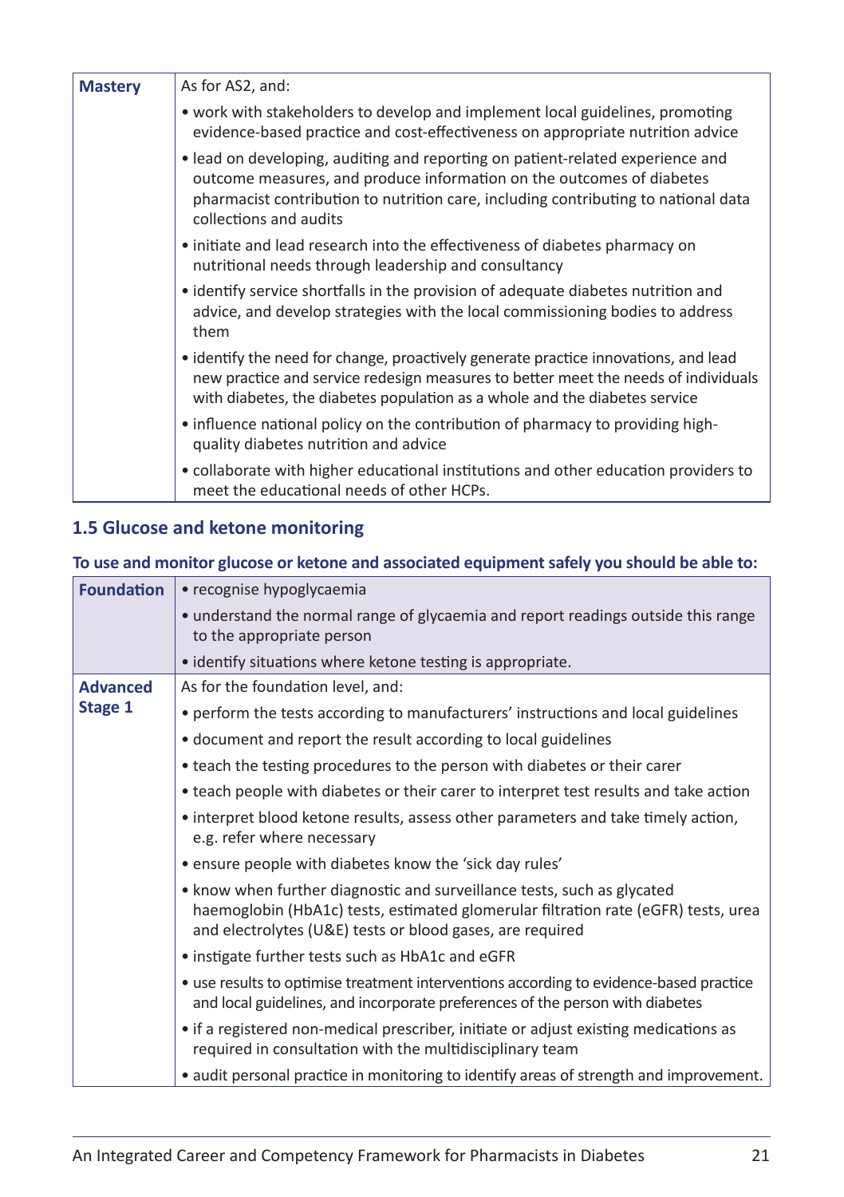| Mastery | As for AS2, and:<br>• work with stakeholders to develop and implement local guidelines, promoting evidence-based practice and cost-effectiveness on appropriate nutrition advice<br>• lead on developing, auditing and reporting on patient-related experience and outcome measures, and produce information on the outcomes of diabetes pharmacist contribution to nutrition care, including contributing to national data collections and audits<br>• initiate and lead research into the effectiveness of diabetes pharmacy on nutritional needs through leadership and consultancy<br>• identify service shortfalls in the provision of adequate diabetes nutrition and advice, and develop strategies with the local commissioning bodies to address them<br>• identify the need for change, proactively generate practice innovations, and lead new practice and service redesign measures to better meet the needs of individuals with diabetes, the diabetes population as a whole and the diabetes service<br>• influence national policy on the contribution of pharmacy to providing high-quality diabetes nutrition and advice<br>• collaborate with higher educational institutions and other education providers to meet the educational needs of other HCPs. |
|---|---|

### 1.5 Glucose and ketone monitoring

**To use and monitor glucose or ketone and associated equipment safely you should be able to:**

| Foundation | • recognise hypoglycaemia<br>• understand the normal range of glycaemia and report readings outside this range to the appropriate person<br>• identify situations where ketone testing is appropriate. |
|---|---|
| Advanced Stage 1 | As for the foundation level, and:<br>• perform the tests according to manufacturers' instructions and local guidelines<br>• document and report the result according to local guidelines<br>• teach the testing procedures to the person with diabetes or their carer<br>• teach people with diabetes or their carer to interpret test results and take action<br>• interpret blood ketone results, assess other parameters and take timely action, e.g. refer where necessary<br>• ensure people with diabetes know the 'sick day rules'<br>• know when further diagnostic and surveillance tests, such as glycated haemoglobin (HbA1c) tests, estimated glomerular filtration rate (eGFR) tests, urea and electrolytes (U&E) tests or blood gases, are required<br>• instigate further tests such as HbA1c and eGFR<br>• use results to optimise treatment interventions according to evidence-based practice and local guidelines, and incorporate preferences of the person with diabetes<br>• if a registered non-medical prescriber, initiate or adjust existing medications as required in consultation with the multidisciplinary team<br>• audit personal practice in monitoring to identify areas of strength and improvement. |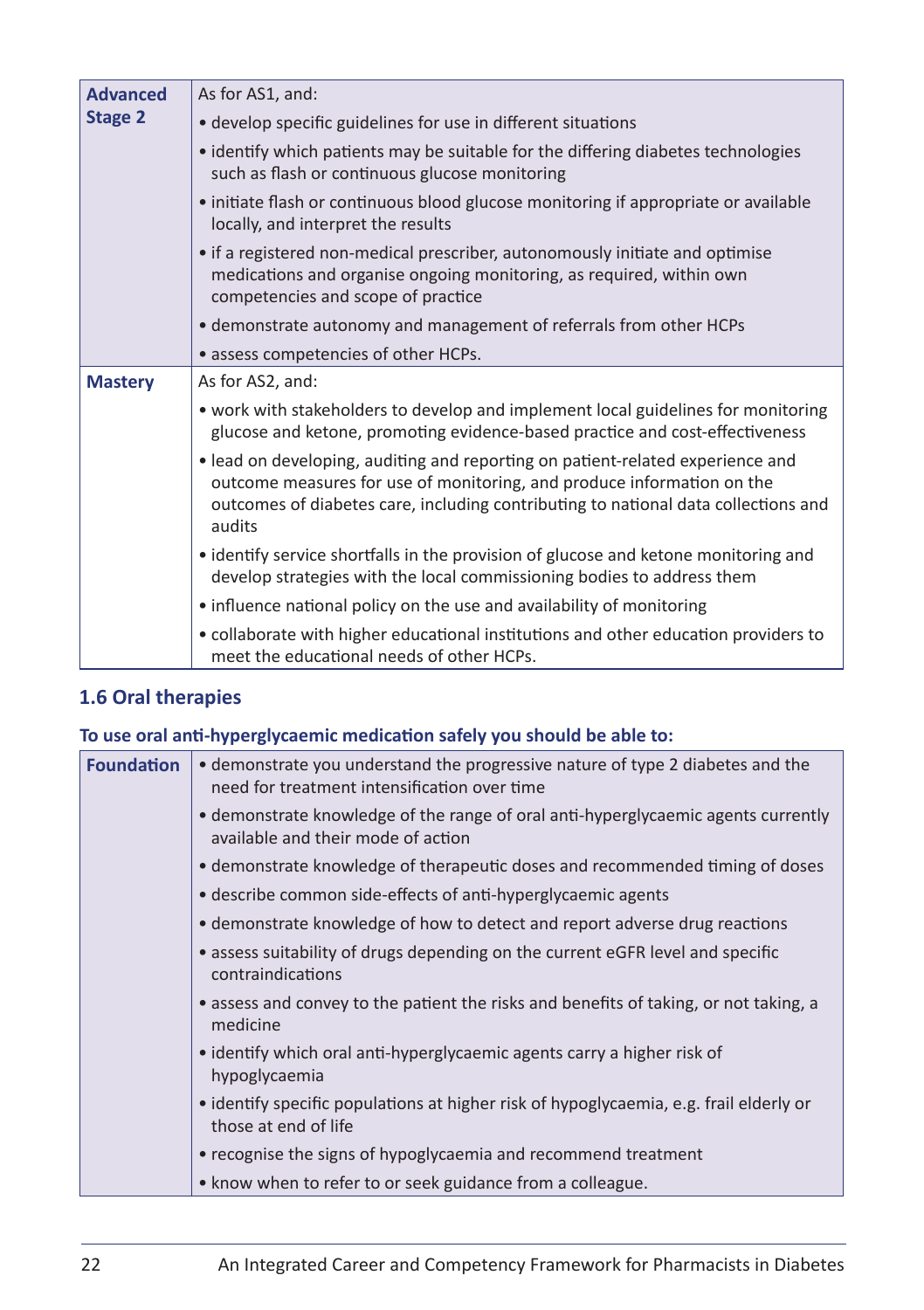| | |
|---|---|
| **Advanced Stage 2** | As for AS1, and:<br>• develop specific guidelines for use in different situations<br>• identify which patients may be suitable for the differing diabetes technologies such as flash or continuous glucose monitoring<br>• initiate flash or continuous blood glucose monitoring if appropriate or available locally, and interpret the results<br>• if a registered non-medical prescriber, autonomously initiate and optimise medications and organise ongoing monitoring, as required, within own competencies and scope of practice<br>• demonstrate autonomy and management of referrals from other HCPs<br>• assess competencies of other HCPs. |
| **Mastery** | As for AS2, and:<br>• work with stakeholders to develop and implement local guidelines for monitoring glucose and ketone, promoting evidence-based practice and cost-effectiveness<br>• lead on developing, auditing and reporting on patient-related experience and outcome measures for use of monitoring, and produce information on the outcomes of diabetes care, including contributing to national data collections and audits<br>• identify service shortfalls in the provision of glucose and ketone monitoring and develop strategies with the local commissioning bodies to address them<br>• influence national policy on the use and availability of monitoring<br>• collaborate with higher educational institutions and other education providers to meet the educational needs of other HCPs. |

## 1.6 Oral therapies

**To use oral anti-hyperglycaemic medication safely you should be able to:**

| | |
|---|---|
| **Foundation** | • demonstrate you understand the progressive nature of type 2 diabetes and the need for treatment intensification over time<br>• demonstrate knowledge of the range of oral anti-hyperglycaemic agents currently available and their mode of action<br>• demonstrate knowledge of therapeutic doses and recommended timing of doses<br>• describe common side-effects of anti-hyperglycaemic agents<br>• demonstrate knowledge of how to detect and report adverse drug reactions<br>• assess suitability of drugs depending on the current eGFR level and specific contraindications<br>• assess and convey to the patient the risks and benefits of taking, or not taking, a medicine<br>• identify which oral anti-hyperglycaemic agents carry a higher risk of hypoglycaemia<br>• identify specific populations at higher risk of hypoglycaemia, e.g. frail elderly or those at end of life<br>• recognise the signs of hypoglycaemia and recommend treatment<br>• know when to refer to or seek guidance from a colleague. |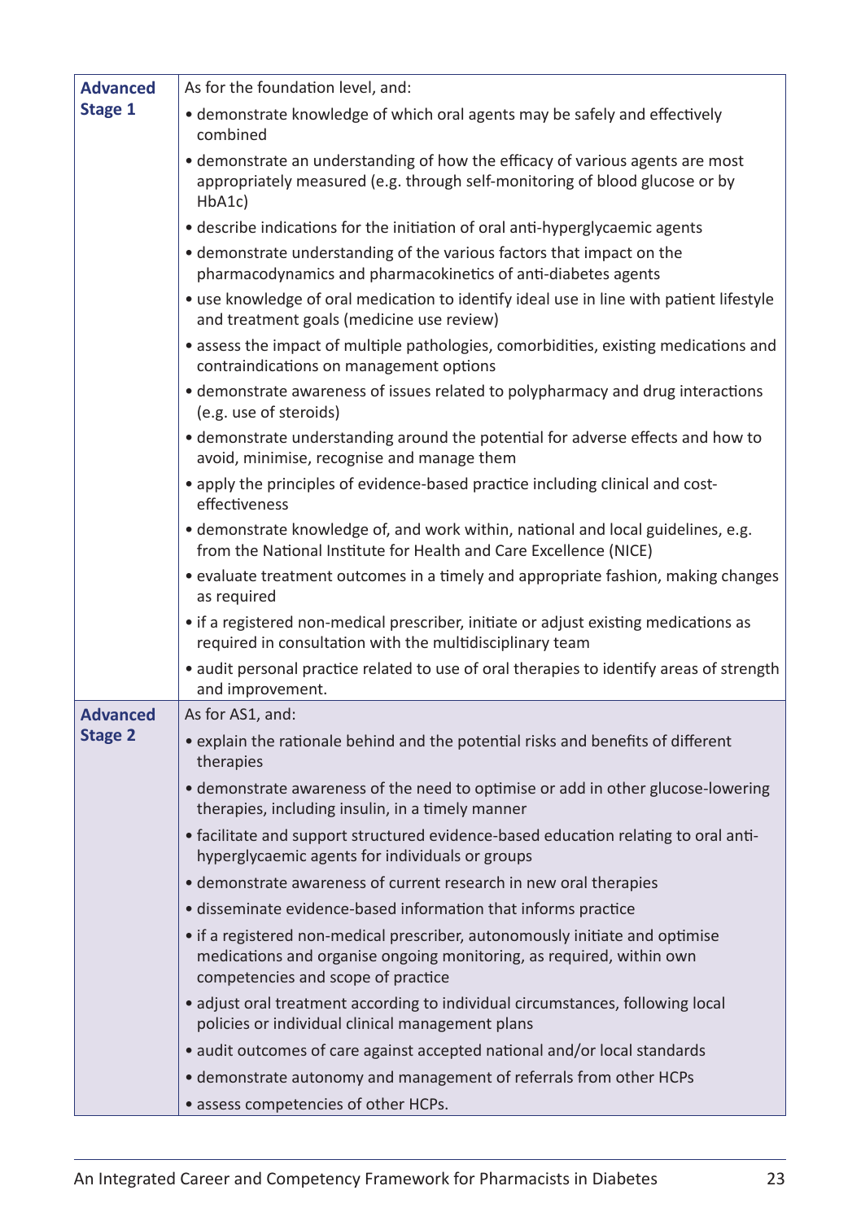| | |
|---|---|
| **Advanced Stage 1** | As for the foundation level, and:<br>• demonstrate knowledge of which oral agents may be safely and effectively combined<br>• demonstrate an understanding of how the efficacy of various agents are most appropriately measured (e.g. through self-monitoring of blood glucose or by HbA1c)<br>• describe indications for the initiation of oral anti-hyperglycaemic agents<br>• demonstrate understanding of the various factors that impact on the pharmacodynamics and pharmacokinetics of anti-diabetes agents<br>• use knowledge of oral medication to identify ideal use in line with patient lifestyle and treatment goals (medicine use review)<br>• assess the impact of multiple pathologies, comorbidities, existing medications and contraindications on management options<br>• demonstrate awareness of issues related to polypharmacy and drug interactions (e.g. use of steroids)<br>• demonstrate understanding around the potential for adverse effects and how to avoid, minimise, recognise and manage them<br>• apply the principles of evidence-based practice including clinical and cost-effectiveness<br>• demonstrate knowledge of, and work within, national and local guidelines, e.g. from the National Institute for Health and Care Excellence (NICE)<br>• evaluate treatment outcomes in a timely and appropriate fashion, making changes as required<br>• if a registered non-medical prescriber, initiate or adjust existing medications as required in consultation with the multidisciplinary team<br>• audit personal practice related to use of oral therapies to identify areas of strength and improvement. |
| **Advanced Stage 2** | As for AS1, and:<br>• explain the rationale behind and the potential risks and benefits of different therapies<br>• demonstrate awareness of the need to optimise or add in other glucose-lowering therapies, including insulin, in a timely manner<br>• facilitate and support structured evidence-based education relating to oral anti-hyperglycaemic agents for individuals or groups<br>• demonstrate awareness of current research in new oral therapies<br>• disseminate evidence-based information that informs practice<br>• if a registered non-medical prescriber, autonomously initiate and optimise medications and organise ongoing monitoring, as required, within own competencies and scope of practice<br>• adjust oral treatment according to individual circumstances, following local policies or individual clinical management plans<br>• audit outcomes of care against accepted national and/or local standards<br>• demonstrate autonomy and management of referrals from other HCPs<br>• assess competencies of other HCPs. |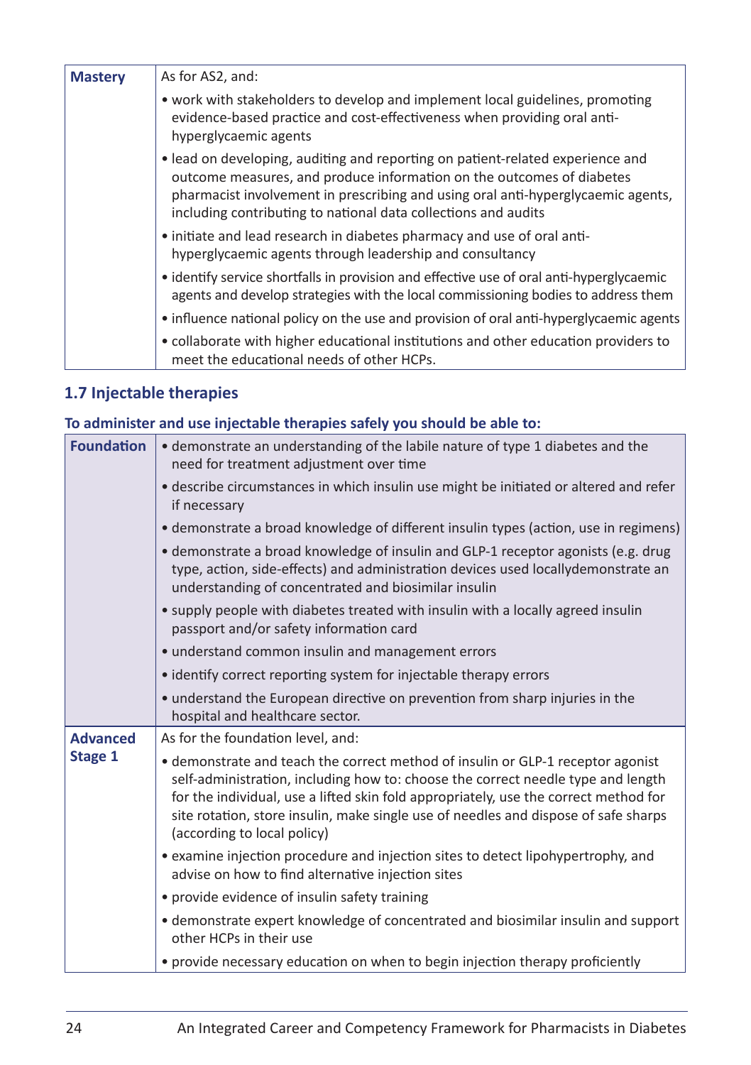| | |
|---|---|
| **Mastery** | As for AS2, and:<br>• work with stakeholders to develop and implement local guidelines, promoting evidence-based practice and cost-effectiveness when providing oral anti-hyperglycaemic agents<br>• lead on developing, auditing and reporting on patient-related experience and outcome measures, and produce information on the outcomes of diabetes pharmacist involvement in prescribing and using oral anti-hyperglycaemic agents, including contributing to national data collections and audits<br>• initiate and lead research in diabetes pharmacy and use of oral anti-hyperglycaemic agents through leadership and consultancy<br>• identify service shortfalls in provision and effective use of oral anti-hyperglycaemic agents and develop strategies with the local commissioning bodies to address them<br>• influence national policy on the use and provision of oral anti-hyperglycaemic agents<br>• collaborate with higher educational institutions and other education providers to meet the educational needs of other HCPs. |

## 1.7 Injectable therapies

### To administer and use injectable therapies safely you should be able to:

| | |
|---|---|
| **Foundation** | • demonstrate an understanding of the labile nature of type 1 diabetes and the need for treatment adjustment over time<br>• describe circumstances in which insulin use might be initiated or altered and refer if necessary<br>• demonstrate a broad knowledge of different insulin types (action, use in regimens)<br>• demonstrate a broad knowledge of insulin and GLP-1 receptor agonists (e.g. drug type, action, side-effects) and administration devices used locallydemonstrate an understanding of concentrated and biosimilar insulin<br>• supply people with diabetes treated with insulin with a locally agreed insulin passport and/or safety information card<br>• understand common insulin and management errors<br>• identify correct reporting system for injectable therapy errors<br>• understand the European directive on prevention from sharp injuries in the hospital and healthcare sector. |
| **Advanced Stage 1** | As for the foundation level, and:<br>• demonstrate and teach the correct method of insulin or GLP-1 receptor agonist self-administration, including how to: choose the correct needle type and length for the individual, use a lifted skin fold appropriately, use the correct method for site rotation, store insulin, make single use of needles and dispose of safe sharps (according to local policy)<br>• examine injection procedure and injection sites to detect lipohypertrophy, and advise on how to find alternative injection sites<br>• provide evidence of insulin safety training<br>• demonstrate expert knowledge of concentrated and biosimilar insulin and support other HCPs in their use<br>• provide necessary education on when to begin injection therapy proficiently |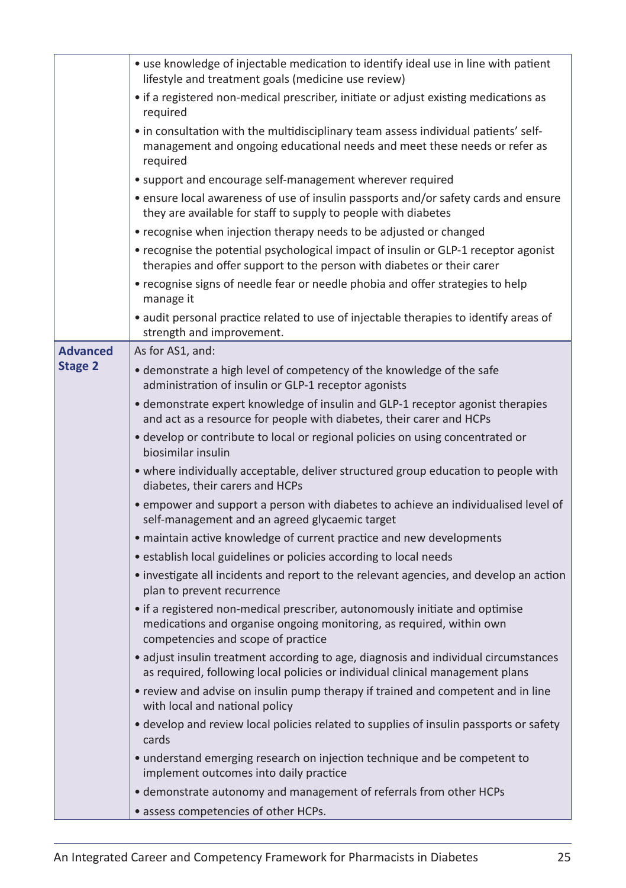| | |
|---|---|
| | • use knowledge of injectable medication to identify ideal use in line with patient lifestyle and treatment goals (medicine use review)<br>• if a registered non-medical prescriber, initiate or adjust existing medications as required<br>• in consultation with the multidisciplinary team assess individual patients' self-management and ongoing educational needs and meet these needs or refer as required<br>• support and encourage self-management wherever required<br>• ensure local awareness of use of insulin passports and/or safety cards and ensure they are available for staff to supply to people with diabetes<br>• recognise when injection therapy needs to be adjusted or changed<br>• recognise the potential psychological impact of insulin or GLP-1 receptor agonist therapies and offer support to the person with diabetes or their carer<br>• recognise signs of needle fear or needle phobia and offer strategies to help manage it<br>• audit personal practice related to use of injectable therapies to identify areas of strength and improvement. |
| **Advanced Stage 2** | As for AS1, and:<br>• demonstrate a high level of competency of the knowledge of the safe administration of insulin or GLP-1 receptor agonists<br>• demonstrate expert knowledge of insulin and GLP-1 receptor agonist therapies and act as a resource for people with diabetes, their carer and HCPs<br>• develop or contribute to local or regional policies on using concentrated or biosimilar insulin<br>• where individually acceptable, deliver structured group education to people with diabetes, their carers and HCPs<br>• empower and support a person with diabetes to achieve an individualised level of self-management and an agreed glycaemic target<br>• maintain active knowledge of current practice and new developments<br>• establish local guidelines or policies according to local needs<br>• investigate all incidents and report to the relevant agencies, and develop an action plan to prevent recurrence<br>• if a registered non-medical prescriber, autonomously initiate and optimise medications and organise ongoing monitoring, as required, within own competencies and scope of practice<br>• adjust insulin treatment according to age, diagnosis and individual circumstances as required, following local policies or individual clinical management plans<br>• review and advise on insulin pump therapy if trained and competent and in line with local and national policy<br>• develop and review local policies related to supplies of insulin passports or safety cards<br>• understand emerging research on injection technique and be competent to implement outcomes into daily practice<br>• demonstrate autonomy and management of referrals from other HCPs<br>• assess competencies of other HCPs. |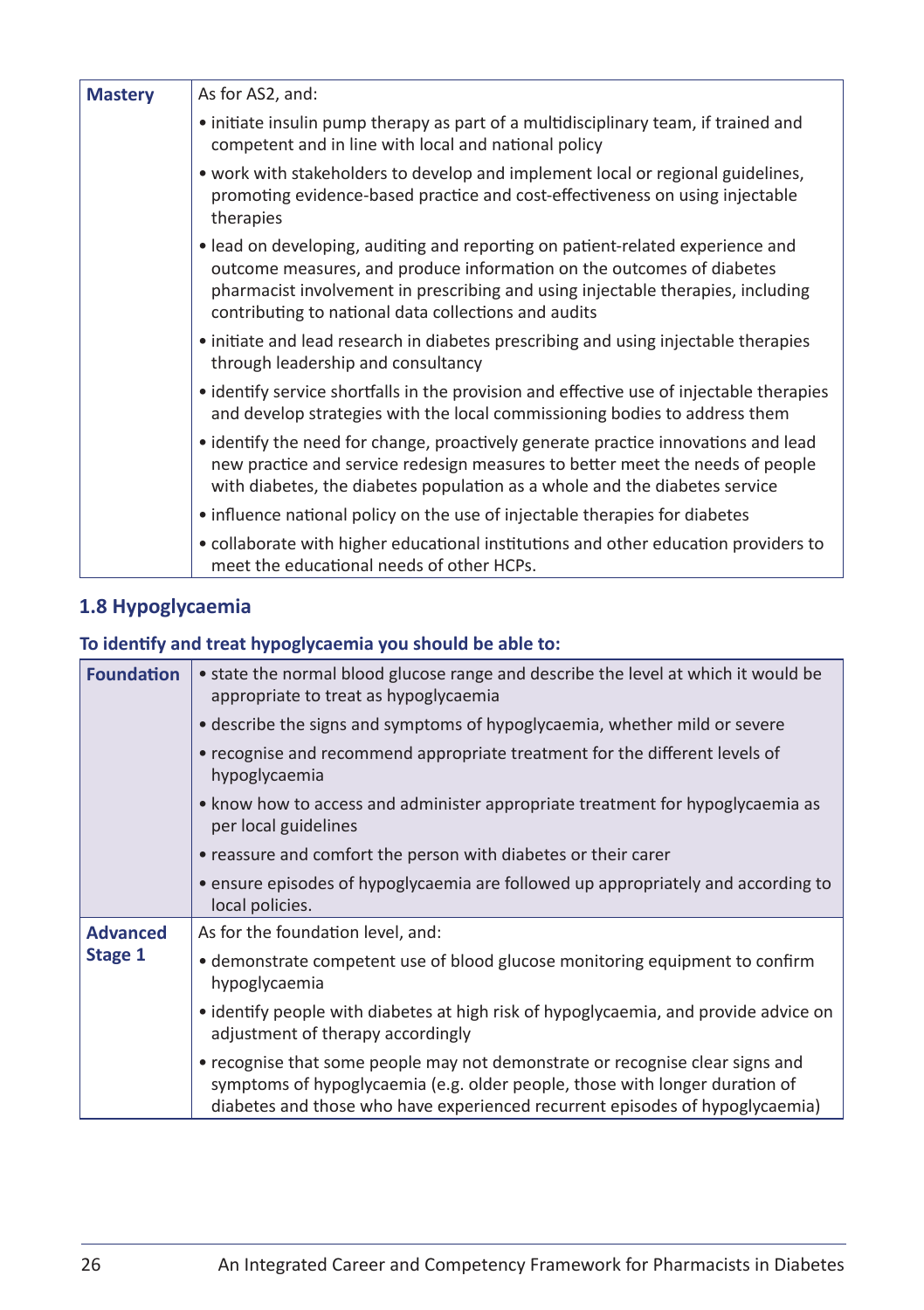| | |
|---|---|
| **Mastery** | As for AS2, and:<br>• initiate insulin pump therapy as part of a multidisciplinary team, if trained and competent and in line with local and national policy<br>• work with stakeholders to develop and implement local or regional guidelines, promoting evidence-based practice and cost-effectiveness on using injectable therapies<br>• lead on developing, auditing and reporting on patient-related experience and outcome measures, and produce information on the outcomes of diabetes pharmacist involvement in prescribing and using injectable therapies, including contributing to national data collections and audits<br>• initiate and lead research in diabetes prescribing and using injectable therapies through leadership and consultancy<br>• identify service shortfalls in the provision and effective use of injectable therapies and develop strategies with the local commissioning bodies to address them<br>• identify the need for change, proactively generate practice innovations and lead new practice and service redesign measures to better meet the needs of people with diabetes, the diabetes population as a whole and the diabetes service<br>• influence national policy on the use of injectable therapies for diabetes<br>• collaborate with higher educational institutions and other education providers to meet the educational needs of other HCPs. |

### 1.8 Hypoglycaemia

**To identify and treat hypoglycaemia you should be able to:**

| | |
|---|---|
| **Foundation** | • state the normal blood glucose range and describe the level at which it would be appropriate to treat as hypoglycaemia<br>• describe the signs and symptoms of hypoglycaemia, whether mild or severe<br>• recognise and recommend appropriate treatment for the different levels of hypoglycaemia<br>• know how to access and administer appropriate treatment for hypoglycaemia as per local guidelines<br>• reassure and comfort the person with diabetes or their carer<br>• ensure episodes of hypoglycaemia are followed up appropriately and according to local policies. |
| **Advanced Stage 1** | As for the foundation level, and:<br>• demonstrate competent use of blood glucose monitoring equipment to confirm hypoglycaemia<br>• identify people with diabetes at high risk of hypoglycaemia, and provide advice on adjustment of therapy accordingly<br>• recognise that some people may not demonstrate or recognise clear signs and symptoms of hypoglycaemia (e.g. older people, those with longer duration of diabetes and those who have experienced recurrent episodes of hypoglycaemia) |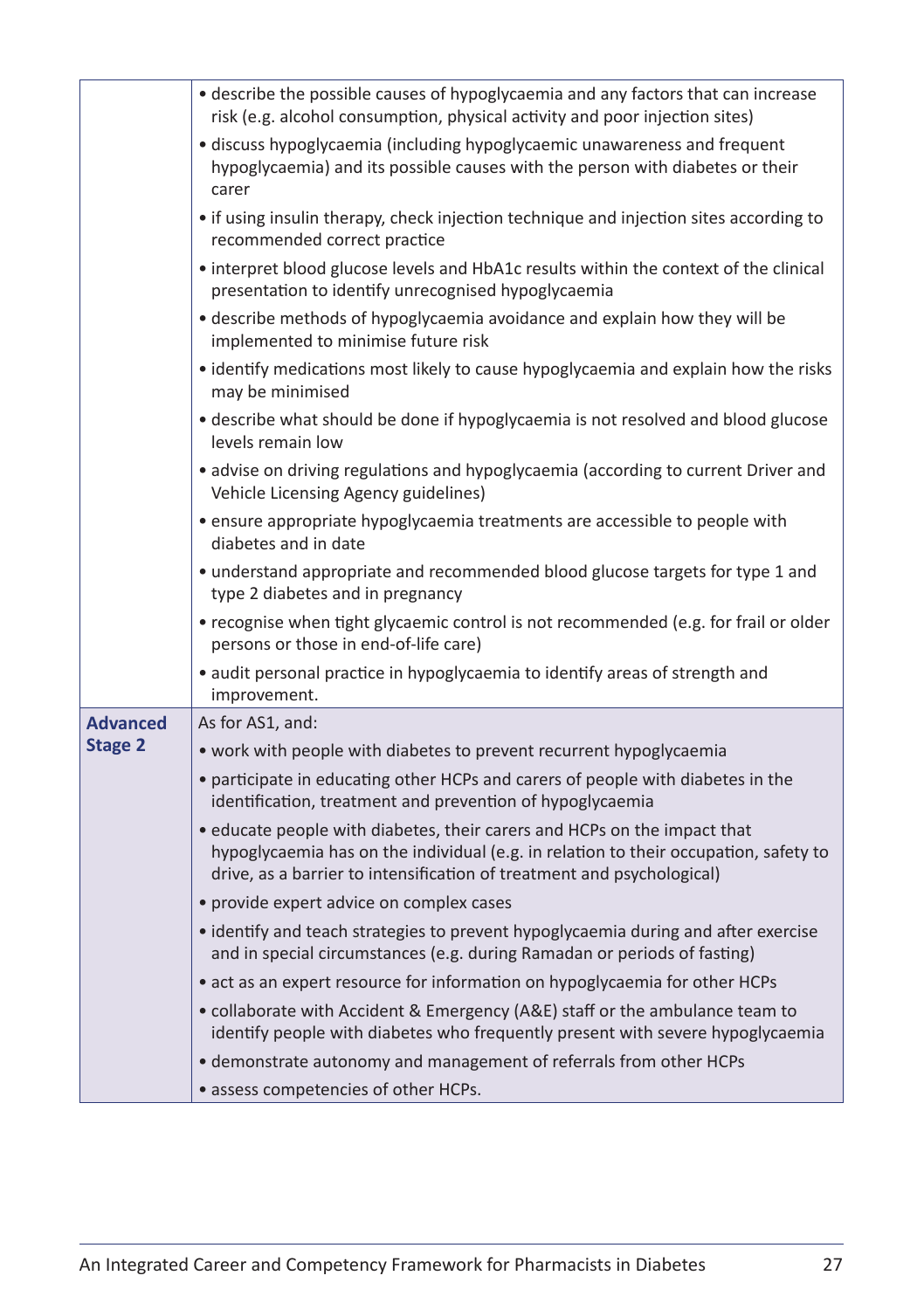| | |
|---|---|
| | • describe the possible causes of hypoglycaemia and any factors that can increase risk (e.g. alcohol consumption, physical activity and poor injection sites)<br>• discuss hypoglycaemia (including hypoglycaemic unawareness and frequent hypoglycaemia) and its possible causes with the person with diabetes or their carer<br>• if using insulin therapy, check injection technique and injection sites according to recommended correct practice<br>• interpret blood glucose levels and HbA1c results within the context of the clinical presentation to identify unrecognised hypoglycaemia<br>• describe methods of hypoglycaemia avoidance and explain how they will be implemented to minimise future risk<br>• identify medications most likely to cause hypoglycaemia and explain how the risks may be minimised<br>• describe what should be done if hypoglycaemia is not resolved and blood glucose levels remain low<br>• advise on driving regulations and hypoglycaemia (according to current Driver and Vehicle Licensing Agency guidelines)<br>• ensure appropriate hypoglycaemia treatments are accessible to people with diabetes and in date<br>• understand appropriate and recommended blood glucose targets for type 1 and type 2 diabetes and in pregnancy<br>• recognise when tight glycaemic control is not recommended (e.g. for frail or older persons or those in end-of-life care)<br>• audit personal practice in hypoglycaemia to identify areas of strength and improvement. |
| **Advanced Stage 2** | As for AS1, and:<br>• work with people with diabetes to prevent recurrent hypoglycaemia<br>• participate in educating other HCPs and carers of people with diabetes in the identification, treatment and prevention of hypoglycaemia<br>• educate people with diabetes, their carers and HCPs on the impact that hypoglycaemia has on the individual (e.g. in relation to their occupation, safety to drive, as a barrier to intensification of treatment and psychological)<br>• provide expert advice on complex cases<br>• identify and teach strategies to prevent hypoglycaemia during and after exercise and in special circumstances (e.g. during Ramadan or periods of fasting)<br>• act as an expert resource for information on hypoglycaemia for other HCPs<br>• collaborate with Accident & Emergency (A&E) staff or the ambulance team to identify people with diabetes who frequently present with severe hypoglycaemia<br>• demonstrate autonomy and management of referrals from other HCPs<br>• assess competencies of other HCPs. |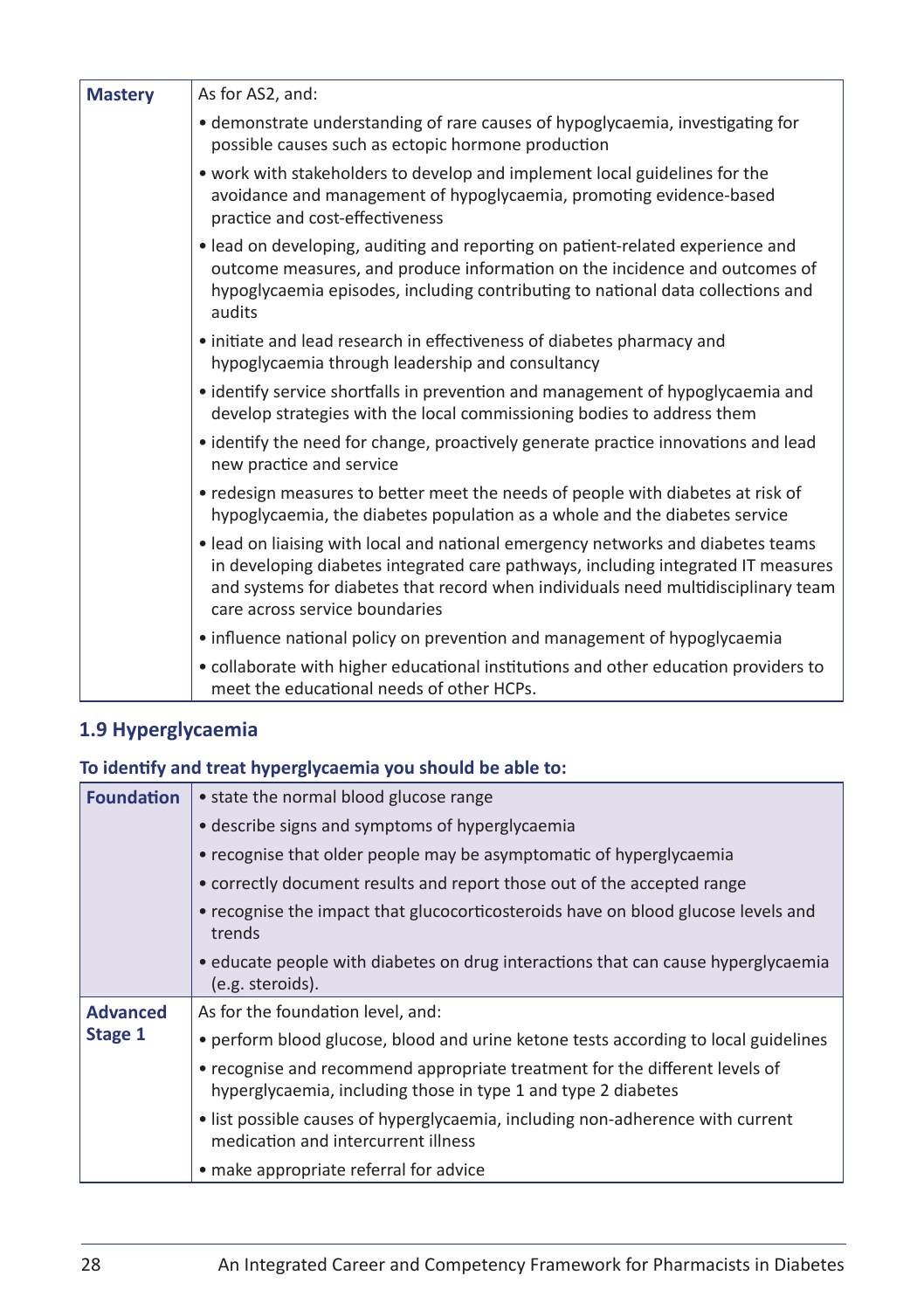| | |
|---|---|
| **Mastery** | As for AS2, and:<br>• demonstrate understanding of rare causes of hypoglycaemia, investigating for possible causes such as ectopic hormone production<br>• work with stakeholders to develop and implement local guidelines for the avoidance and management of hypoglycaemia, promoting evidence-based practice and cost-effectiveness<br>• lead on developing, auditing and reporting on patient-related experience and outcome measures, and produce information on the incidence and outcomes of hypoglycaemia episodes, including contributing to national data collections and audits<br>• initiate and lead research in effectiveness of diabetes pharmacy and hypoglycaemia through leadership and consultancy<br>• identify service shortfalls in prevention and management of hypoglycaemia and develop strategies with the local commissioning bodies to address them<br>• identify the need for change, proactively generate practice innovations and lead new practice and service<br>• redesign measures to better meet the needs of people with diabetes at risk of hypoglycaemia, the diabetes population as a whole and the diabetes service<br>• lead on liaising with local and national emergency networks and diabetes teams in developing diabetes integrated care pathways, including integrated IT measures and systems for diabetes that record when individuals need multidisciplinary team care across service boundaries<br>• influence national policy on prevention and management of hypoglycaemia<br>• collaborate with higher educational institutions and other education providers to meet the educational needs of other HCPs. |

### 1.9 Hyperglycaemia

#### To identify and treat hyperglycaemia you should be able to:

| | |
|---|---|
| **Foundation** | • state the normal blood glucose range<br>• describe signs and symptoms of hyperglycaemia<br>• recognise that older people may be asymptomatic of hyperglycaemia<br>• correctly document results and report those out of the accepted range<br>• recognise the impact that glucocorticosteroids have on blood glucose levels and trends<br>• educate people with diabetes on drug interactions that can cause hyperglycaemia (e.g. steroids). |
| **Advanced Stage 1** | As for the foundation level, and:<br>• perform blood glucose, blood and urine ketone tests according to local guidelines<br>• recognise and recommend appropriate treatment for the different levels of hyperglycaemia, including those in type 1 and type 2 diabetes<br>• list possible causes of hyperglycaemia, including non-adherence with current medication and intercurrent illness<br>• make appropriate referral for advice |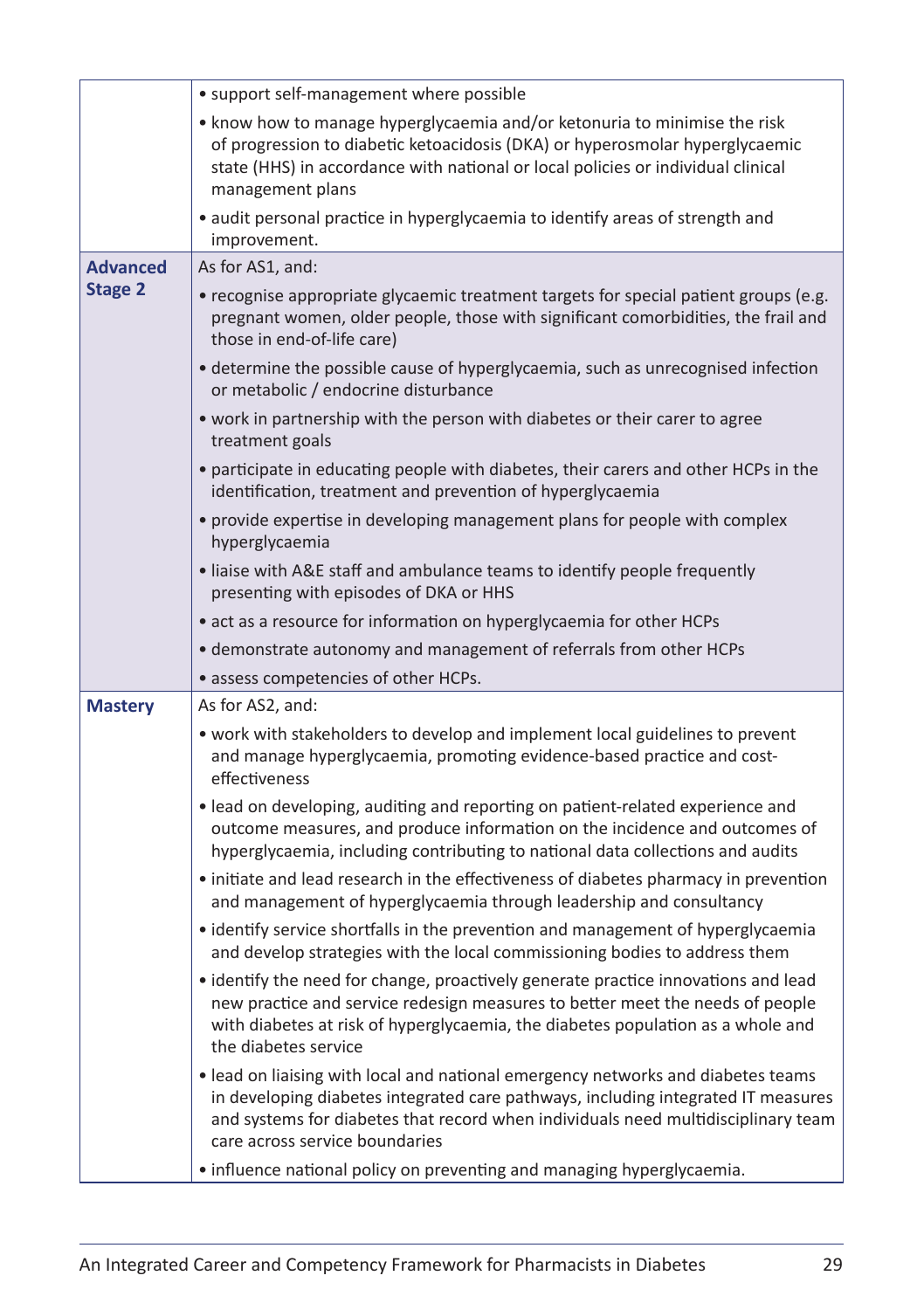| | |
|---|---|
| | • support self-management where possible<br>• know how to manage hyperglycaemia and/or ketonuria to minimise the risk of progression to diabetic ketoacidosis (DKA) or hyperosmolar hyperglycaemic state (HHS) in accordance with national or local policies or individual clinical management plans<br>• audit personal practice in hyperglycaemia to identify areas of strength and improvement. |
| **Advanced Stage 2** | As for AS1, and:<br>• recognise appropriate glycaemic treatment targets for special patient groups (e.g. pregnant women, older people, those with significant comorbidities, the frail and those in end-of-life care)<br>• determine the possible cause of hyperglycaemia, such as unrecognised infection or metabolic / endocrine disturbance<br>• work in partnership with the person with diabetes or their carer to agree treatment goals<br>• participate in educating people with diabetes, their carers and other HCPs in the identification, treatment and prevention of hyperglycaemia<br>• provide expertise in developing management plans for people with complex hyperglycaemia<br>• liaise with A&E staff and ambulance teams to identify people frequently presenting with episodes of DKA or HHS<br>• act as a resource for information on hyperglycaemia for other HCPs<br>• demonstrate autonomy and management of referrals from other HCPs<br>• assess competencies of other HCPs. |
| **Mastery** | As for AS2, and:<br>• work with stakeholders to develop and implement local guidelines to prevent and manage hyperglycaemia, promoting evidence-based practice and cost-effectiveness<br>• lead on developing, auditing and reporting on patient-related experience and outcome measures, and produce information on the incidence and outcomes of hyperglycaemia, including contributing to national data collections and audits<br>• initiate and lead research in the effectiveness of diabetes pharmacy in prevention and management of hyperglycaemia through leadership and consultancy<br>• identify service shortfalls in the prevention and management of hyperglycaemia and develop strategies with the local commissioning bodies to address them<br>• identify the need for change, proactively generate practice innovations and lead new practice and service redesign measures to better meet the needs of people with diabetes at risk of hyperglycaemia, the diabetes population as a whole and the diabetes service<br>• lead on liaising with local and national emergency networks and diabetes teams in developing diabetes integrated care pathways, including integrated IT measures and systems for diabetes that record when individuals need multidisciplinary team care across service boundaries<br>• influence national policy on preventing and managing hyperglycaemia. |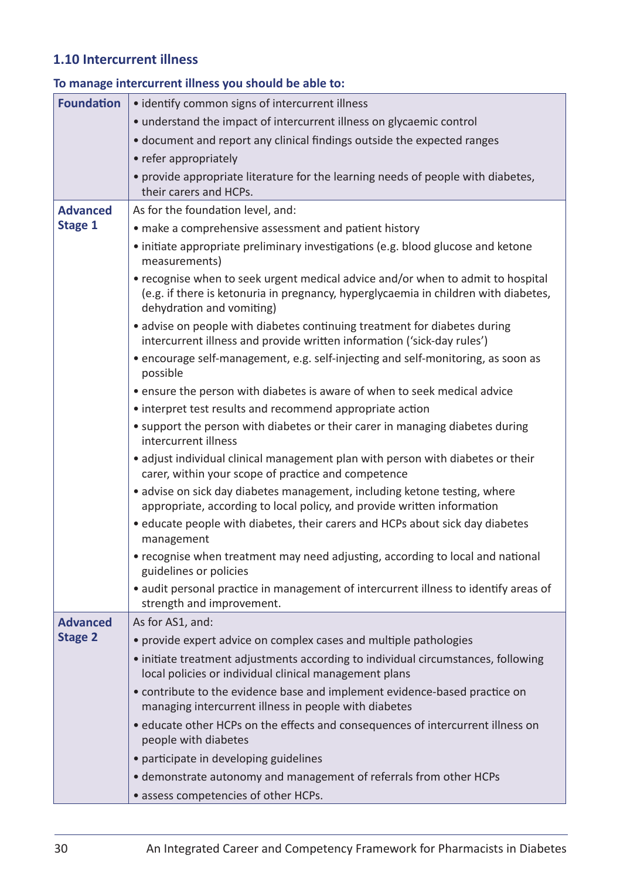### 1.10 Intercurrent illness

#### To manage intercurrent illness you should be able to:

| | |
|---|---|
| **Foundation** | • identify common signs of intercurrent illness<br>• understand the impact of intercurrent illness on glycaemic control<br>• document and report any clinical findings outside the expected ranges<br>• refer appropriately<br>• provide appropriate literature for the learning needs of people with diabetes, their carers and HCPs. |
| **Advanced Stage 1** | As for the foundation level, and:<br>• make a comprehensive assessment and patient history<br>• initiate appropriate preliminary investigations (e.g. blood glucose and ketone measurements)<br>• recognise when to seek urgent medical advice and/or when to admit to hospital (e.g. if there is ketonuria in pregnancy, hyperglycaemia in children with diabetes, dehydration and vomiting)<br>• advise on people with diabetes continuing treatment for diabetes during intercurrent illness and provide written information ('sick-day rules')<br>• encourage self-management, e.g. self-injecting and self-monitoring, as soon as possible<br>• ensure the person with diabetes is aware of when to seek medical advice<br>• interpret test results and recommend appropriate action<br>• support the person with diabetes or their carer in managing diabetes during intercurrent illness<br>• adjust individual clinical management plan with person with diabetes or their carer, within your scope of practice and competence<br>• advise on sick day diabetes management, including ketone testing, where appropriate, according to local policy, and provide written information<br>• educate people with diabetes, their carers and HCPs about sick day diabetes management<br>• recognise when treatment may need adjusting, according to local and national guidelines or policies<br>• audit personal practice in management of intercurrent illness to identify areas of strength and improvement. |
| **Advanced Stage 2** | As for AS1, and:<br>• provide expert advice on complex cases and multiple pathologies<br>• initiate treatment adjustments according to individual circumstances, following local policies or individual clinical management plans<br>• contribute to the evidence base and implement evidence-based practice on managing intercurrent illness in people with diabetes<br>• educate other HCPs on the effects and consequences of intercurrent illness on people with diabetes<br>• participate in developing guidelines<br>• demonstrate autonomy and management of referrals from other HCPs<br>• assess competencies of other HCPs. |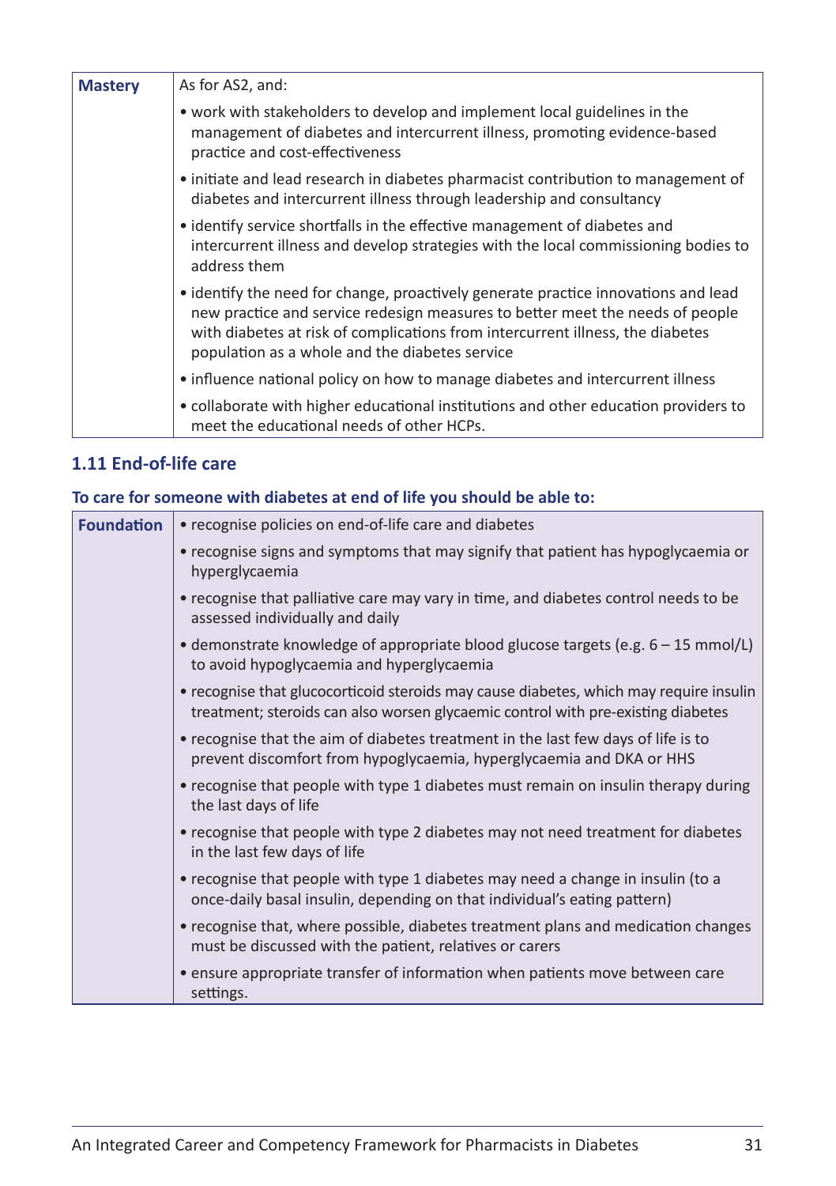| Mastery | As for AS2, and: |
|---|---|
| | • work with stakeholders to develop and implement local guidelines in the management of diabetes and intercurrent illness, promoting evidence-based practice and cost-effectiveness |
| | • initiate and lead research in diabetes pharmacist contribution to management of diabetes and intercurrent illness through leadership and consultancy |
| | • identify service shortfalls in the effective management of diabetes and intercurrent illness and develop strategies with the local commissioning bodies to address them |
| | • identify the need for change, proactively generate practice innovations and lead new practice and service redesign measures to better meet the needs of people with diabetes at risk of complications from intercurrent illness, the diabetes population as a whole and the diabetes service |
| | • influence national policy on how to manage diabetes and intercurrent illness |
| | • collaborate with higher educational institutions and other education providers to meet the educational needs of other HCPs. |

### 1.11 End-of-life care

#### To care for someone with diabetes at end of life you should be able to:

| Foundation | • recognise policies on end-of-life care and diabetes |
|---|---|
| | • recognise signs and symptoms that may signify that patient has hypoglycaemia or hyperglycaemia |
| | • recognise that palliative care may vary in time, and diabetes control needs to be assessed individually and daily |
| | • demonstrate knowledge of appropriate blood glucose targets (e.g. 6 – 15 mmol/L) to avoid hypoglycaemia and hyperglycaemia |
| | • recognise that glucocorticoid steroids may cause diabetes, which may require insulin treatment; steroids can also worsen glycaemic control with pre-existing diabetes |
| | • recognise that the aim of diabetes treatment in the last few days of life is to prevent discomfort from hypoglycaemia, hyperglycaemia and DKA or HHS |
| | • recognise that people with type 1 diabetes must remain on insulin therapy during the last days of life |
| | • recognise that people with type 2 diabetes may not need treatment for diabetes in the last few days of life |
| | • recognise that people with type 1 diabetes may need a change in insulin (to a once-daily basal insulin, depending on that individual's eating pattern) |
| | • recognise that, where possible, diabetes treatment plans and medication changes must be discussed with the patient, relatives or carers |
| | • ensure appropriate transfer of information when patients move between care settings. |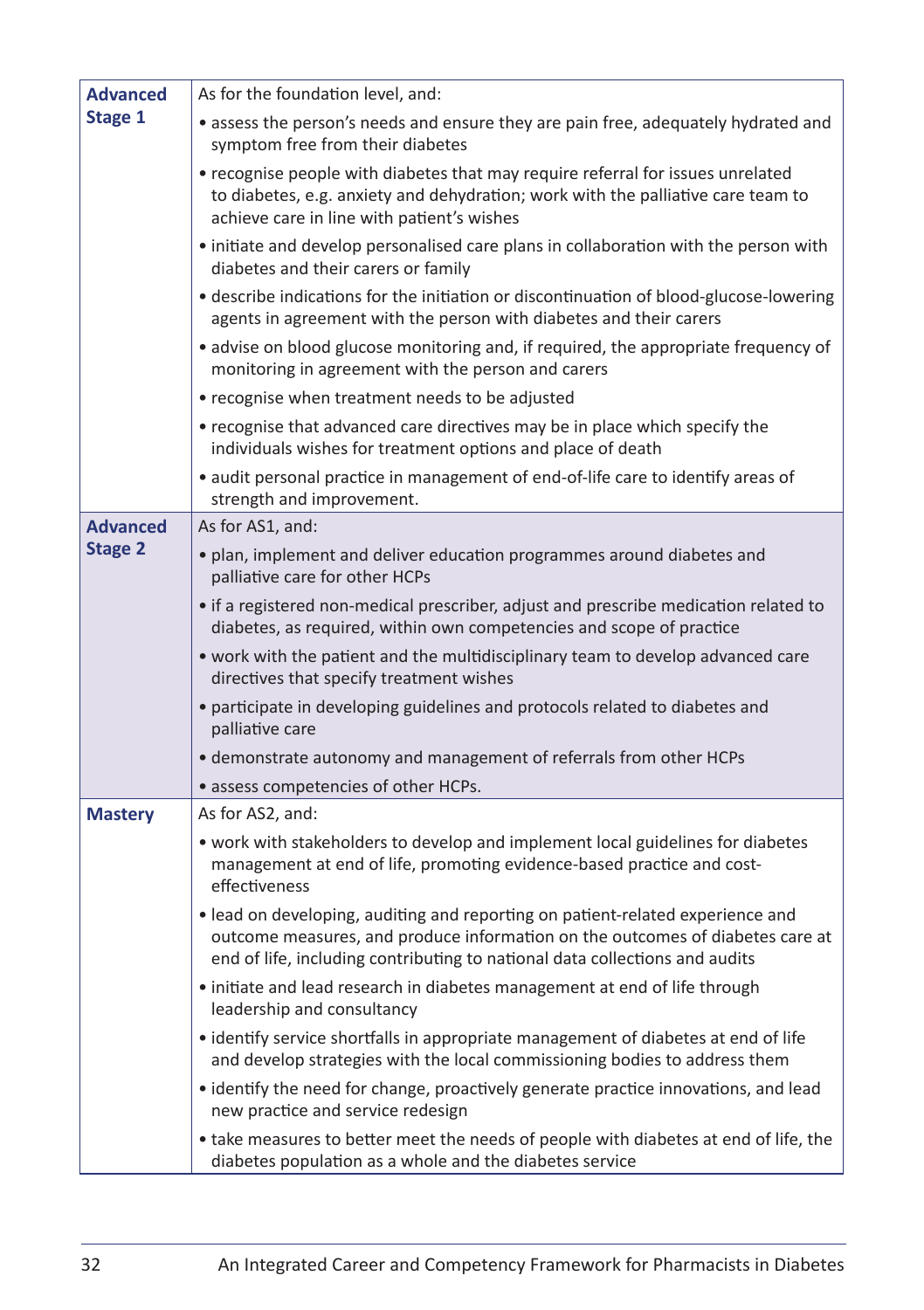| | |
|---|---|
| **Advanced Stage 1** | As for the foundation level, and:<br>• assess the person's needs and ensure they are pain free, adequately hydrated and symptom free from their diabetes<br>• recognise people with diabetes that may require referral for issues unrelated to diabetes, e.g. anxiety and dehydration; work with the palliative care team to achieve care in line with patient's wishes<br>• initiate and develop personalised care plans in collaboration with the person with diabetes and their carers or family<br>• describe indications for the initiation or discontinuation of blood-glucose-lowering agents in agreement with the person with diabetes and their carers<br>• advise on blood glucose monitoring and, if required, the appropriate frequency of monitoring in agreement with the person and carers<br>• recognise when treatment needs to be adjusted<br>• recognise that advanced care directives may be in place which specify the individuals wishes for treatment options and place of death<br>• audit personal practice in management of end-of-life care to identify areas of strength and improvement. |
| **Advanced Stage 2** | As for AS1, and:<br>• plan, implement and deliver education programmes around diabetes and palliative care for other HCPs<br>• if a registered non-medical prescriber, adjust and prescribe medication related to diabetes, as required, within own competencies and scope of practice<br>• work with the patient and the multidisciplinary team to develop advanced care directives that specify treatment wishes<br>• participate in developing guidelines and protocols related to diabetes and palliative care<br>• demonstrate autonomy and management of referrals from other HCPs<br>• assess competencies of other HCPs. |
| **Mastery** | As for AS2, and:<br>• work with stakeholders to develop and implement local guidelines for diabetes management at end of life, promoting evidence-based practice and cost-effectiveness<br>• lead on developing, auditing and reporting on patient-related experience and outcome measures, and produce information on the outcomes of diabetes care at end of life, including contributing to national data collections and audits<br>• initiate and lead research in diabetes management at end of life through leadership and consultancy<br>• identify service shortfalls in appropriate management of diabetes at end of life and develop strategies with the local commissioning bodies to address them<br>• identify the need for change, proactively generate practice innovations, and lead new practice and service redesign<br>• take measures to better meet the needs of people with diabetes at end of life, the diabetes population as a whole and the diabetes service |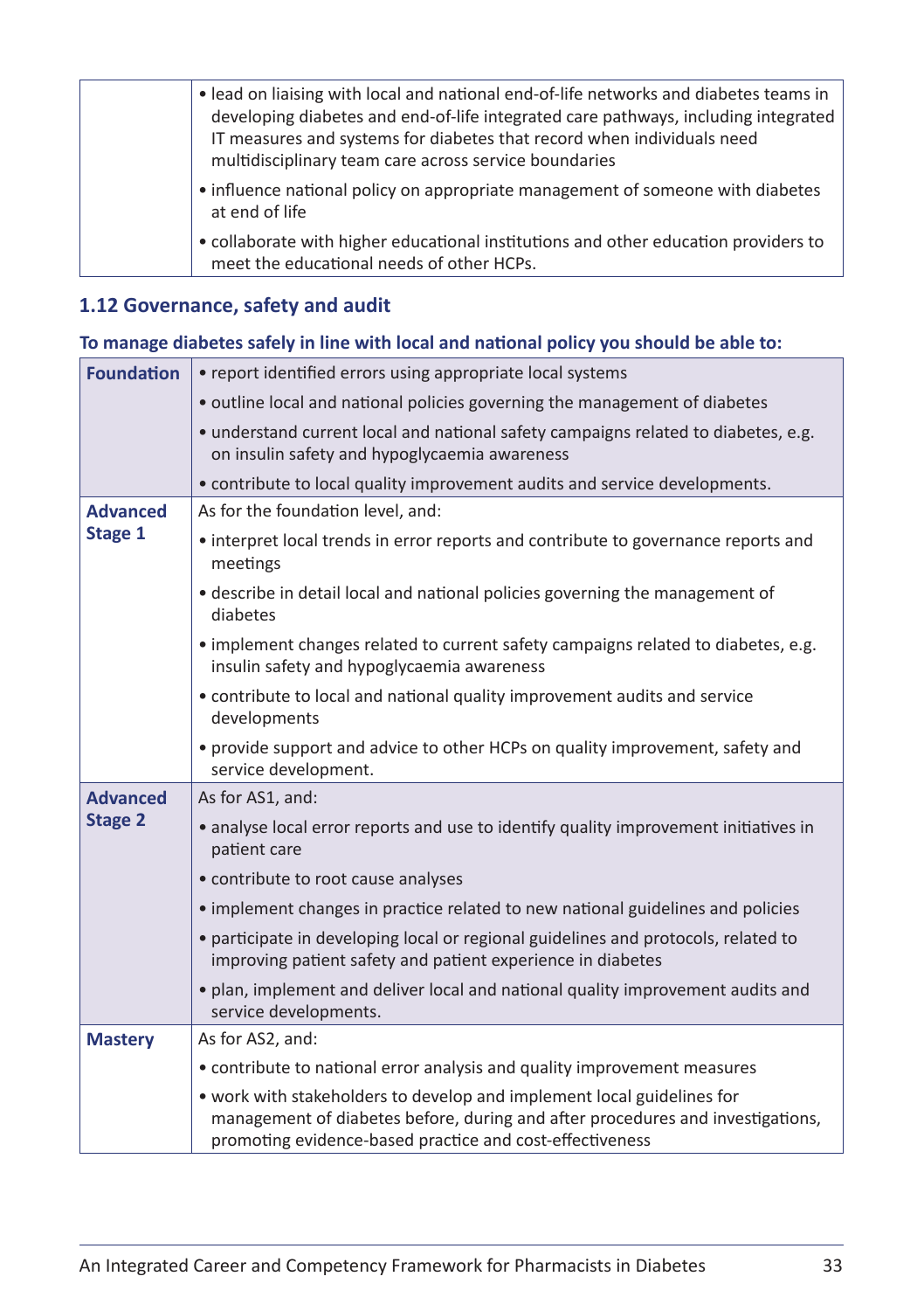|  |  |
|---|---|
|  | • lead on liaising with local and national end-of-life networks and diabetes teams in developing diabetes and end-of-life integrated care pathways, including integrated IT measures and systems for diabetes that record when individuals need multidisciplinary team care across service boundaries<br>• influence national policy on appropriate management of someone with diabetes at end of life<br>• collaborate with higher educational institutions and other education providers to meet the educational needs of other HCPs. |

## 1.12 Governance, safety and audit

### To manage diabetes safely in line with local and national policy you should be able to:

|  |  |
|---|---|
| **Foundation** | • report identified errors using appropriate local systems<br>• outline local and national policies governing the management of diabetes<br>• understand current local and national safety campaigns related to diabetes, e.g. on insulin safety and hypoglycaemia awareness<br>• contribute to local quality improvement audits and service developments. |
| **Advanced Stage 1** | As for the foundation level, and:<br>• interpret local trends in error reports and contribute to governance reports and meetings<br>• describe in detail local and national policies governing the management of diabetes<br>• implement changes related to current safety campaigns related to diabetes, e.g. insulin safety and hypoglycaemia awareness<br>• contribute to local and national quality improvement audits and service developments<br>• provide support and advice to other HCPs on quality improvement, safety and service development. |
| **Advanced Stage 2** | As for AS1, and:<br>• analyse local error reports and use to identify quality improvement initiatives in patient care<br>• contribute to root cause analyses<br>• implement changes in practice related to new national guidelines and policies<br>• participate in developing local or regional guidelines and protocols, related to improving patient safety and patient experience in diabetes<br>• plan, implement and deliver local and national quality improvement audits and service developments. |
| **Mastery** | As for AS2, and:<br>• contribute to national error analysis and quality improvement measures<br>• work with stakeholders to develop and implement local guidelines for management of diabetes before, during and after procedures and investigations, promoting evidence-based practice and cost-effectiveness |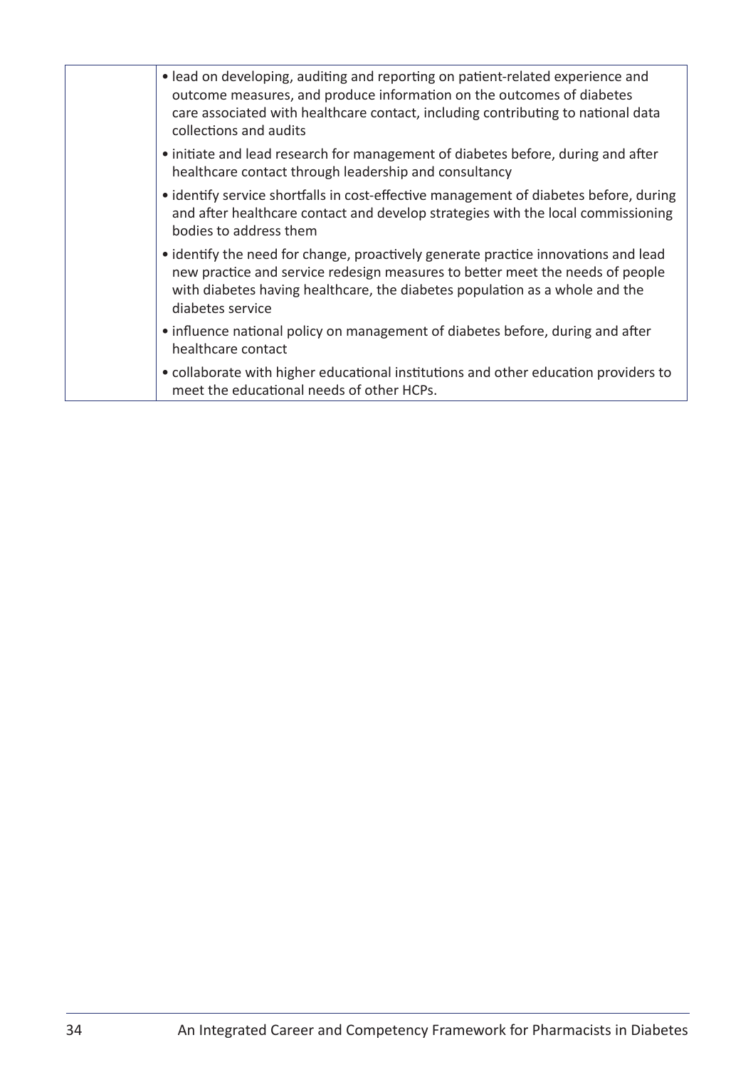| | |
|---|---|
| | • lead on developing, auditing and reporting on patient-related experience and outcome measures, and produce information on the outcomes of diabetes care associated with healthcare contact, including contributing to national data collections and audits<br>• initiate and lead research for management of diabetes before, during and after healthcare contact through leadership and consultancy<br>• identify service shortfalls in cost-effective management of diabetes before, during and after healthcare contact and develop strategies with the local commissioning bodies to address them<br>• identify the need for change, proactively generate practice innovations and lead new practice and service redesign measures to better meet the needs of people with diabetes having healthcare, the diabetes population as a whole and the diabetes service<br>• influence national policy on management of diabetes before, during and after healthcare contact<br>• collaborate with higher educational institutions and other education providers to meet the educational needs of other HCPs. |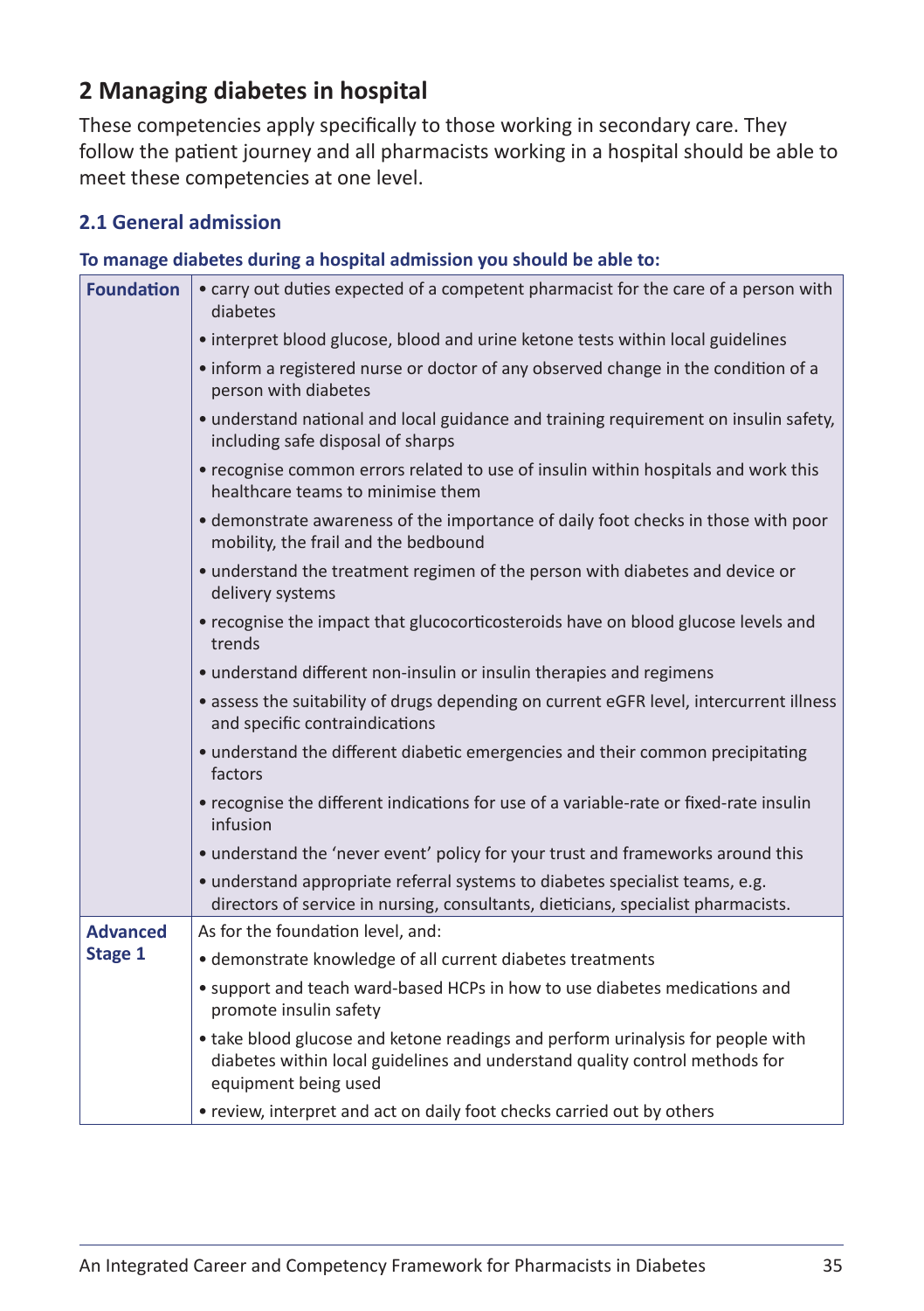## 2 Managing diabetes in hospital

These competencies apply specifically to those working in secondary care. They follow the patient journey and all pharmacists working in a hospital should be able to meet these competencies at one level.

### 2.1 General admission

**To manage diabetes during a hospital admission you should be able to:**

| | |
|---|---|
| **Foundation** | • carry out duties expected of a competent pharmacist for the care of a person with diabetes<br>• interpret blood glucose, blood and urine ketone tests within local guidelines<br>• inform a registered nurse or doctor of any observed change in the condition of a person with diabetes<br>• understand national and local guidance and training requirement on insulin safety, including safe disposal of sharps<br>• recognise common errors related to use of insulin within hospitals and work this healthcare teams to minimise them<br>• demonstrate awareness of the importance of daily foot checks in those with poor mobility, the frail and the bedbound<br>• understand the treatment regimen of the person with diabetes and device or delivery systems<br>• recognise the impact that glucocorticosteroids have on blood glucose levels and trends<br>• understand different non-insulin or insulin therapies and regimens<br>• assess the suitability of drugs depending on current eGFR level, intercurrent illness and specific contraindications<br>• understand the different diabetic emergencies and their common precipitating factors<br>• recognise the different indications for use of a variable-rate or fixed-rate insulin infusion<br>• understand the 'never event' policy for your trust and frameworks around this<br>• understand appropriate referral systems to diabetes specialist teams, e.g. directors of service in nursing, consultants, dieticians, specialist pharmacists. |
| **Advanced Stage 1** | As for the foundation level, and:<br>• demonstrate knowledge of all current diabetes treatments<br>• support and teach ward-based HCPs in how to use diabetes medications and promote insulin safety<br>• take blood glucose and ketone readings and perform urinalysis for people with diabetes within local guidelines and understand quality control methods for equipment being used<br>• review, interpret and act on daily foot checks carried out by others |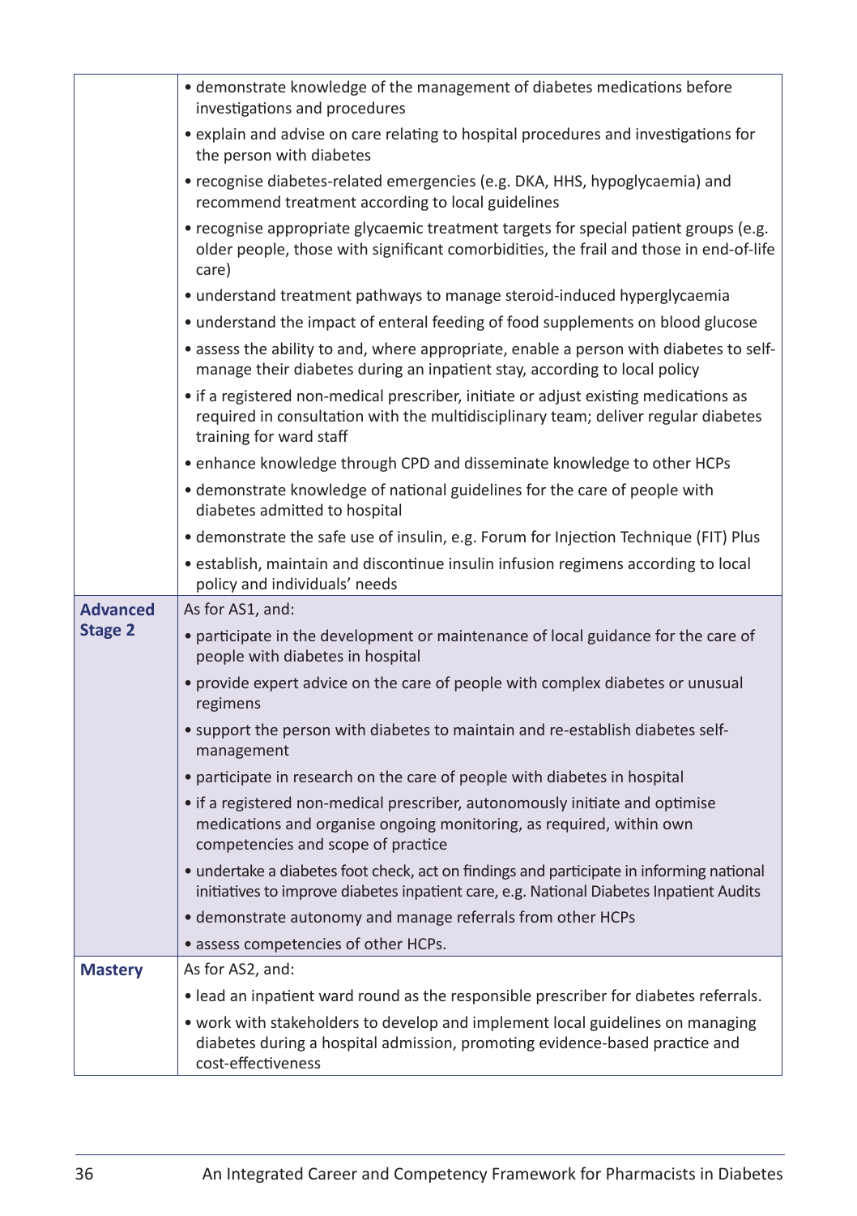| | |
|---|---|
| | • demonstrate knowledge of the management of diabetes medications before investigations and procedures<br>• explain and advise on care relating to hospital procedures and investigations for the person with diabetes<br>• recognise diabetes-related emergencies (e.g. DKA, HHS, hypoglycaemia) and recommend treatment according to local guidelines<br>• recognise appropriate glycaemic treatment targets for special patient groups (e.g. older people, those with significant comorbidities, the frail and those in end-of-life care)<br>• understand treatment pathways to manage steroid-induced hyperglycaemia<br>• understand the impact of enteral feeding of food supplements on blood glucose<br>• assess the ability to and, where appropriate, enable a person with diabetes to self-manage their diabetes during an inpatient stay, according to local policy<br>• if a registered non-medical prescriber, initiate or adjust existing medications as required in consultation with the multidisciplinary team; deliver regular diabetes training for ward staff<br>• enhance knowledge through CPD and disseminate knowledge to other HCPs<br>• demonstrate knowledge of national guidelines for the care of people with diabetes admitted to hospital<br>• demonstrate the safe use of insulin, e.g. Forum for Injection Technique (FIT) Plus<br>• establish, maintain and discontinue insulin infusion regimens according to local policy and individuals' needs |
| **Advanced Stage 2** | As for AS1, and:<br>• participate in the development or maintenance of local guidance for the care of people with diabetes in hospital<br>• provide expert advice on the care of people with complex diabetes or unusual regimens<br>• support the person with diabetes to maintain and re-establish diabetes self-management<br>• participate in research on the care of people with diabetes in hospital<br>• if a registered non-medical prescriber, autonomously initiate and optimise medications and organise ongoing monitoring, as required, within own competencies and scope of practice<br>• undertake a diabetes foot check, act on findings and participate in informing national initiatives to improve diabetes inpatient care, e.g. National Diabetes Inpatient Audits<br>• demonstrate autonomy and manage referrals from other HCPs<br>• assess competencies of other HCPs. |
| **Mastery** | As for AS2, and:<br>• lead an inpatient ward round as the responsible prescriber for diabetes referrals.<br>• work with stakeholders to develop and implement local guidelines on managing diabetes during a hospital admission, promoting evidence-based practice and cost-effectiveness |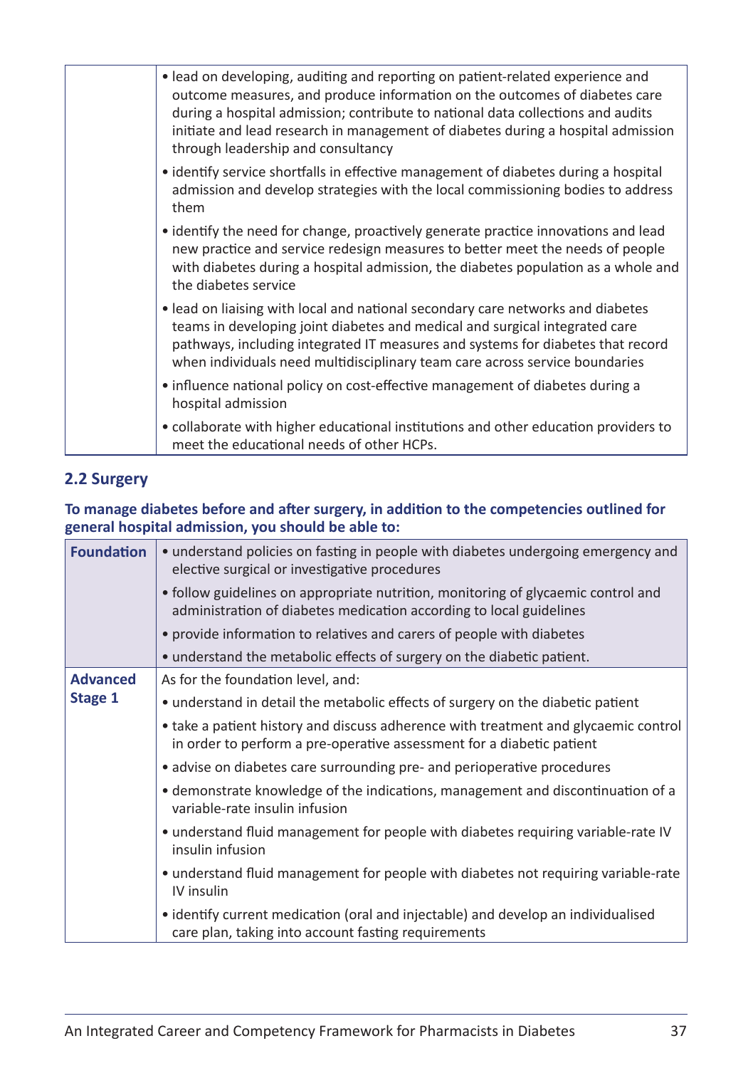| | |
|---|---|
| | • lead on developing, auditing and reporting on patient-related experience and outcome measures, and produce information on the outcomes of diabetes care during a hospital admission; contribute to national data collections and audits initiate and lead research in management of diabetes during a hospital admission through leadership and consultancy<br>• identify service shortfalls in effective management of diabetes during a hospital admission and develop strategies with the local commissioning bodies to address them<br>• identify the need for change, proactively generate practice innovations and lead new practice and service redesign measures to better meet the needs of people with diabetes during a hospital admission, the diabetes population as a whole and the diabetes service<br>• lead on liaising with local and national secondary care networks and diabetes teams in developing joint diabetes and medical and surgical integrated care pathways, including integrated IT measures and systems for diabetes that record when individuals need multidisciplinary team care across service boundaries<br>• influence national policy on cost-effective management of diabetes during a hospital admission<br>• collaborate with higher educational institutions and other education providers to meet the educational needs of other HCPs. |

## 2.2 Surgery

**To manage diabetes before and after surgery, in addition to the competencies outlined for general hospital admission, you should be able to:**

| | |
|---|---|
| **Foundation** | • understand policies on fasting in people with diabetes undergoing emergency and elective surgical or investigative procedures<br>• follow guidelines on appropriate nutrition, monitoring of glycaemic control and administration of diabetes medication according to local guidelines<br>• provide information to relatives and carers of people with diabetes<br>• understand the metabolic effects of surgery on the diabetic patient. |
| **Advanced Stage 1** | As for the foundation level, and:<br>• understand in detail the metabolic effects of surgery on the diabetic patient<br>• take a patient history and discuss adherence with treatment and glycaemic control in order to perform a pre-operative assessment for a diabetic patient<br>• advise on diabetes care surrounding pre- and perioperative procedures<br>• demonstrate knowledge of the indications, management and discontinuation of a variable-rate insulin infusion<br>• understand fluid management for people with diabetes requiring variable-rate IV insulin infusion<br>• understand fluid management for people with diabetes not requiring variable-rate IV insulin<br>• identify current medication (oral and injectable) and develop an individualised care plan, taking into account fasting requirements |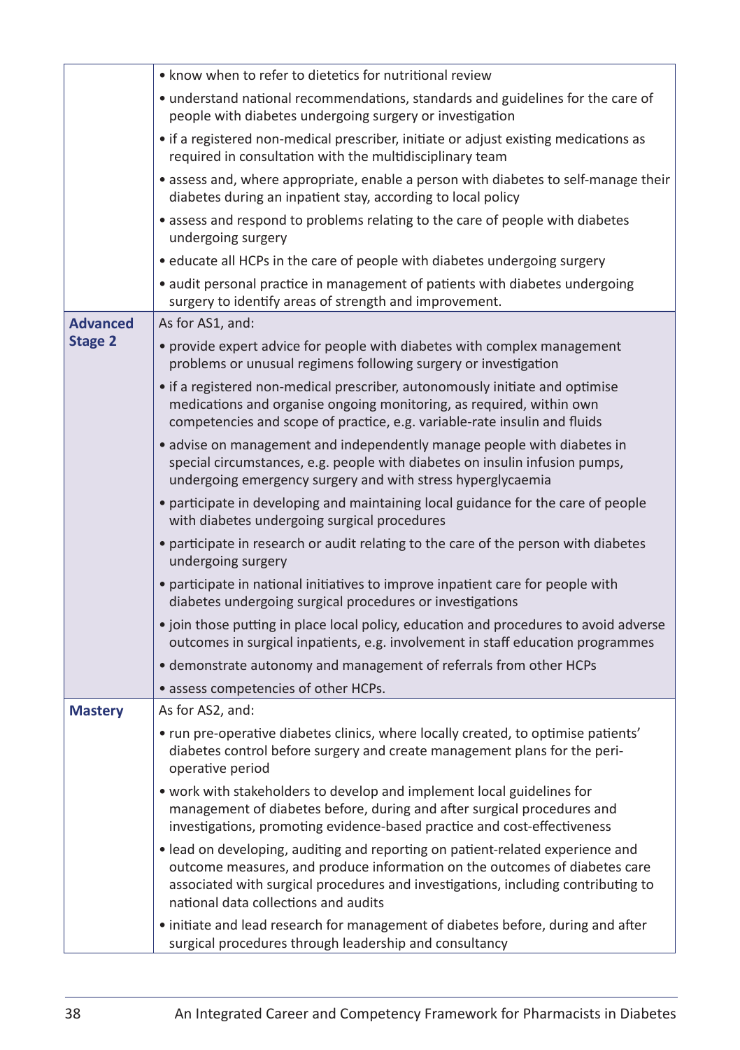| | |
|---|---|
| | • know when to refer to dietetics for nutritional review<br>• understand national recommendations, standards and guidelines for the care of people with diabetes undergoing surgery or investigation<br>• if a registered non-medical prescriber, initiate or adjust existing medications as required in consultation with the multidisciplinary team<br>• assess and, where appropriate, enable a person with diabetes to self-manage their diabetes during an inpatient stay, according to local policy<br>• assess and respond to problems relating to the care of people with diabetes undergoing surgery<br>• educate all HCPs in the care of people with diabetes undergoing surgery<br>• audit personal practice in management of patients with diabetes undergoing surgery to identify areas of strength and improvement. |
| **Advanced Stage 2** | As for AS1, and:<br>• provide expert advice for people with diabetes with complex management problems or unusual regimens following surgery or investigation<br>• if a registered non-medical prescriber, autonomously initiate and optimise medications and organise ongoing monitoring, as required, within own competencies and scope of practice, e.g. variable-rate insulin and fluids<br>• advise on management and independently manage people with diabetes in special circumstances, e.g. people with diabetes on insulin infusion pumps, undergoing emergency surgery and with stress hyperglycaemia<br>• participate in developing and maintaining local guidance for the care of people with diabetes undergoing surgical procedures<br>• participate in research or audit relating to the care of the person with diabetes undergoing surgery<br>• participate in national initiatives to improve inpatient care for people with diabetes undergoing surgical procedures or investigations<br>• join those putting in place local policy, education and procedures to avoid adverse outcomes in surgical inpatients, e.g. involvement in staff education programmes<br>• demonstrate autonomy and management of referrals from other HCPs<br>• assess competencies of other HCPs. |
| **Mastery** | As for AS2, and:<br>• run pre-operative diabetes clinics, where locally created, to optimise patients' diabetes control before surgery and create management plans for the peri-operative period<br>• work with stakeholders to develop and implement local guidelines for management of diabetes before, during and after surgical procedures and investigations, promoting evidence-based practice and cost-effectiveness<br>• lead on developing, auditing and reporting on patient-related experience and outcome measures, and produce information on the outcomes of diabetes care associated with surgical procedures and investigations, including contributing to national data collections and audits<br>• initiate and lead research for management of diabetes before, during and after surgical procedures through leadership and consultancy |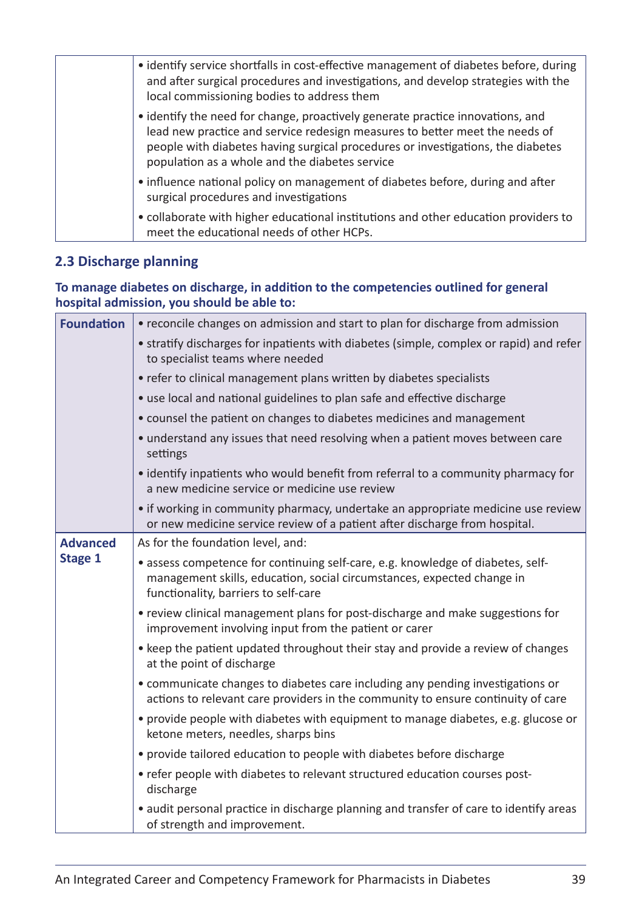| | |
|---|---|
| | • identify service shortfalls in cost-effective management of diabetes before, during and after surgical procedures and investigations, and develop strategies with the local commissioning bodies to address them<br>• identify the need for change, proactively generate practice innovations, and lead new practice and service redesign measures to better meet the needs of people with diabetes having surgical procedures or investigations, the diabetes population as a whole and the diabetes service<br>• influence national policy on management of diabetes before, during and after surgical procedures and investigations<br>• collaborate with higher educational institutions and other education providers to meet the educational needs of other HCPs. |

## 2.3 Discharge planning

**To manage diabetes on discharge, in addition to the competencies outlined for general hospital admission, you should be able to:**

| | |
|---|---|
| **Foundation** | • reconcile changes on admission and start to plan for discharge from admission<br>• stratify discharges for inpatients with diabetes (simple, complex or rapid) and refer to specialist teams where needed<br>• refer to clinical management plans written by diabetes specialists<br>• use local and national guidelines to plan safe and effective discharge<br>• counsel the patient on changes to diabetes medicines and management<br>• understand any issues that need resolving when a patient moves between care settings<br>• identify inpatients who would benefit from referral to a community pharmacy for a new medicine service or medicine use review<br>• if working in community pharmacy, undertake an appropriate medicine use review or new medicine service review of a patient after discharge from hospital. |
| **Advanced Stage 1** | As for the foundation level, and:<br>• assess competence for continuing self-care, e.g. knowledge of diabetes, self-management skills, education, social circumstances, expected change in functionality, barriers to self-care<br>• review clinical management plans for post-discharge and make suggestions for improvement involving input from the patient or carer<br>• keep the patient updated throughout their stay and provide a review of changes at the point of discharge<br>• communicate changes to diabetes care including any pending investigations or actions to relevant care providers in the community to ensure continuity of care<br>• provide people with diabetes with equipment to manage diabetes, e.g. glucose or ketone meters, needles, sharps bins<br>• provide tailored education to people with diabetes before discharge<br>• refer people with diabetes to relevant structured education courses post-discharge<br>• audit personal practice in discharge planning and transfer of care to identify areas of strength and improvement. |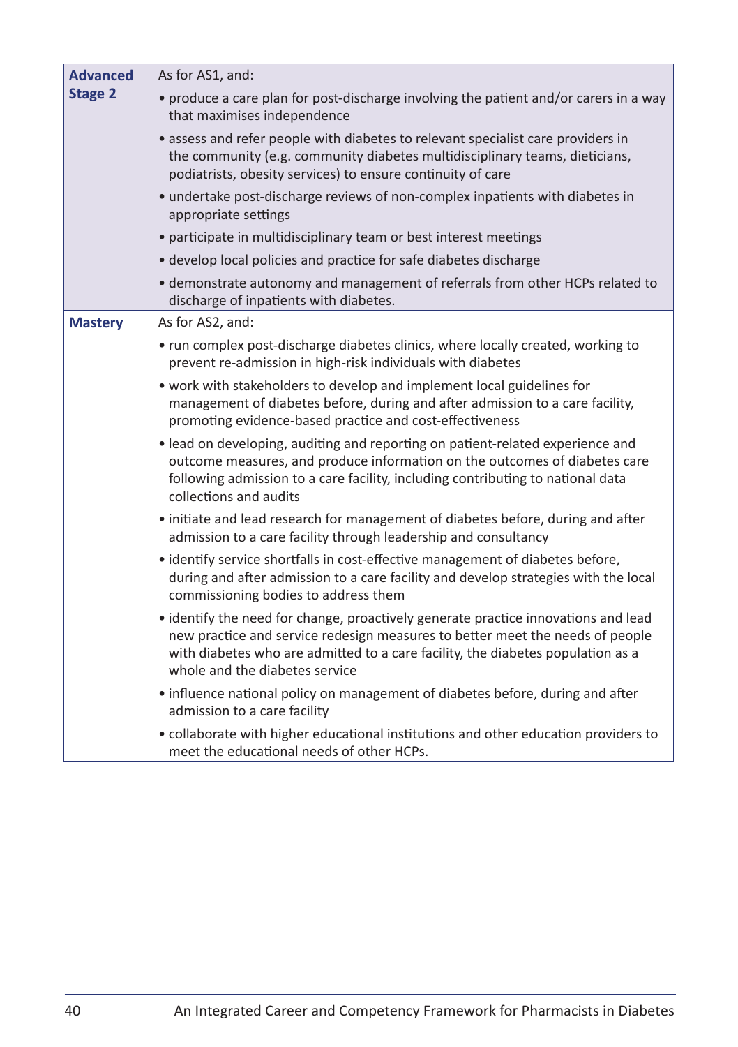| | |
|---|---|
| **Advanced Stage 2** | As for AS1, and:<br>• produce a care plan for post-discharge involving the patient and/or carers in a way that maximises independence<br>• assess and refer people with diabetes to relevant specialist care providers in the community (e.g. community diabetes multidisciplinary teams, dieticians, podiatrists, obesity services) to ensure continuity of care<br>• undertake post-discharge reviews of non-complex inpatients with diabetes in appropriate settings<br>• participate in multidisciplinary team or best interest meetings<br>• develop local policies and practice for safe diabetes discharge<br>• demonstrate autonomy and management of referrals from other HCPs related to discharge of inpatients with diabetes. |
| **Mastery** | As for AS2, and:<br>• run complex post-discharge diabetes clinics, where locally created, working to prevent re-admission in high-risk individuals with diabetes<br>• work with stakeholders to develop and implement local guidelines for management of diabetes before, during and after admission to a care facility, promoting evidence-based practice and cost-effectiveness<br>• lead on developing, auditing and reporting on patient-related experience and outcome measures, and produce information on the outcomes of diabetes care following admission to a care facility, including contributing to national data collections and audits<br>• initiate and lead research for management of diabetes before, during and after admission to a care facility through leadership and consultancy<br>• identify service shortfalls in cost-effective management of diabetes before, during and after admission to a care facility and develop strategies with the local commissioning bodies to address them<br>• identify the need for change, proactively generate practice innovations and lead new practice and service redesign measures to better meet the needs of people with diabetes who are admitted to a care facility, the diabetes population as a whole and the diabetes service<br>• influence national policy on management of diabetes before, during and after admission to a care facility<br>• collaborate with higher educational institutions and other education providers to meet the educational needs of other HCPs. |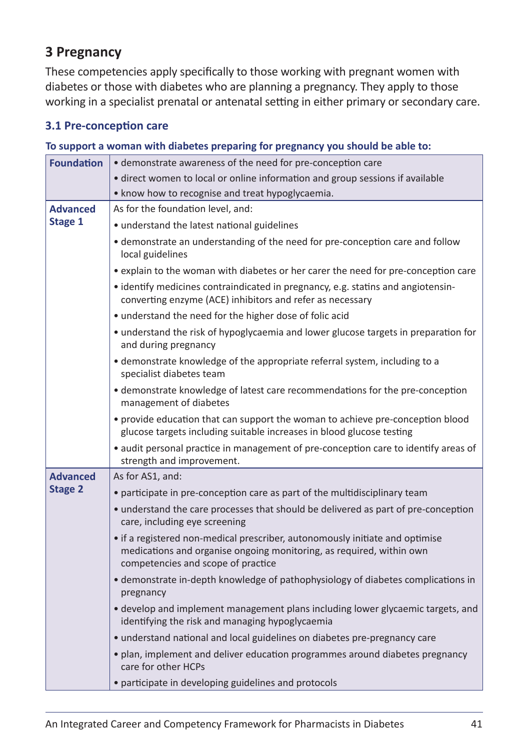## 3 Pregnancy

These competencies apply specifically to those working with pregnant women with diabetes or those with diabetes who are planning a pregnancy. They apply to those working in a specialist prenatal or antenatal setting in either primary or secondary care.

### 3.1 Pre-conception care

**To support a woman with diabetes preparing for pregnancy you should be able to:**

| | |
|---|---|
| **Foundation** | • demonstrate awareness of the need for pre-conception care<br>• direct women to local or online information and group sessions if available<br>• know how to recognise and treat hypoglycaemia. |
| **Advanced Stage 1** | As for the foundation level, and:<br>• understand the latest national guidelines<br>• demonstrate an understanding of the need for pre-conception care and follow local guidelines<br>• explain to the woman with diabetes or her carer the need for pre-conception care<br>• identify medicines contraindicated in pregnancy, e.g. statins and angiotensin-converting enzyme (ACE) inhibitors and refer as necessary<br>• understand the need for the higher dose of folic acid<br>• understand the risk of hypoglycaemia and lower glucose targets in preparation for and during pregnancy<br>• demonstrate knowledge of the appropriate referral system, including to a specialist diabetes team<br>• demonstrate knowledge of latest care recommendations for the pre-conception management of diabetes<br>• provide education that can support the woman to achieve pre-conception blood glucose targets including suitable increases in blood glucose testing<br>• audit personal practice in management of pre-conception care to identify areas of strength and improvement. |
| **Advanced Stage 2** | As for AS1, and:<br>• participate in pre-conception care as part of the multidisciplinary team<br>• understand the care processes that should be delivered as part of pre-conception care, including eye screening<br>• if a registered non-medical prescriber, autonomously initiate and optimise medications and organise ongoing monitoring, as required, within own competencies and scope of practice<br>• demonstrate in-depth knowledge of pathophysiology of diabetes complications in pregnancy<br>• develop and implement management plans including lower glycaemic targets, and identifying the risk and managing hypoglycaemia<br>• understand national and local guidelines on diabetes pre-pregnancy care<br>• plan, implement and deliver education programmes around diabetes pregnancy care for other HCPs<br>• participate in developing guidelines and protocols |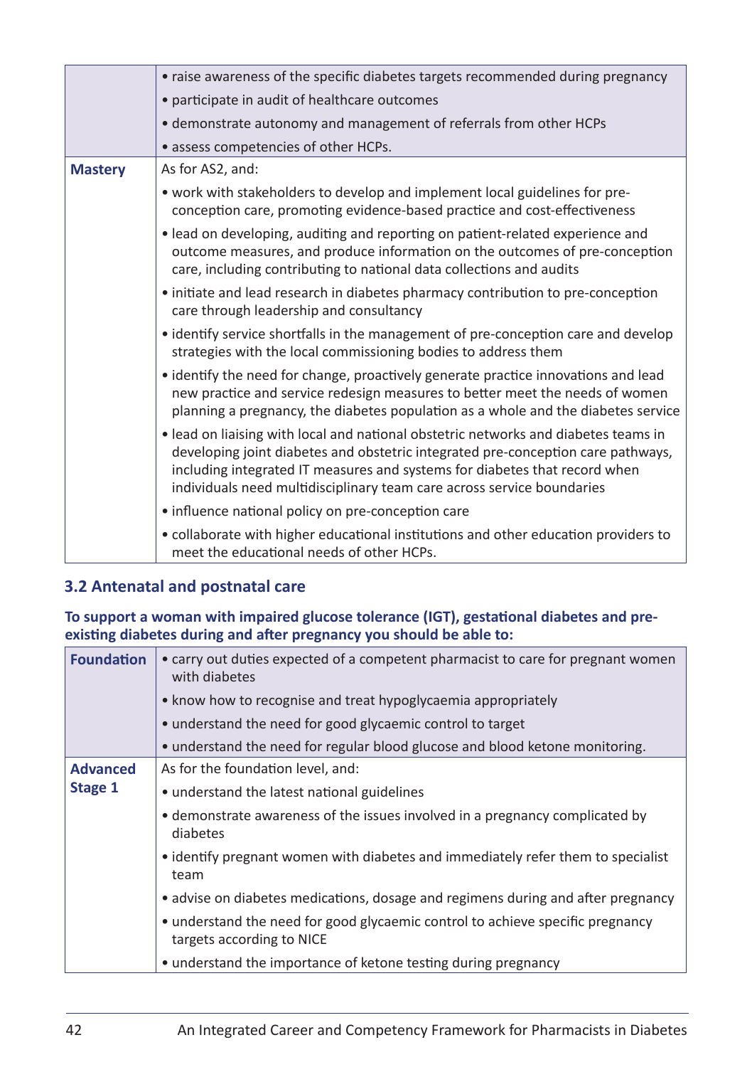| | |
|---|---|
| | • raise awareness of the specific diabetes targets recommended during pregnancy<br>• participate in audit of healthcare outcomes<br>• demonstrate autonomy and management of referrals from other HCPs<br>• assess competencies of other HCPs. |
| **Mastery** | As for AS2, and:<br>• work with stakeholders to develop and implement local guidelines for pre-conception care, promoting evidence-based practice and cost-effectiveness<br>• lead on developing, auditing and reporting on patient-related experience and outcome measures, and produce information on the outcomes of pre-conception care, including contributing to national data collections and audits<br>• initiate and lead research in diabetes pharmacy contribution to pre-conception care through leadership and consultancy<br>• identify service shortfalls in the management of pre-conception care and develop strategies with the local commissioning bodies to address them<br>• identify the need for change, proactively generate practice innovations and lead new practice and service redesign measures to better meet the needs of women planning a pregnancy, the diabetes population as a whole and the diabetes service<br>• lead on liaising with local and national obstetric networks and diabetes teams in developing joint diabetes and obstetric integrated pre-conception care pathways, including integrated IT measures and systems for diabetes that record when individuals need multidisciplinary team care across service boundaries<br>• influence national policy on pre-conception care<br>• collaborate with higher educational institutions and other education providers to meet the educational needs of other HCPs. |

## 3.2 Antenatal and postnatal care

**To support a woman with impaired glucose tolerance (IGT), gestational diabetes and pre-existing diabetes during and after pregnancy you should be able to:**

| | |
|---|---|
| **Foundation** | • carry out duties expected of a competent pharmacist to care for pregnant women with diabetes<br>• know how to recognise and treat hypoglycaemia appropriately<br>• understand the need for good glycaemic control to target<br>• understand the need for regular blood glucose and blood ketone monitoring. |
| **Advanced Stage 1** | As for the foundation level, and:<br>• understand the latest national guidelines<br>• demonstrate awareness of the issues involved in a pregnancy complicated by diabetes<br>• identify pregnant women with diabetes and immediately refer them to specialist team<br>• advise on diabetes medications, dosage and regimens during and after pregnancy<br>• understand the need for good glycaemic control to achieve specific pregnancy targets according to NICE<br>• understand the importance of ketone testing during pregnancy |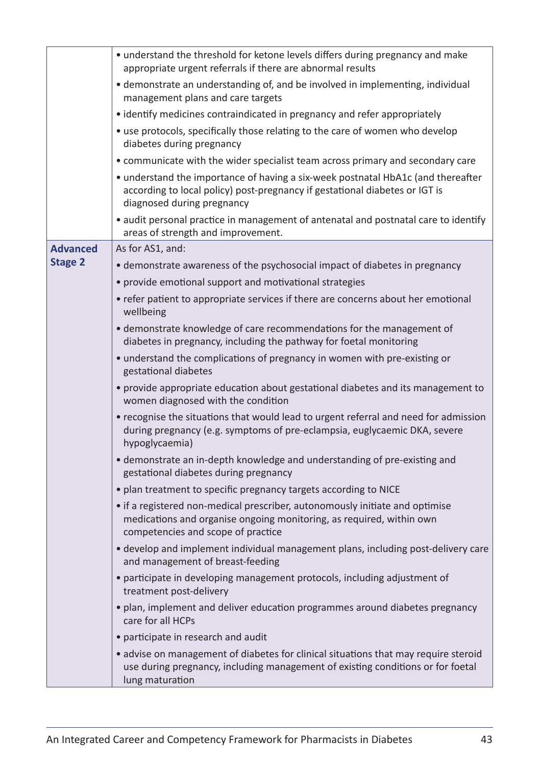| | |
|---|---|
| | • understand the threshold for ketone levels differs during pregnancy and make appropriate urgent referrals if there are abnormal results<br>• demonstrate an understanding of, and be involved in implementing, individual management plans and care targets<br>• identify medicines contraindicated in pregnancy and refer appropriately<br>• use protocols, specifically those relating to the care of women who develop diabetes during pregnancy<br>• communicate with the wider specialist team across primary and secondary care<br>• understand the importance of having a six-week postnatal HbA1c (and thereafter according to local policy) post-pregnancy if gestational diabetes or IGT is diagnosed during pregnancy<br>• audit personal practice in management of antenatal and postnatal care to identify areas of strength and improvement. |
| **Advanced Stage 2** | As for AS1, and:<br>• demonstrate awareness of the psychosocial impact of diabetes in pregnancy<br>• provide emotional support and motivational strategies<br>• refer patient to appropriate services if there are concerns about her emotional wellbeing<br>• demonstrate knowledge of care recommendations for the management of diabetes in pregnancy, including the pathway for foetal monitoring<br>• understand the complications of pregnancy in women with pre-existing or gestational diabetes<br>• provide appropriate education about gestational diabetes and its management to women diagnosed with the condition<br>• recognise the situations that would lead to urgent referral and need for admission during pregnancy (e.g. symptoms of pre-eclampsia, euglycaemic DKA, severe hypoglycaemia)<br>• demonstrate an in-depth knowledge and understanding of pre-existing and gestational diabetes during pregnancy<br>• plan treatment to specific pregnancy targets according to NICE<br>• if a registered non-medical prescriber, autonomously initiate and optimise medications and organise ongoing monitoring, as required, within own competencies and scope of practice<br>• develop and implement individual management plans, including post-delivery care and management of breast-feeding<br>• participate in developing management protocols, including adjustment of treatment post-delivery<br>• plan, implement and deliver education programmes around diabetes pregnancy care for all HCPs<br>• participate in research and audit<br>• advise on management of diabetes for clinical situations that may require steroid use during pregnancy, including management of existing conditions or for foetal lung maturation |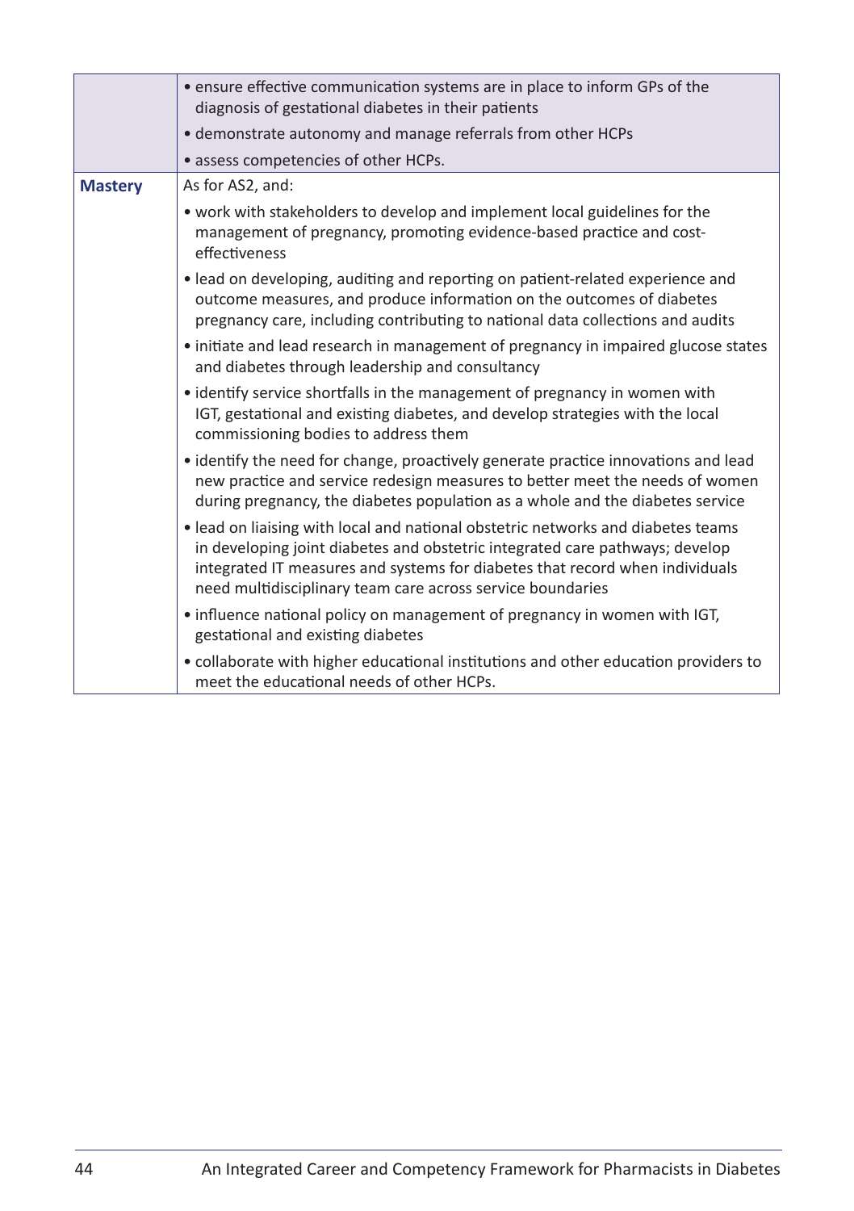| | |
|---|---|
| | • ensure effective communication systems are in place to inform GPs of the diagnosis of gestational diabetes in their patients<br>• demonstrate autonomy and manage referrals from other HCPs<br>• assess competencies of other HCPs. |
| **Mastery** | As for AS2, and:<br>• work with stakeholders to develop and implement local guidelines for the management of pregnancy, promoting evidence-based practice and cost-effectiveness<br>• lead on developing, auditing and reporting on patient-related experience and outcome measures, and produce information on the outcomes of diabetes pregnancy care, including contributing to national data collections and audits<br>• initiate and lead research in management of pregnancy in impaired glucose states and diabetes through leadership and consultancy<br>• identify service shortfalls in the management of pregnancy in women with IGT, gestational and existing diabetes, and develop strategies with the local commissioning bodies to address them<br>• identify the need for change, proactively generate practice innovations and lead new practice and service redesign measures to better meet the needs of women during pregnancy, the diabetes population as a whole and the diabetes service<br>• lead on liaising with local and national obstetric networks and diabetes teams in developing joint diabetes and obstetric integrated care pathways; develop integrated IT measures and systems for diabetes that record when individuals need multidisciplinary team care across service boundaries<br>• influence national policy on management of pregnancy in women with IGT, gestational and existing diabetes<br>• collaborate with higher educational institutions and other education providers to meet the educational needs of other HCPs. |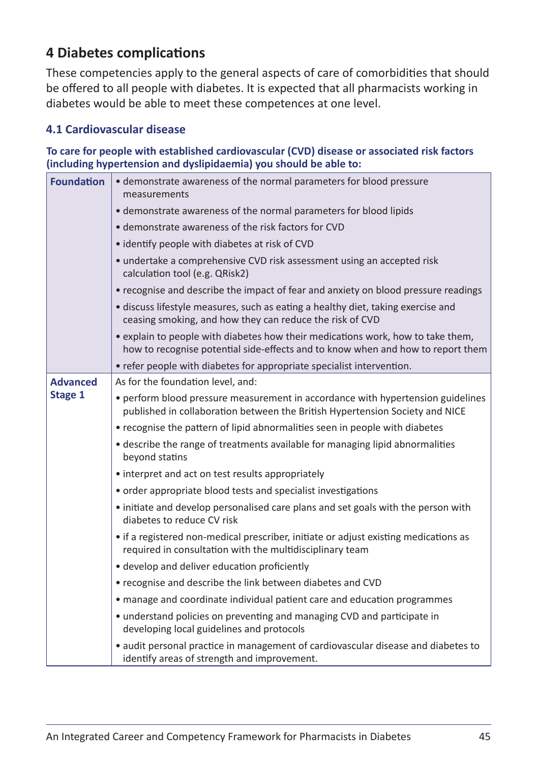## 4 Diabetes complications

These competencies apply to the general aspects of care of comorbidities that should be offered to all people with diabetes. It is expected that all pharmacists working in diabetes would be able to meet these competences at one level.

### 4.1 Cardiovascular disease

**To care for people with established cardiovascular (CVD) disease or associated risk factors (including hypertension and dyslipidaemia) you should be able to:**

| | |
|---|---|
| **Foundation** | • demonstrate awareness of the normal parameters for blood pressure measurements<br>• demonstrate awareness of the normal parameters for blood lipids<br>• demonstrate awareness of the risk factors for CVD<br>• identify people with diabetes at risk of CVD<br>• undertake a comprehensive CVD risk assessment using an accepted risk calculation tool (e.g. QRisk2)<br>• recognise and describe the impact of fear and anxiety on blood pressure readings<br>• discuss lifestyle measures, such as eating a healthy diet, taking exercise and ceasing smoking, and how they can reduce the risk of CVD<br>• explain to people with diabetes how their medications work, how to take them, how to recognise potential side-effects and to know when and how to report them<br>• refer people with diabetes for appropriate specialist intervention. |
| **Advanced Stage 1** | As for the foundation level, and:<br>• perform blood pressure measurement in accordance with hypertension guidelines published in collaboration between the British Hypertension Society and NICE<br>• recognise the pattern of lipid abnormalities seen in people with diabetes<br>• describe the range of treatments available for managing lipid abnormalities beyond statins<br>• interpret and act on test results appropriately<br>• order appropriate blood tests and specialist investigations<br>• initiate and develop personalised care plans and set goals with the person with diabetes to reduce CV risk<br>• if a registered non-medical prescriber, initiate or adjust existing medications as required in consultation with the multidisciplinary team<br>• develop and deliver education proficiently<br>• recognise and describe the link between diabetes and CVD<br>• manage and coordinate individual patient care and education programmes<br>• understand policies on preventing and managing CVD and participate in developing local guidelines and protocols<br>• audit personal practice in management of cardiovascular disease and diabetes to identify areas of strength and improvement. |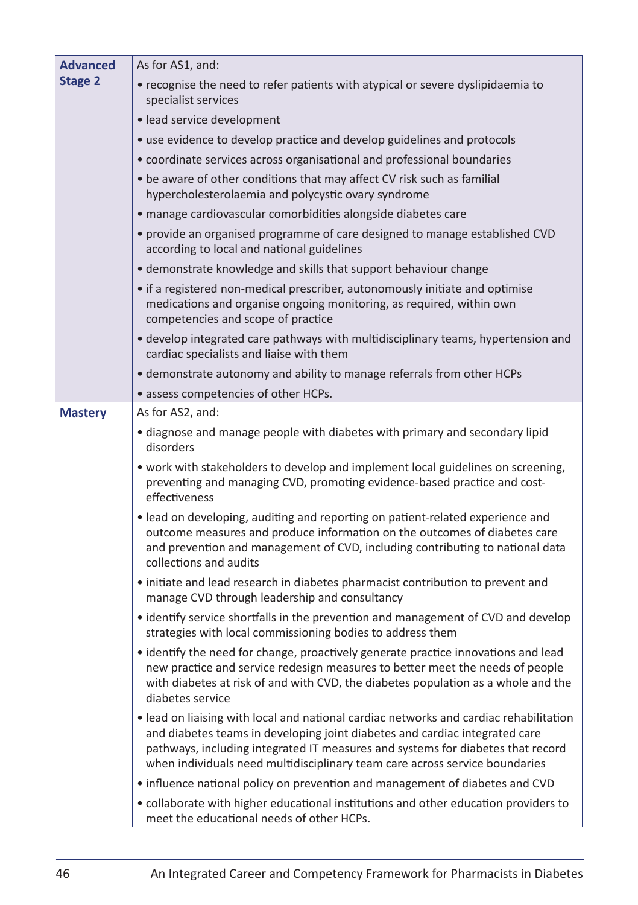| | |
|---|---|
| **Advanced Stage 2** | As for AS1, and:<br>• recognise the need to refer patients with atypical or severe dyslipidaemia to specialist services<br>• lead service development<br>• use evidence to develop practice and develop guidelines and protocols<br>• coordinate services across organisational and professional boundaries<br>• be aware of other conditions that may affect CV risk such as familial hypercholesterolaemia and polycystic ovary syndrome<br>• manage cardiovascular comorbidities alongside diabetes care<br>• provide an organised programme of care designed to manage established CVD according to local and national guidelines<br>• demonstrate knowledge and skills that support behaviour change<br>• if a registered non-medical prescriber, autonomously initiate and optimise medications and organise ongoing monitoring, as required, within own competencies and scope of practice<br>• develop integrated care pathways with multidisciplinary teams, hypertension and cardiac specialists and liaise with them<br>• demonstrate autonomy and ability to manage referrals from other HCPs<br>• assess competencies of other HCPs. |
| **Mastery** | As for AS2, and:<br>• diagnose and manage people with diabetes with primary and secondary lipid disorders<br>• work with stakeholders to develop and implement local guidelines on screening, preventing and managing CVD, promoting evidence-based practice and cost-effectiveness<br>• lead on developing, auditing and reporting on patient-related experience and outcome measures and produce information on the outcomes of diabetes care and prevention and management of CVD, including contributing to national data collections and audits<br>• initiate and lead research in diabetes pharmacist contribution to prevent and manage CVD through leadership and consultancy<br>• identify service shortfalls in the prevention and management of CVD and develop strategies with local commissioning bodies to address them<br>• identify the need for change, proactively generate practice innovations and lead new practice and service redesign measures to better meet the needs of people with diabetes at risk of and with CVD, the diabetes population as a whole and the diabetes service<br>• lead on liaising with local and national cardiac networks and cardiac rehabilitation and diabetes teams in developing joint diabetes and cardiac integrated care pathways, including integrated IT measures and systems for diabetes that record when individuals need multidisciplinary team care across service boundaries<br>• influence national policy on prevention and management of diabetes and CVD<br>• collaborate with higher educational institutions and other education providers to meet the educational needs of other HCPs. |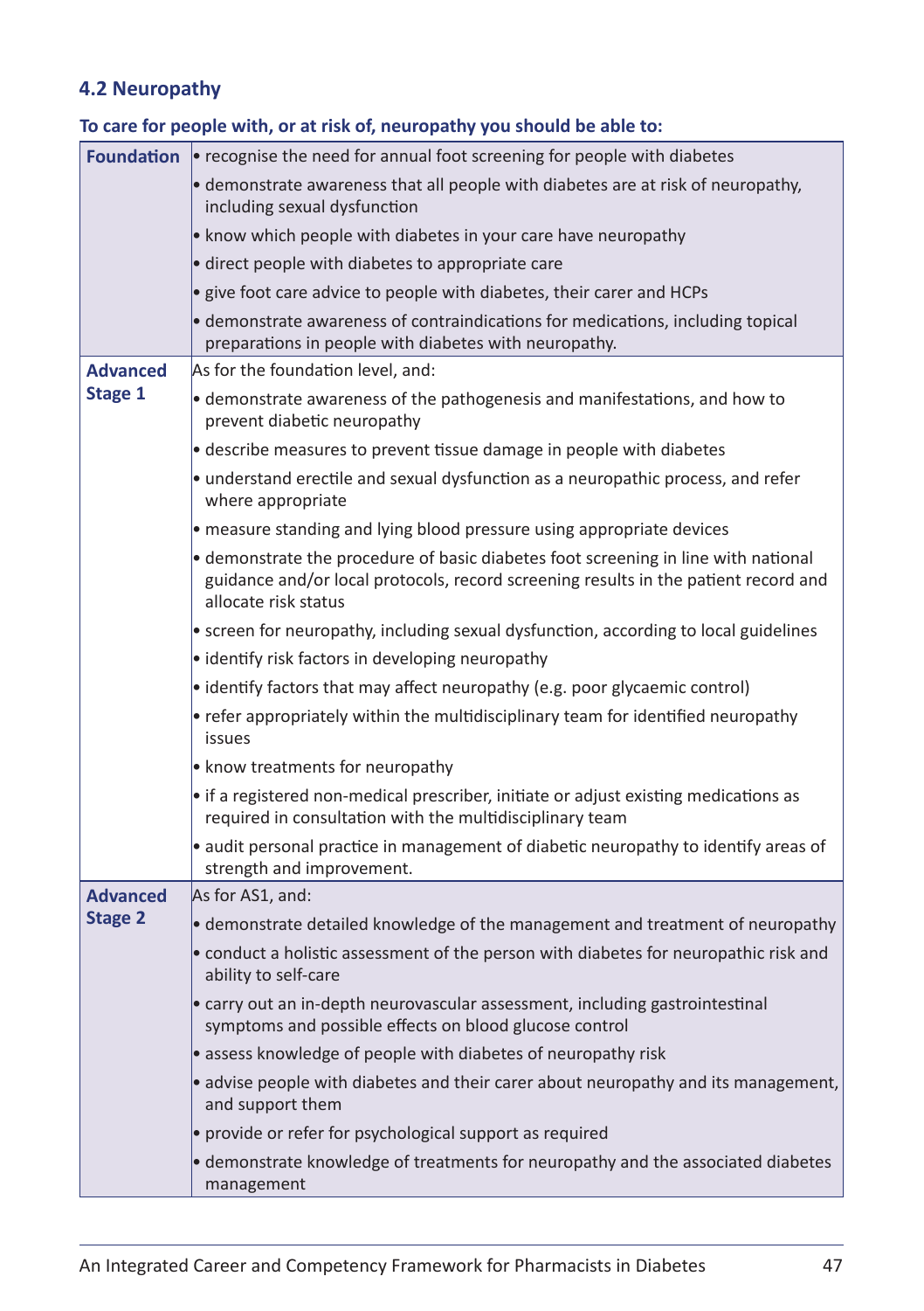### 4.2 Neuropathy

**To care for people with, or at risk of, neuropathy you should be able to:**

| | |
|---|---|
| **Foundation** | • recognise the need for annual foot screening for people with diabetes<br>• demonstrate awareness that all people with diabetes are at risk of neuropathy, including sexual dysfunction<br>• know which people with diabetes in your care have neuropathy<br>• direct people with diabetes to appropriate care<br>• give foot care advice to people with diabetes, their carer and HCPs<br>• demonstrate awareness of contraindications for medications, including topical preparations in people with diabetes with neuropathy. |
| **Advanced Stage 1** | As for the foundation level, and:<br>• demonstrate awareness of the pathogenesis and manifestations, and how to prevent diabetic neuropathy<br>• describe measures to prevent tissue damage in people with diabetes<br>• understand erectile and sexual dysfunction as a neuropathic process, and refer where appropriate<br>• measure standing and lying blood pressure using appropriate devices<br>• demonstrate the procedure of basic diabetes foot screening in line with national guidance and/or local protocols, record screening results in the patient record and allocate risk status<br>• screen for neuropathy, including sexual dysfunction, according to local guidelines<br>• identify risk factors in developing neuropathy<br>• identify factors that may affect neuropathy (e.g. poor glycaemic control)<br>• refer appropriately within the multidisciplinary team for identified neuropathy issues<br>• know treatments for neuropathy<br>• if a registered non-medical prescriber, initiate or adjust existing medications as required in consultation with the multidisciplinary team<br>• audit personal practice in management of diabetic neuropathy to identify areas of strength and improvement. |
| **Advanced Stage 2** | As for AS1, and:<br>• demonstrate detailed knowledge of the management and treatment of neuropathy<br>• conduct a holistic assessment of the person with diabetes for neuropathic risk and ability to self-care<br>• carry out an in-depth neurovascular assessment, including gastrointestinal symptoms and possible effects on blood glucose control<br>• assess knowledge of people with diabetes of neuropathy risk<br>• advise people with diabetes and their carer about neuropathy and its management, and support them<br>• provide or refer for psychological support as required<br>• demonstrate knowledge of treatments for neuropathy and the associated diabetes management |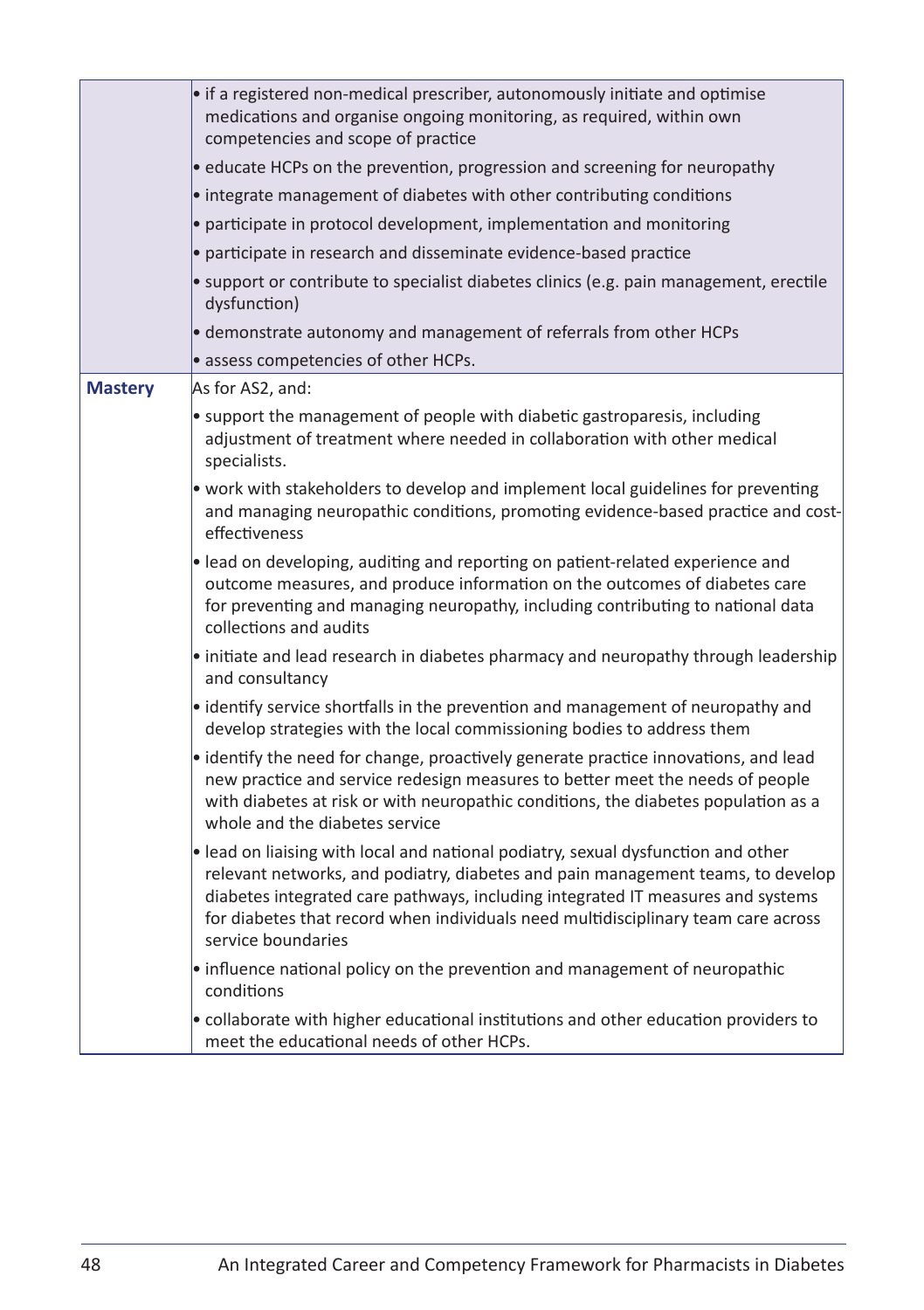| | |
|---|---|
| | • if a registered non-medical prescriber, autonomously initiate and optimise medications and organise ongoing monitoring, as required, within own competencies and scope of practice<br>• educate HCPs on the prevention, progression and screening for neuropathy<br>• integrate management of diabetes with other contributing conditions<br>• participate in protocol development, implementation and monitoring<br>• participate in research and disseminate evidence-based practice<br>• support or contribute to specialist diabetes clinics (e.g. pain management, erectile dysfunction)<br>• demonstrate autonomy and management of referrals from other HCPs<br>• assess competencies of other HCPs. |
| **Mastery** | As for AS2, and:<br>• support the management of people with diabetic gastroparesis, including adjustment of treatment where needed in collaboration with other medical specialists.<br>• work with stakeholders to develop and implement local guidelines for preventing and managing neuropathic conditions, promoting evidence-based practice and cost-effectiveness<br>• lead on developing, auditing and reporting on patient-related experience and outcome measures, and produce information on the outcomes of diabetes care for preventing and managing neuropathy, including contributing to national data collections and audits<br>• initiate and lead research in diabetes pharmacy and neuropathy through leadership and consultancy<br>• identify service shortfalls in the prevention and management of neuropathy and develop strategies with the local commissioning bodies to address them<br>• identify the need for change, proactively generate practice innovations, and lead new practice and service redesign measures to better meet the needs of people with diabetes at risk or with neuropathic conditions, the diabetes population as a whole and the diabetes service<br>• lead on liaising with local and national podiatry, sexual dysfunction and other relevant networks, and podiatry, diabetes and pain management teams, to develop diabetes integrated care pathways, including integrated IT measures and systems for diabetes that record when individuals need multidisciplinary team care across service boundaries<br>• influence national policy on the prevention and management of neuropathic conditions<br>• collaborate with higher educational institutions and other education providers to meet the educational needs of other HCPs. |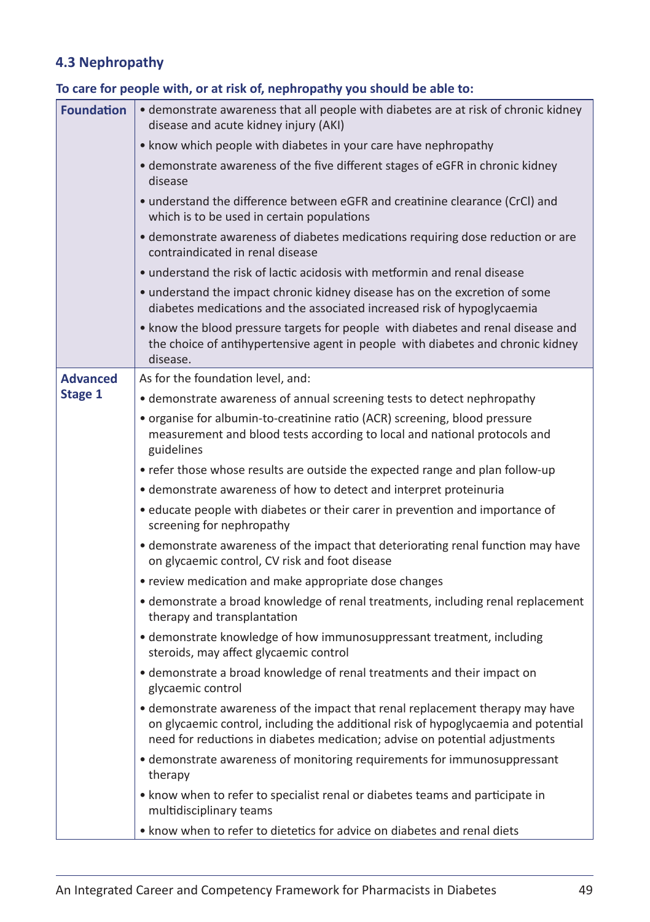### 4.3 Nephropathy

**To care for people with, or at risk of, nephropathy you should be able to:**

| | |
|---|---|
| **Foundation** | • demonstrate awareness that all people with diabetes are at risk of chronic kidney disease and acute kidney injury (AKI)<br>• know which people with diabetes in your care have nephropathy<br>• demonstrate awareness of the five different stages of eGFR in chronic kidney disease<br>• understand the difference between eGFR and creatinine clearance (CrCl) and which is to be used in certain populations<br>• demonstrate awareness of diabetes medications requiring dose reduction or are contraindicated in renal disease<br>• understand the risk of lactic acidosis with metformin and renal disease<br>• understand the impact chronic kidney disease has on the excretion of some diabetes medications and the associated increased risk of hypoglycaemia<br>• know the blood pressure targets for people with diabetes and renal disease and the choice of antihypertensive agent in people with diabetes and chronic kidney disease. |
| **Advanced Stage 1** | As for the foundation level, and:<br>• demonstrate awareness of annual screening tests to detect nephropathy<br>• organise for albumin-to-creatinine ratio (ACR) screening, blood pressure measurement and blood tests according to local and national protocols and guidelines<br>• refer those whose results are outside the expected range and plan follow-up<br>• demonstrate awareness of how to detect and interpret proteinuria<br>• educate people with diabetes or their carer in prevention and importance of screening for nephropathy<br>• demonstrate awareness of the impact that deteriorating renal function may have on glycaemic control, CV risk and foot disease<br>• review medication and make appropriate dose changes<br>• demonstrate a broad knowledge of renal treatments, including renal replacement therapy and transplantation<br>• demonstrate knowledge of how immunosuppressant treatment, including steroids, may affect glycaemic control<br>• demonstrate a broad knowledge of renal treatments and their impact on glycaemic control<br>• demonstrate awareness of the impact that renal replacement therapy may have on glycaemic control, including the additional risk of hypoglycaemia and potential need for reductions in diabetes medication; advise on potential adjustments<br>• demonstrate awareness of monitoring requirements for immunosuppressant therapy<br>• know when to refer to specialist renal or diabetes teams and participate in multidisciplinary teams<br>• know when to refer to dietetics for advice on diabetes and renal diets |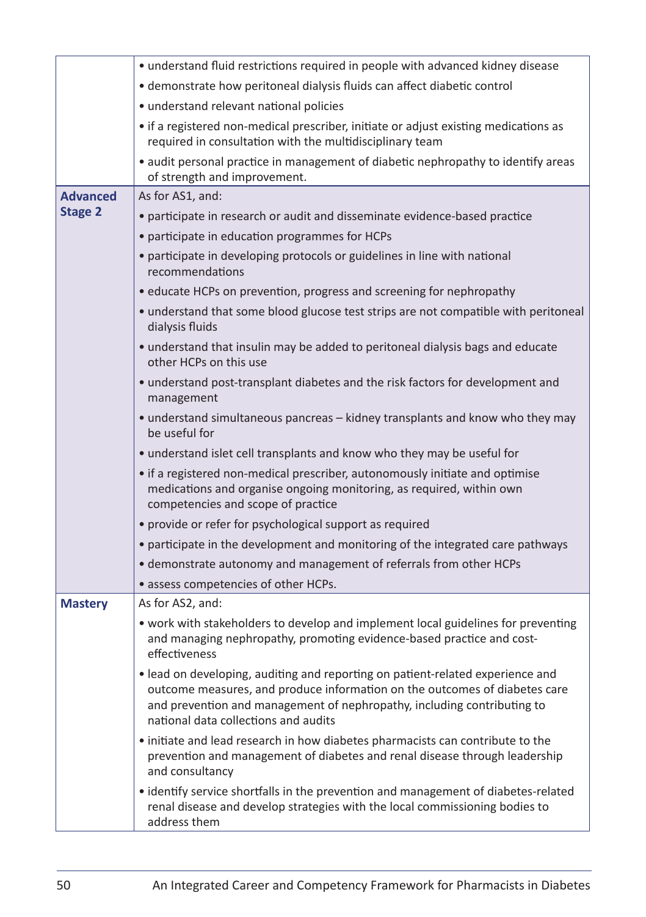| | |
|---|---|
| | • understand fluid restrictions required in people with advanced kidney disease<br>• demonstrate how peritoneal dialysis fluids can affect diabetic control<br>• understand relevant national policies<br>• if a registered non-medical prescriber, initiate or adjust existing medications as required in consultation with the multidisciplinary team<br>• audit personal practice in management of diabetic nephropathy to identify areas of strength and improvement. |
| **Advanced Stage 2** | As for AS1, and:<br>• participate in research or audit and disseminate evidence-based practice<br>• participate in education programmes for HCPs<br>• participate in developing protocols or guidelines in line with national recommendations<br>• educate HCPs on prevention, progress and screening for nephropathy<br>• understand that some blood glucose test strips are not compatible with peritoneal dialysis fluids<br>• understand that insulin may be added to peritoneal dialysis bags and educate other HCPs on this use<br>• understand post-transplant diabetes and the risk factors for development and management<br>• understand simultaneous pancreas – kidney transplants and know who they may be useful for<br>• understand islet cell transplants and know who they may be useful for<br>• if a registered non-medical prescriber, autonomously initiate and optimise medications and organise ongoing monitoring, as required, within own competencies and scope of practice<br>• provide or refer for psychological support as required<br>• participate in the development and monitoring of the integrated care pathways<br>• demonstrate autonomy and management of referrals from other HCPs<br>• assess competencies of other HCPs. |
| **Mastery** | As for AS2, and:<br>• work with stakeholders to develop and implement local guidelines for preventing and managing nephropathy, promoting evidence-based practice and cost-effectiveness<br>• lead on developing, auditing and reporting on patient-related experience and outcome measures, and produce information on the outcomes of diabetes care and prevention and management of nephropathy, including contributing to national data collections and audits<br>• initiate and lead research in how diabetes pharmacists can contribute to the prevention and management of diabetes and renal disease through leadership and consultancy<br>• identify service shortfalls in the prevention and management of diabetes-related renal disease and develop strategies with the local commissioning bodies to address them |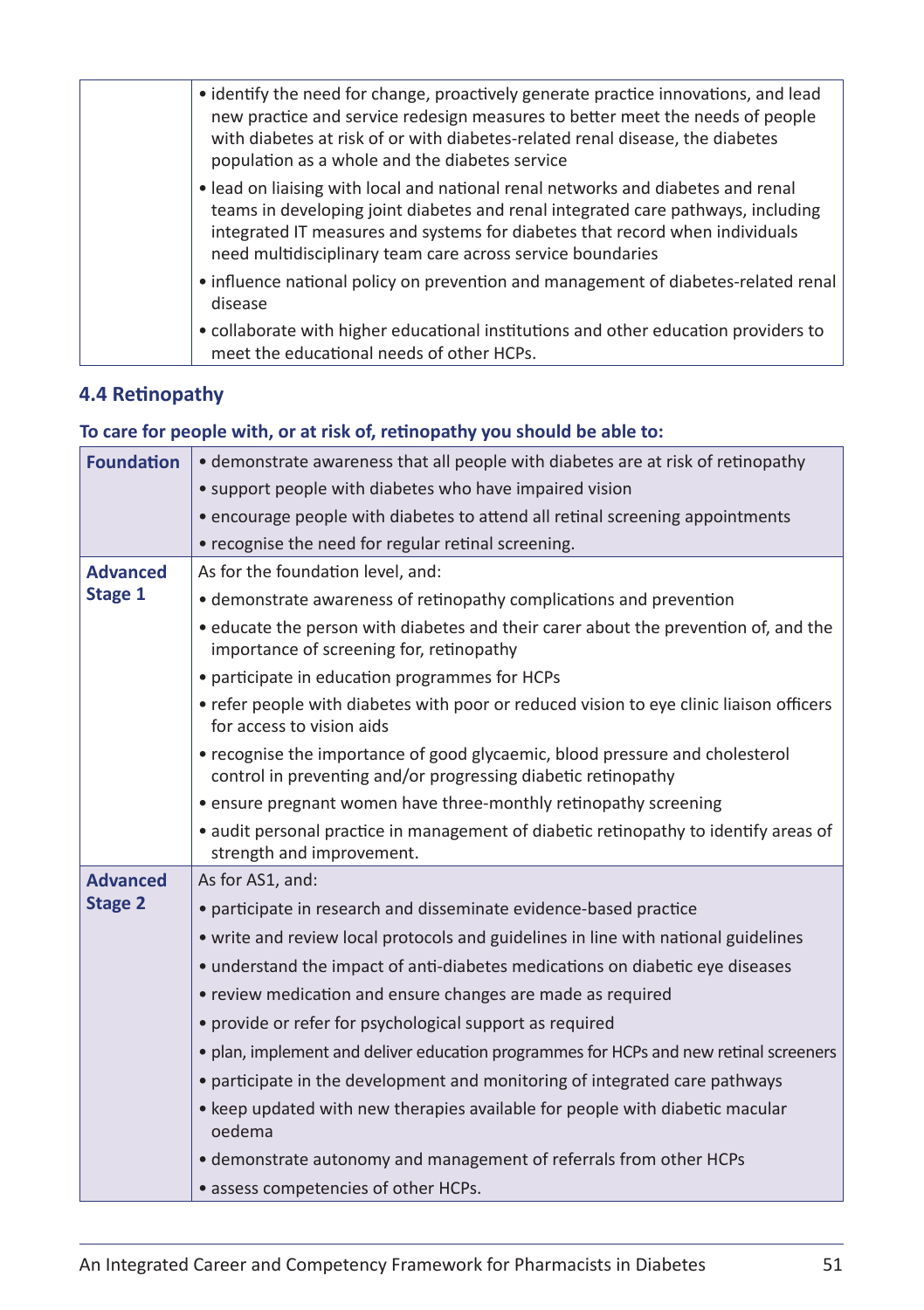| | |
|---|---|
| | • identify the need for change, proactively generate practice innovations, and lead new practice and service redesign measures to better meet the needs of people with diabetes at risk of or with diabetes-related renal disease, the diabetes population as a whole and the diabetes service<br>• lead on liaising with local and national renal networks and diabetes and renal teams in developing joint diabetes and renal integrated care pathways, including integrated IT measures and systems for diabetes that record when individuals need multidisciplinary team care across service boundaries<br>• influence national policy on prevention and management of diabetes-related renal disease<br>• collaborate with higher educational institutions and other education providers to meet the educational needs of other HCPs. |

### 4.4 Retinopathy

**To care for people with, or at risk of, retinopathy you should be able to:**

| | |
|---|---|
| **Foundation** | • demonstrate awareness that all people with diabetes are at risk of retinopathy<br>• support people with diabetes who have impaired vision<br>• encourage people with diabetes to attend all retinal screening appointments<br>• recognise the need for regular retinal screening. |
| **Advanced Stage 1** | As for the foundation level, and:<br>• demonstrate awareness of retinopathy complications and prevention<br>• educate the person with diabetes and their carer about the prevention of, and the importance of screening for, retinopathy<br>• participate in education programmes for HCPs<br>• refer people with diabetes with poor or reduced vision to eye clinic liaison officers for access to vision aids<br>• recognise the importance of good glycaemic, blood pressure and cholesterol control in preventing and/or progressing diabetic retinopathy<br>• ensure pregnant women have three-monthly retinopathy screening<br>• audit personal practice in management of diabetic retinopathy to identify areas of strength and improvement. |
| **Advanced Stage 2** | As for AS1, and:<br>• participate in research and disseminate evidence-based practice<br>• write and review local protocols and guidelines in line with national guidelines<br>• understand the impact of anti-diabetes medications on diabetic eye diseases<br>• review medication and ensure changes are made as required<br>• provide or refer for psychological support as required<br>• plan, implement and deliver education programmes for HCPs and new retinal screeners<br>• participate in the development and monitoring of integrated care pathways<br>• keep updated with new therapies available for people with diabetic macular oedema<br>• demonstrate autonomy and management of referrals from other HCPs<br>• assess competencies of other HCPs. |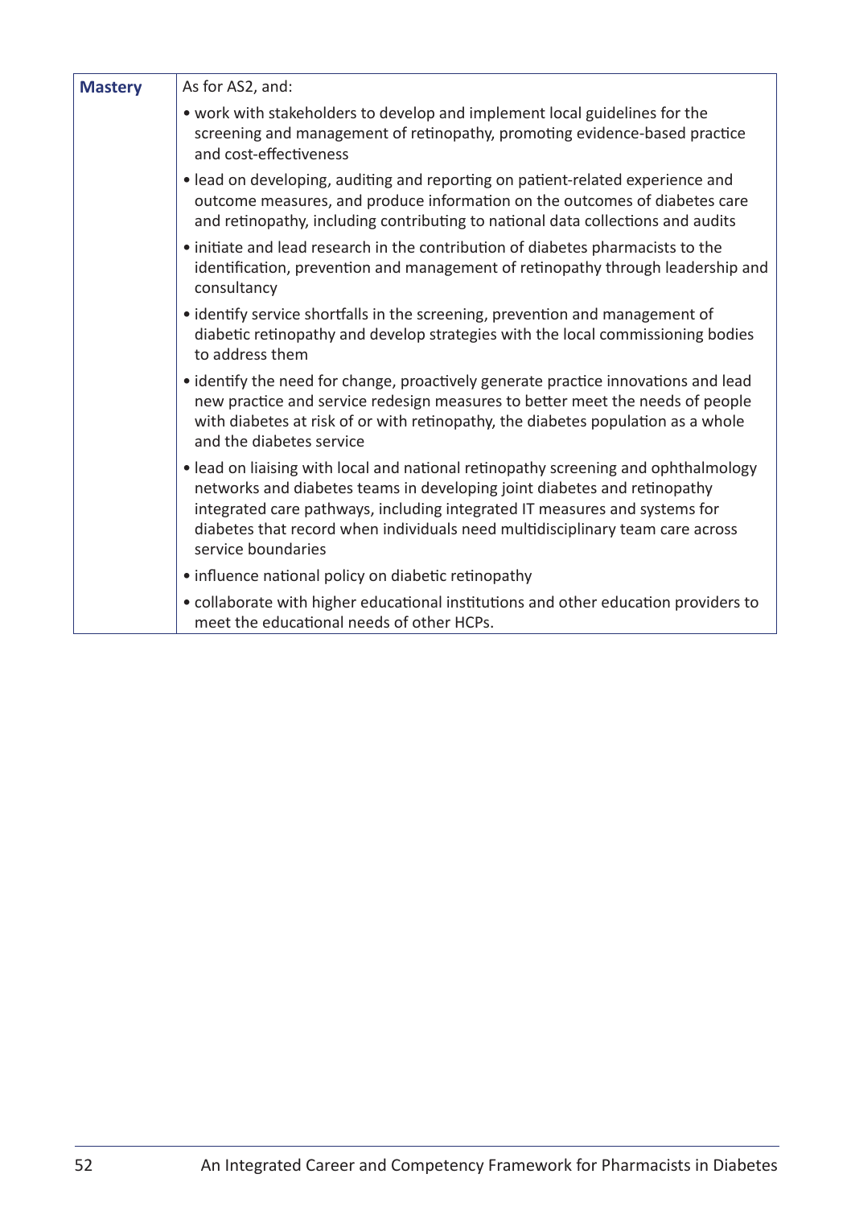| **Mastery** | As for AS2, and:<br>• work with stakeholders to develop and implement local guidelines for the screening and management of retinopathy, promoting evidence-based practice and cost-effectiveness<br>• lead on developing, auditing and reporting on patient-related experience and outcome measures, and produce information on the outcomes of diabetes care and retinopathy, including contributing to national data collections and audits<br>• initiate and lead research in the contribution of diabetes pharmacists to the identification, prevention and management of retinopathy through leadership and consultancy<br>• identify service shortfalls in the screening, prevention and management of diabetic retinopathy and develop strategies with the local commissioning bodies to address them<br>• identify the need for change, proactively generate practice innovations and lead new practice and service redesign measures to better meet the needs of people with diabetes at risk of or with retinopathy, the diabetes population as a whole and the diabetes service<br>• lead on liaising with local and national retinopathy screening and ophthalmology networks and diabetes teams in developing joint diabetes and retinopathy integrated care pathways, including integrated IT measures and systems for diabetes that record when individuals need multidisciplinary team care across service boundaries<br>• influence national policy on diabetic retinopathy<br>• collaborate with higher educational institutions and other education providers to meet the educational needs of other HCPs. |
|---|---|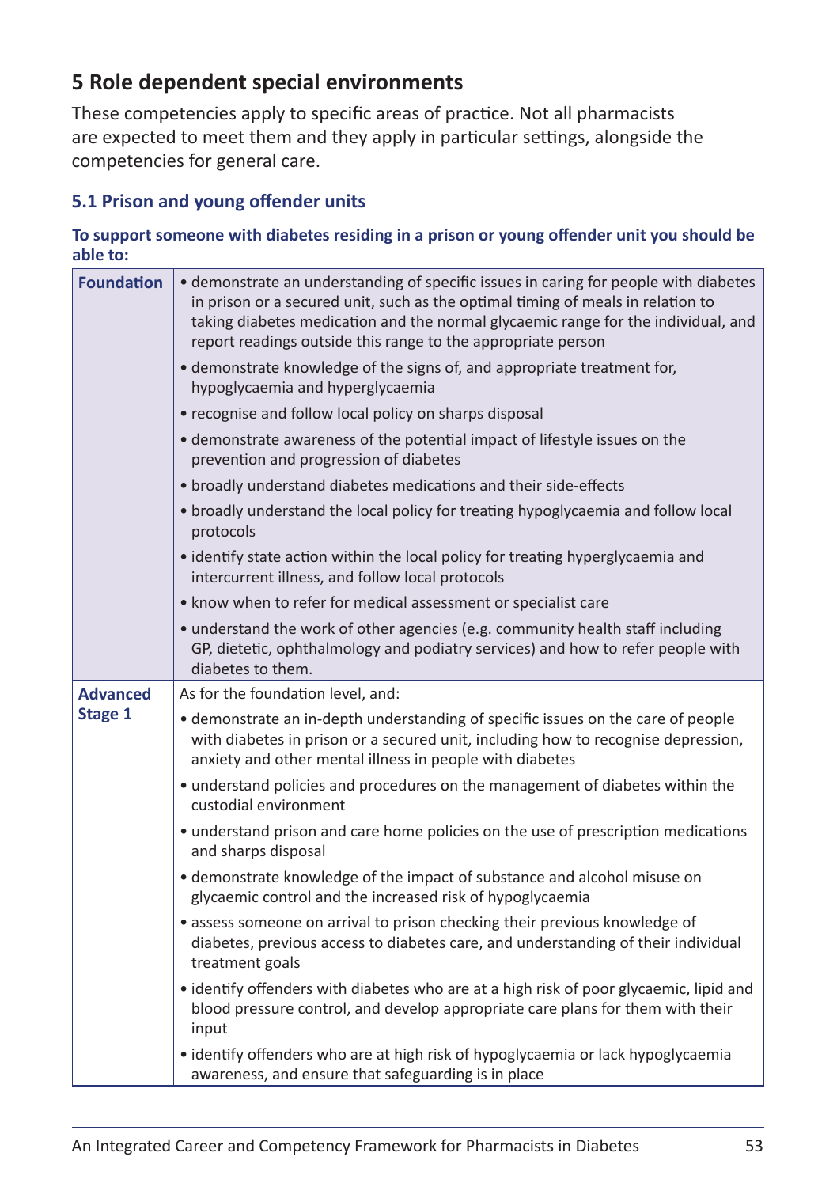## 5 Role dependent special environments

These competencies apply to specific areas of practice. Not all pharmacists are expected to meet them and they apply in particular settings, alongside the competencies for general care.

### 5.1 Prison and young offender units

**To support someone with diabetes residing in a prison or young offender unit you should be able to:**

| | |
|---|---|
| **Foundation** | • demonstrate an understanding of specific issues in caring for people with diabetes in prison or a secured unit, such as the optimal timing of meals in relation to taking diabetes medication and the normal glycaemic range for the individual, and report readings outside this range to the appropriate person<br>• demonstrate knowledge of the signs of, and appropriate treatment for, hypoglycaemia and hyperglycaemia<br>• recognise and follow local policy on sharps disposal<br>• demonstrate awareness of the potential impact of lifestyle issues on the prevention and progression of diabetes<br>• broadly understand diabetes medications and their side-effects<br>• broadly understand the local policy for treating hypoglycaemia and follow local protocols<br>• identify state action within the local policy for treating hyperglycaemia and intercurrent illness, and follow local protocols<br>• know when to refer for medical assessment or specialist care<br>• understand the work of other agencies (e.g. community health staff including GP, dietetic, ophthalmology and podiatry services) and how to refer people with diabetes to them. |
| **Advanced Stage 1** | As for the foundation level, and:<br>• demonstrate an in-depth understanding of specific issues on the care of people with diabetes in prison or a secured unit, including how to recognise depression, anxiety and other mental illness in people with diabetes<br>• understand policies and procedures on the management of diabetes within the custodial environment<br>• understand prison and care home policies on the use of prescription medications and sharps disposal<br>• demonstrate knowledge of the impact of substance and alcohol misuse on glycaemic control and the increased risk of hypoglycaemia<br>• assess someone on arrival to prison checking their previous knowledge of diabetes, previous access to diabetes care, and understanding of their individual treatment goals<br>• identify offenders with diabetes who are at a high risk of poor glycaemic, lipid and blood pressure control, and develop appropriate care plans for them with their input<br>• identify offenders who are at high risk of hypoglycaemia or lack hypoglycaemia awareness, and ensure that safeguarding is in place |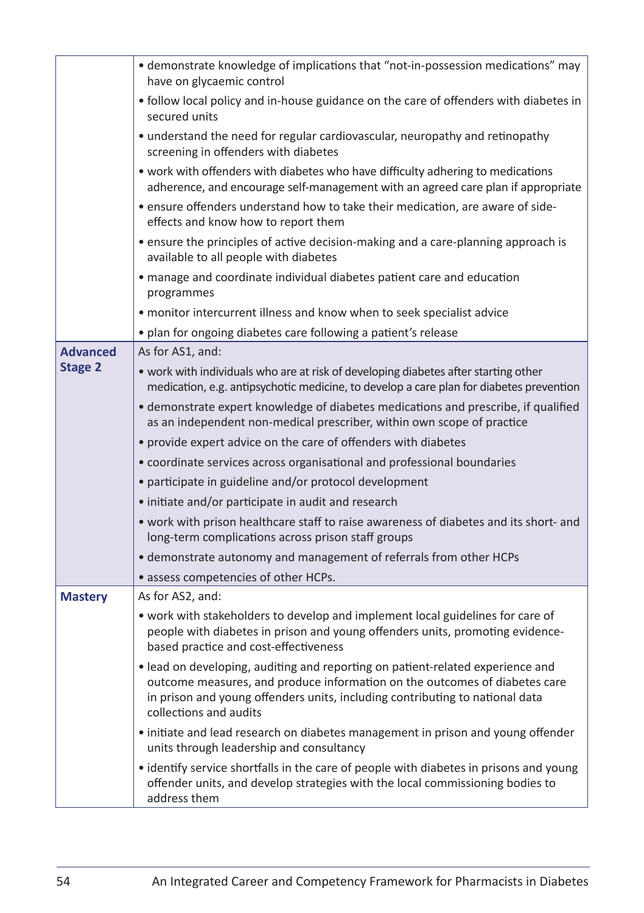| | |
|---|---|
| | • demonstrate knowledge of implications that "not-in-possession medications" may have on glycaemic control<br>• follow local policy and in-house guidance on the care of offenders with diabetes in secured units<br>• understand the need for regular cardiovascular, neuropathy and retinopathy screening in offenders with diabetes<br>• work with offenders with diabetes who have difficulty adhering to medications adherence, and encourage self-management with an agreed care plan if appropriate<br>• ensure offenders understand how to take their medication, are aware of side-effects and know how to report them<br>• ensure the principles of active decision-making and a care-planning approach is available to all people with diabetes<br>• manage and coordinate individual diabetes patient care and education programmes<br>• monitor intercurrent illness and know when to seek specialist advice<br>• plan for ongoing diabetes care following a patient's release |
| **Advanced Stage 2** | As for AS1, and:<br>• work with individuals who are at risk of developing diabetes after starting other medication, e.g. antipsychotic medicine, to develop a care plan for diabetes prevention<br>• demonstrate expert knowledge of diabetes medications and prescribe, if qualified as an independent non-medical prescriber, within own scope of practice<br>• provide expert advice on the care of offenders with diabetes<br>• coordinate services across organisational and professional boundaries<br>• participate in guideline and/or protocol development<br>• initiate and/or participate in audit and research<br>• work with prison healthcare staff to raise awareness of diabetes and its short- and long-term complications across prison staff groups<br>• demonstrate autonomy and management of referrals from other HCPs<br>• assess competencies of other HCPs. |
| **Mastery** | As for AS2, and:<br>• work with stakeholders to develop and implement local guidelines for care of people with diabetes in prison and young offenders units, promoting evidence-based practice and cost-effectiveness<br>• lead on developing, auditing and reporting on patient-related experience and outcome measures, and produce information on the outcomes of diabetes care in prison and young offenders units, including contributing to national data collections and audits<br>• initiate and lead research on diabetes management in prison and young offender units through leadership and consultancy<br>• identify service shortfalls in the care of people with diabetes in prisons and young offender units, and develop strategies with the local commissioning bodies to address them |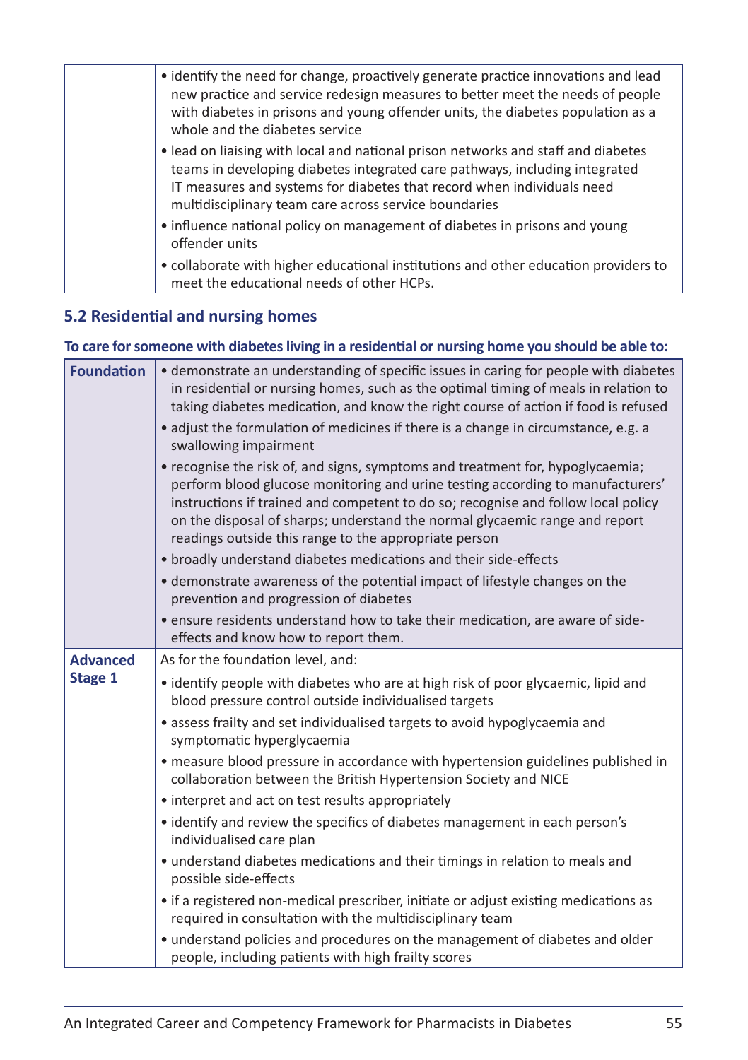| | |
|---|---|
| | • identify the need for change, proactively generate practice innovations and lead new practice and service redesign measures to better meet the needs of people with diabetes in prisons and young offender units, the diabetes population as a whole and the diabetes service<br>• lead on liaising with local and national prison networks and staff and diabetes teams in developing diabetes integrated care pathways, including integrated IT measures and systems for diabetes that record when individuals need multidisciplinary team care across service boundaries<br>• influence national policy on management of diabetes in prisons and young offender units<br>• collaborate with higher educational institutions and other education providers to meet the educational needs of other HCPs. |

## 5.2 Residential and nursing homes

**To care for someone with diabetes living in a residential or nursing home you should be able to:**

| | |
|---|---|
| **Foundation** | • demonstrate an understanding of specific issues in caring for people with diabetes in residential or nursing homes, such as the optimal timing of meals in relation to taking diabetes medication, and know the right course of action if food is refused<br>• adjust the formulation of medicines if there is a change in circumstance, e.g. a swallowing impairment<br>• recognise the risk of, and signs, symptoms and treatment for, hypoglycaemia; perform blood glucose monitoring and urine testing according to manufacturers' instructions if trained and competent to do so; recognise and follow local policy on the disposal of sharps; understand the normal glycaemic range and report readings outside this range to the appropriate person<br>• broadly understand diabetes medications and their side-effects<br>• demonstrate awareness of the potential impact of lifestyle changes on the prevention and progression of diabetes<br>• ensure residents understand how to take their medication, are aware of side-effects and know how to report them. |
| **Advanced Stage 1** | As for the foundation level, and:<br>• identify people with diabetes who are at high risk of poor glycaemic, lipid and blood pressure control outside individualised targets<br>• assess frailty and set individualised targets to avoid hypoglycaemia and symptomatic hyperglycaemia<br>• measure blood pressure in accordance with hypertension guidelines published in collaboration between the British Hypertension Society and NICE<br>• interpret and act on test results appropriately<br>• identify and review the specifics of diabetes management in each person's individualised care plan<br>• understand diabetes medications and their timings in relation to meals and possible side-effects<br>• if a registered non-medical prescriber, initiate or adjust existing medications as required in consultation with the multidisciplinary team<br>• understand policies and procedures on the management of diabetes and older people, including patients with high frailty scores |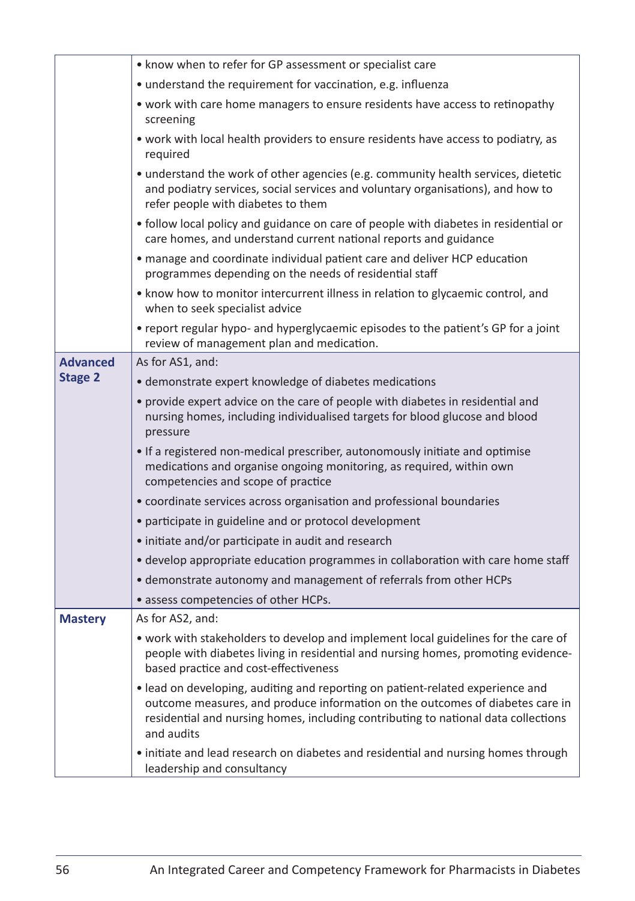| | |
|---|---|
| | • know when to refer for GP assessment or specialist care |
| | • understand the requirement for vaccination, e.g. influenza |
| | • work with care home managers to ensure residents have access to retinopathy screening |
| | • work with local health providers to ensure residents have access to podiatry, as required |
| | • understand the work of other agencies (e.g. community health services, dietetic and podiatry services, social services and voluntary organisations), and how to refer people with diabetes to them |
| | • follow local policy and guidance on care of people with diabetes in residential or care homes, and understand current national reports and guidance |
| | • manage and coordinate individual patient care and deliver HCP education programmes depending on the needs of residential staff |
| | • know how to monitor intercurrent illness in relation to glycaemic control, and when to seek specialist advice |
| | • report regular hypo- and hyperglycaemic episodes to the patient's GP for a joint review of management plan and medication. |
| **Advanced Stage 2** | As for AS1, and: |
| | • demonstrate expert knowledge of diabetes medications |
| | • provide expert advice on the care of people with diabetes in residential and nursing homes, including individualised targets for blood glucose and blood pressure |
| | • If a registered non-medical prescriber, autonomously initiate and optimise medications and organise ongoing monitoring, as required, within own competencies and scope of practice |
| | • coordinate services across organisation and professional boundaries |
| | • participate in guideline and or protocol development |
| | • initiate and/or participate in audit and research |
| | • develop appropriate education programmes in collaboration with care home staff |
| | • demonstrate autonomy and management of referrals from other HCPs |
| | • assess competencies of other HCPs. |
| **Mastery** | As for AS2, and: |
| | • work with stakeholders to develop and implement local guidelines for the care of people with diabetes living in residential and nursing homes, promoting evidence-based practice and cost-effectiveness |
| | • lead on developing, auditing and reporting on patient-related experience and outcome measures, and produce information on the outcomes of diabetes care in residential and nursing homes, including contributing to national data collections and audits |
| | • initiate and lead research on diabetes and residential and nursing homes through leadership and consultancy |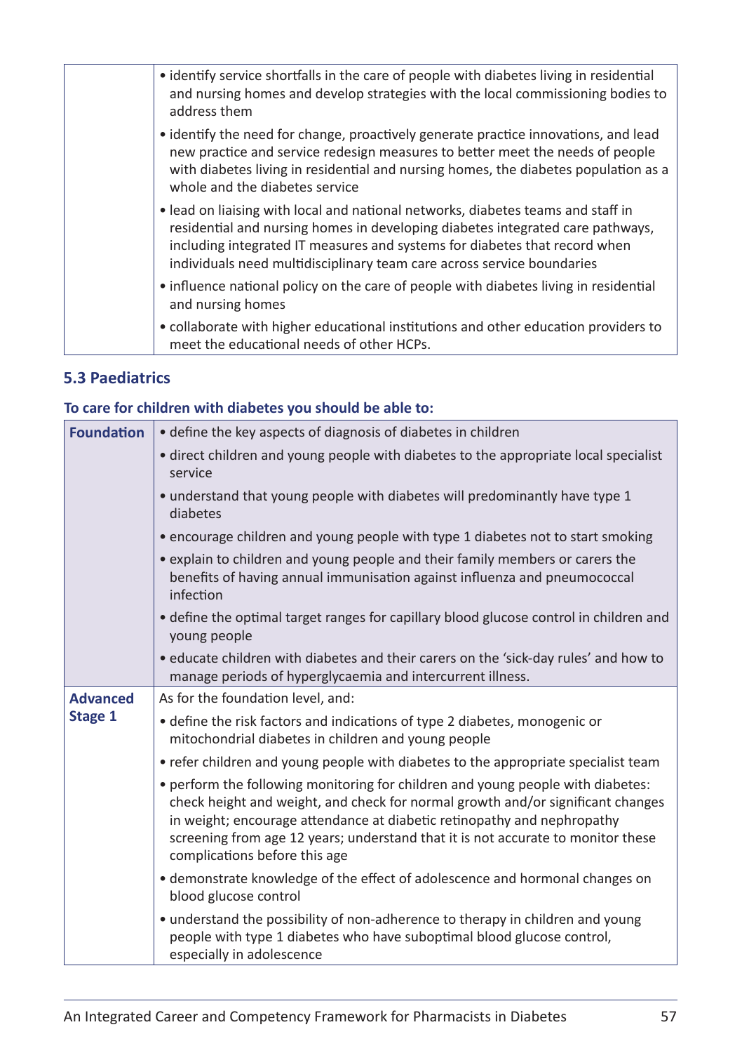| | |
|---|---|
| | • identify service shortfalls in the care of people with diabetes living in residential and nursing homes and develop strategies with the local commissioning bodies to address them<br>• identify the need for change, proactively generate practice innovations, and lead new practice and service redesign measures to better meet the needs of people with diabetes living in residential and nursing homes, the diabetes population as a whole and the diabetes service<br>• lead on liaising with local and national networks, diabetes teams and staff in residential and nursing homes in developing diabetes integrated care pathways, including integrated IT measures and systems for diabetes that record when individuals need multidisciplinary team care across service boundaries<br>• influence national policy on the care of people with diabetes living in residential and nursing homes<br>• collaborate with higher educational institutions and other education providers to meet the educational needs of other HCPs. |

### 5.3 Paediatrics

**To care for children with diabetes you should be able to:**

| | |
|---|---|
| **Foundation** | • define the key aspects of diagnosis of diabetes in children<br>• direct children and young people with diabetes to the appropriate local specialist service<br>• understand that young people with diabetes will predominantly have type 1 diabetes<br>• encourage children and young people with type 1 diabetes not to start smoking<br>• explain to children and young people and their family members or carers the benefits of having annual immunisation against influenza and pneumococcal infection<br>• define the optimal target ranges for capillary blood glucose control in children and young people<br>• educate children with diabetes and their carers on the 'sick-day rules' and how to manage periods of hyperglycaemia and intercurrent illness. |
| **Advanced Stage 1** | As for the foundation level, and:<br>• define the risk factors and indications of type 2 diabetes, monogenic or mitochondrial diabetes in children and young people<br>• refer children and young people with diabetes to the appropriate specialist team<br>• perform the following monitoring for children and young people with diabetes: check height and weight, and check for normal growth and/or significant changes in weight; encourage attendance at diabetic retinopathy and nephropathy screening from age 12 years; understand that it is not accurate to monitor these complications before this age<br>• demonstrate knowledge of the effect of adolescence and hormonal changes on blood glucose control<br>• understand the possibility of non-adherence to therapy in children and young people with type 1 diabetes who have suboptimal blood glucose control, especially in adolescence |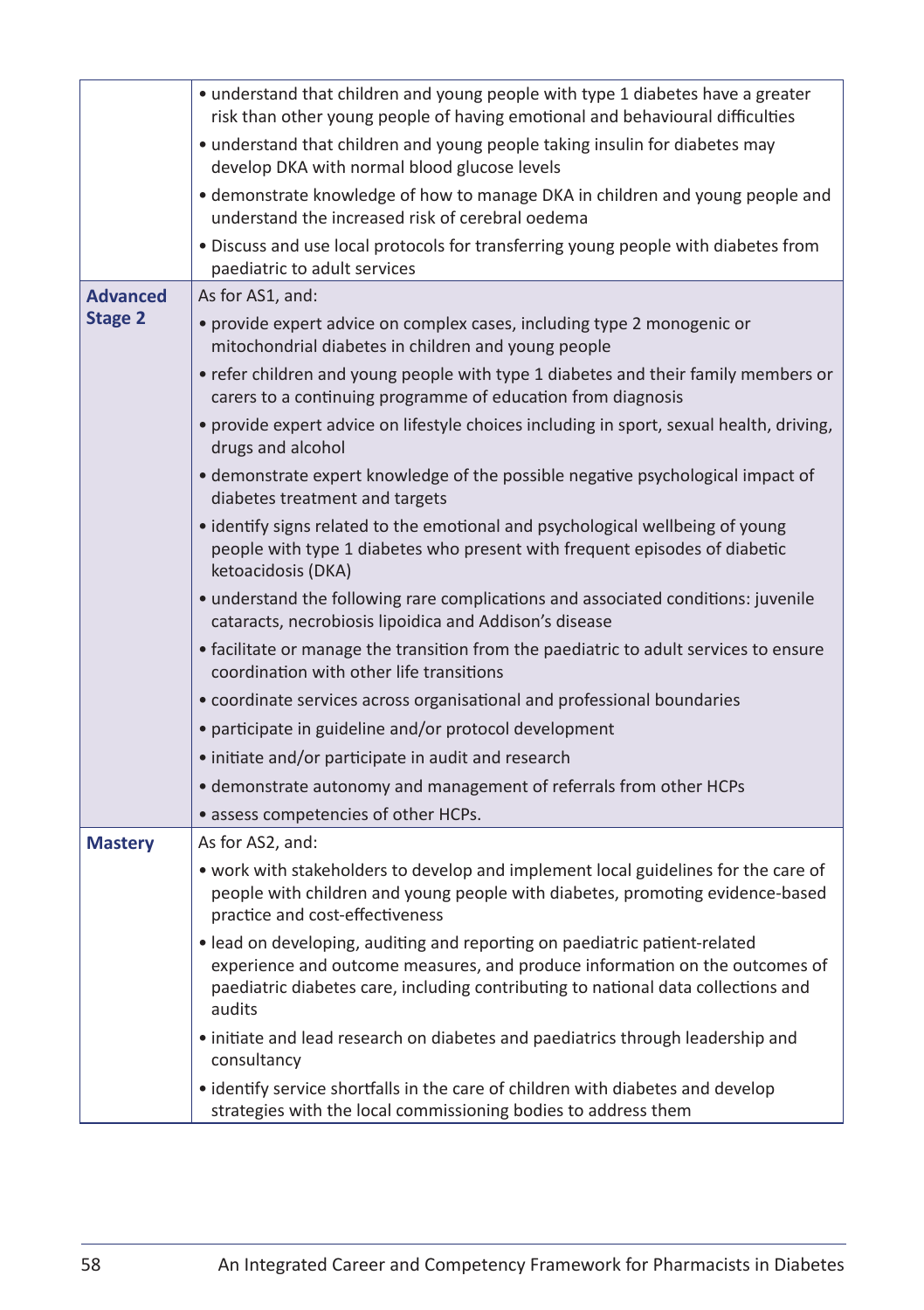| | |
|---|---|
| | • understand that children and young people with type 1 diabetes have a greater risk than other young people of having emotional and behavioural difficulties<br>• understand that children and young people taking insulin for diabetes may develop DKA with normal blood glucose levels<br>• demonstrate knowledge of how to manage DKA in children and young people and understand the increased risk of cerebral oedema<br>• Discuss and use local protocols for transferring young people with diabetes from paediatric to adult services |
| **Advanced Stage 2** | As for AS1, and:<br>• provide expert advice on complex cases, including type 2 monogenic or mitochondrial diabetes in children and young people<br>• refer children and young people with type 1 diabetes and their family members or carers to a continuing programme of education from diagnosis<br>• provide expert advice on lifestyle choices including in sport, sexual health, driving, drugs and alcohol<br>• demonstrate expert knowledge of the possible negative psychological impact of diabetes treatment and targets<br>• identify signs related to the emotional and psychological wellbeing of young people with type 1 diabetes who present with frequent episodes of diabetic ketoacidosis (DKA)<br>• understand the following rare complications and associated conditions: juvenile cataracts, necrobiosis lipoidica and Addison's disease<br>• facilitate or manage the transition from the paediatric to adult services to ensure coordination with other life transitions<br>• coordinate services across organisational and professional boundaries<br>• participate in guideline and/or protocol development<br>• initiate and/or participate in audit and research<br>• demonstrate autonomy and management of referrals from other HCPs<br>• assess competencies of other HCPs. |
| **Mastery** | As for AS2, and:<br>• work with stakeholders to develop and implement local guidelines for the care of people with children and young people with diabetes, promoting evidence-based practice and cost-effectiveness<br>• lead on developing, auditing and reporting on paediatric patient-related experience and outcome measures, and produce information on the outcomes of paediatric diabetes care, including contributing to national data collections and audits<br>• initiate and lead research on diabetes and paediatrics through leadership and consultancy<br>• identify service shortfalls in the care of children with diabetes and develop strategies with the local commissioning bodies to address them |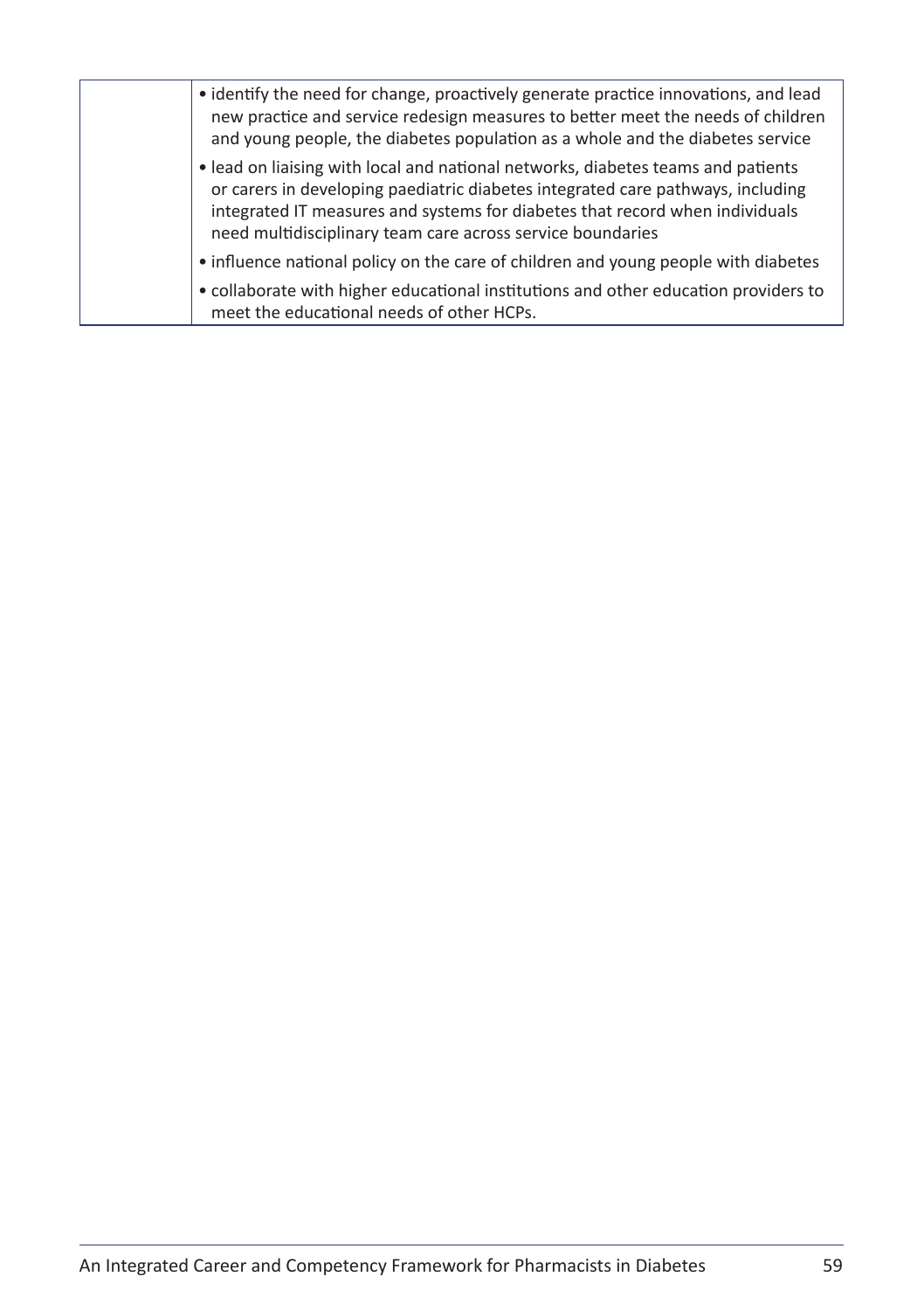| | |
|---|---|
| | • identify the need for change, proactively generate practice innovations, and lead new practice and service redesign measures to better meet the needs of children and young people, the diabetes population as a whole and the diabetes service<br>• lead on liaising with local and national networks, diabetes teams and patients or carers in developing paediatric diabetes integrated care pathways, including integrated IT measures and systems for diabetes that record when individuals need multidisciplinary team care across service boundaries<br>• influence national policy on the care of children and young people with diabetes<br>• collaborate with higher educational institutions and other education providers to meet the educational needs of other HCPs. |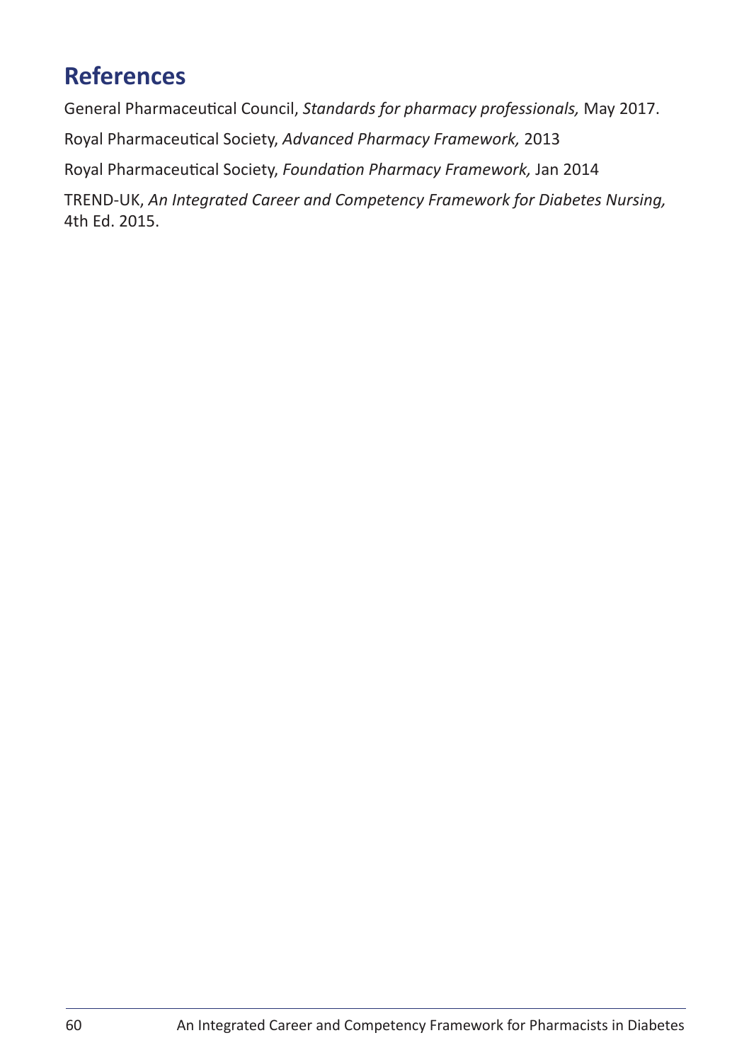## References

General Pharmaceutical Council, *Standards for pharmacy professionals,* May 2017.

Royal Pharmaceutical Society, *Advanced Pharmacy Framework,* 2013

Royal Pharmaceutical Society, *Foundation Pharmacy Framework,* Jan 2014

TREND-UK, *An Integrated Career and Competency Framework for Diabetes Nursing,* 4th Ed. 2015.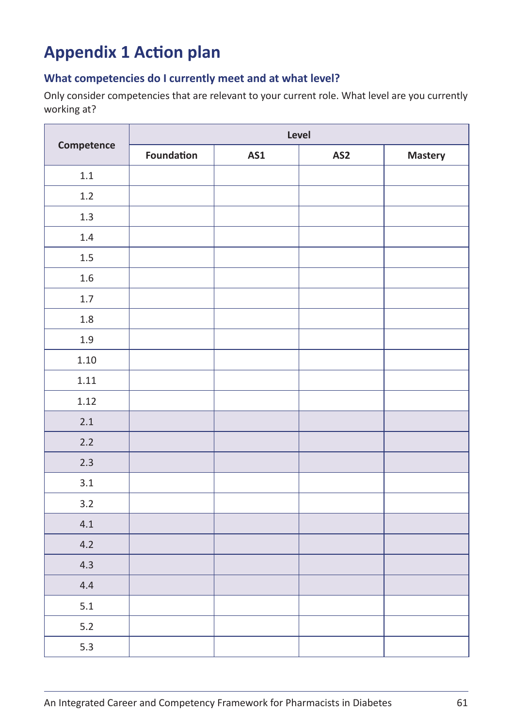# Appendix 1 Action plan

### What competencies do I currently meet and at what level?

Only consider competencies that are relevant to your current role. What level are you currently working at?

| Competence | Level | | | |
|---|---|---|---|---|
| | Foundation | AS1 | AS2 | Mastery |
| 1.1 | | | | |
| 1.2 | | | | |
| 1.3 | | | | |
| 1.4 | | | | |
| 1.5 | | | | |
| 1.6 | | | | |
| 1.7 | | | | |
| 1.8 | | | | |
| 1.9 | | | | |
| 1.10 | | | | |
| 1.11 | | | | |
| 1.12 | | | | |
| 2.1 | | | | |
| 2.2 | | | | |
| 2.3 | | | | |
| 3.1 | | | | |
| 3.2 | | | | |
| 4.1 | | | | |
| 4.2 | | | | |
| 4.3 | | | | |
| 4.4 | | | | |
| 5.1 | | | | |
| 5.2 | | | | |
| 5.3 | | | | |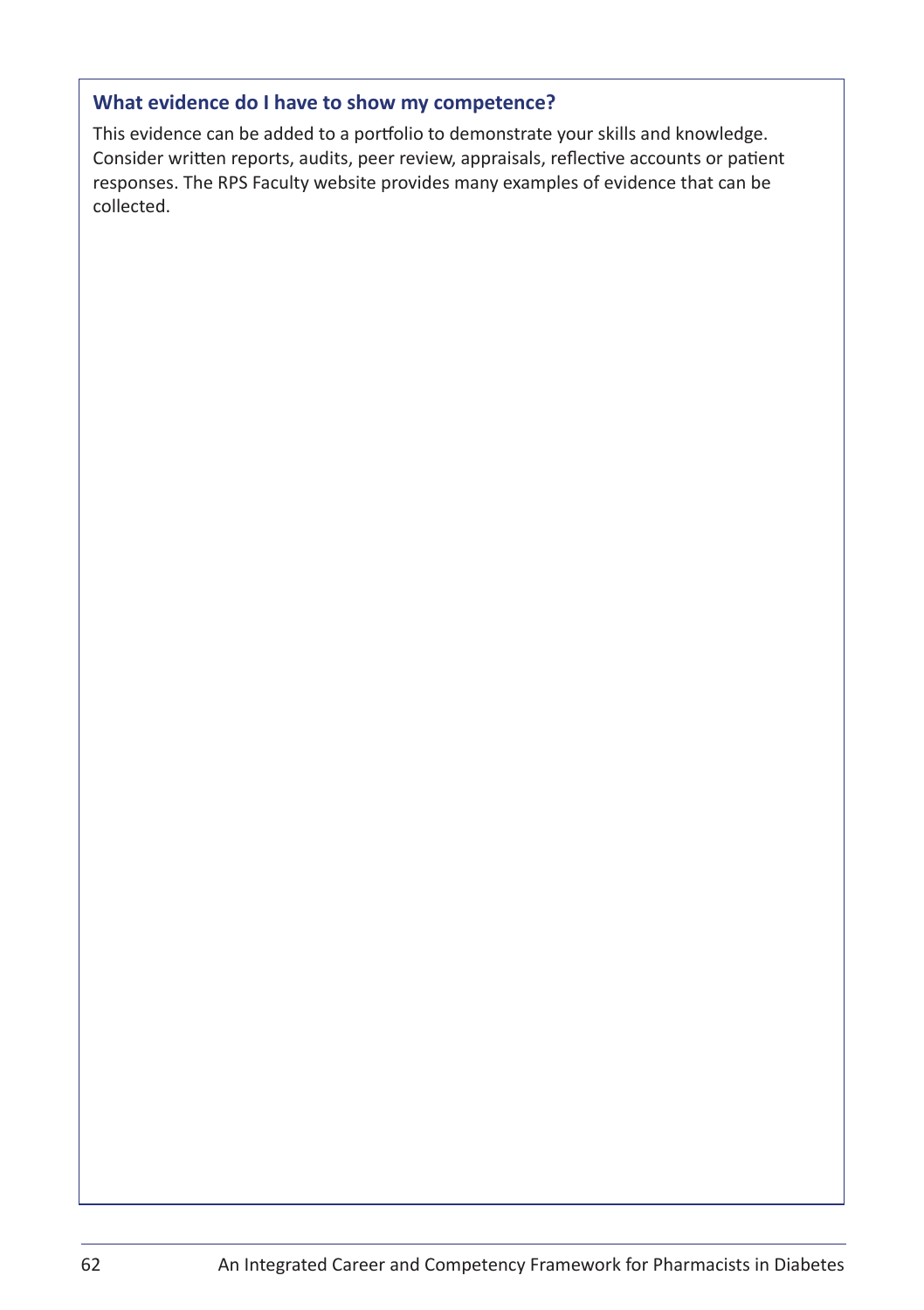### What evidence do I have to show my competence?

This evidence can be added to a portfolio to demonstrate your skills and knowledge. Consider written reports, audits, peer review, appraisals, reflective accounts or patient responses. The RPS Faculty website provides many examples of evidence that can be collected.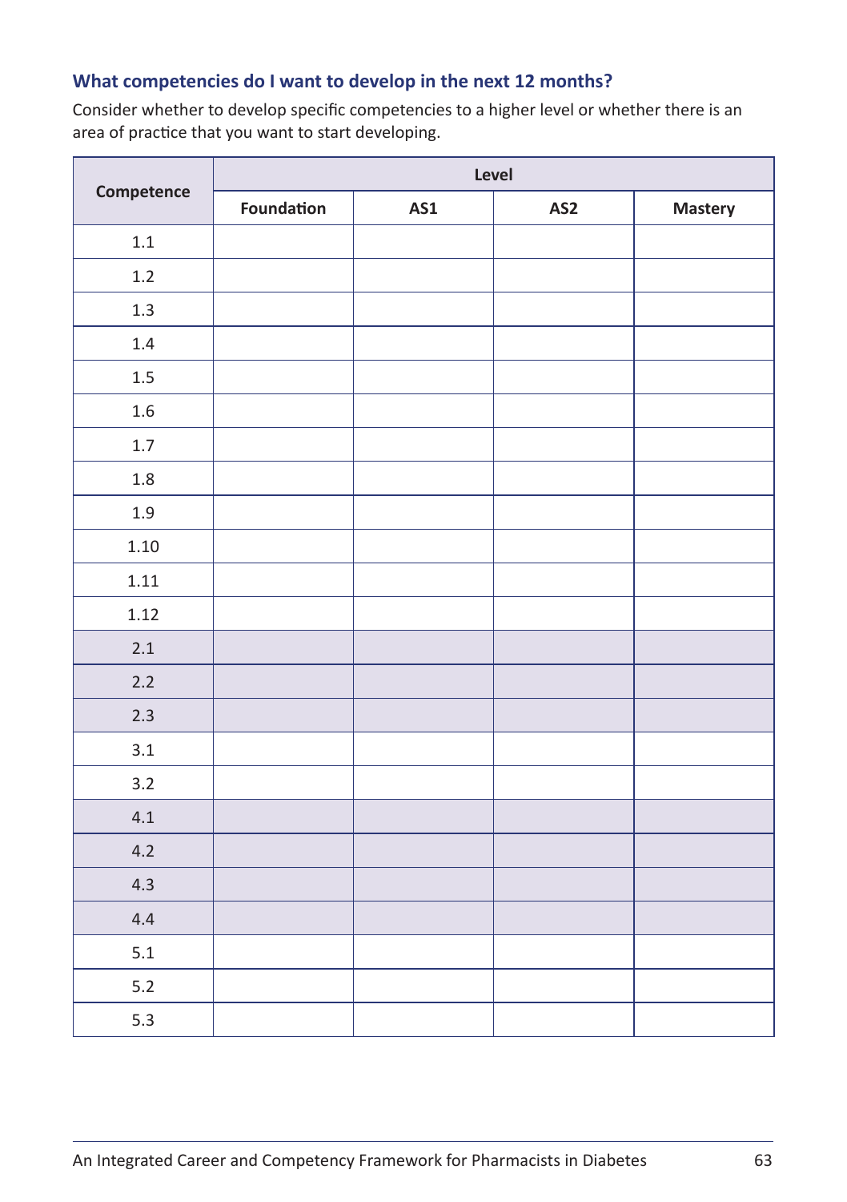### What competencies do I want to develop in the next 12 months?

Consider whether to develop specific competencies to a higher level or whether there is an area of practice that you want to start developing.

| Competence | Level | | | |
|---|---|---|---|---|
| | Foundation | AS1 | AS2 | Mastery |
| 1.1 | | | | |
| 1.2 | | | | |
| 1.3 | | | | |
| 1.4 | | | | |
| 1.5 | | | | |
| 1.6 | | | | |
| 1.7 | | | | |
| 1.8 | | | | |
| 1.9 | | | | |
| 1.10 | | | | |
| 1.11 | | | | |
| 1.12 | | | | |
| 2.1 | | | | |
| 2.2 | | | | |
| 2.3 | | | | |
| 3.1 | | | | |
| 3.2 | | | | |
| 4.1 | | | | |
| 4.2 | | | | |
| 4.3 | | | | |
| 4.4 | | | | |
| 5.1 | | | | |
| 5.2 | | | | |
| 5.3 | | | | |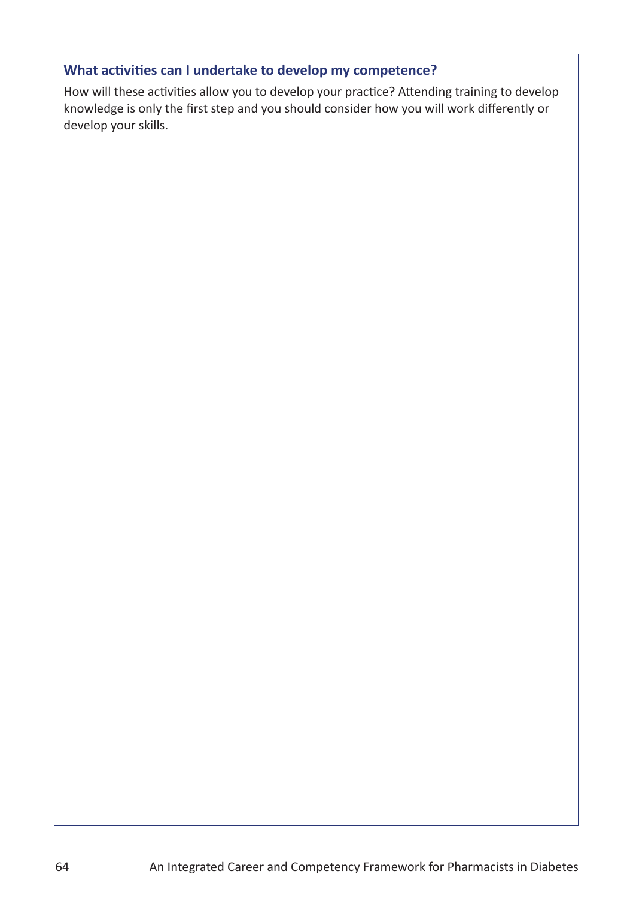**What activities can I undertake to develop my competence?**

How will these activities allow you to develop your practice? Attending training to develop knowledge is only the first step and you should consider how you will work differently or develop your skills.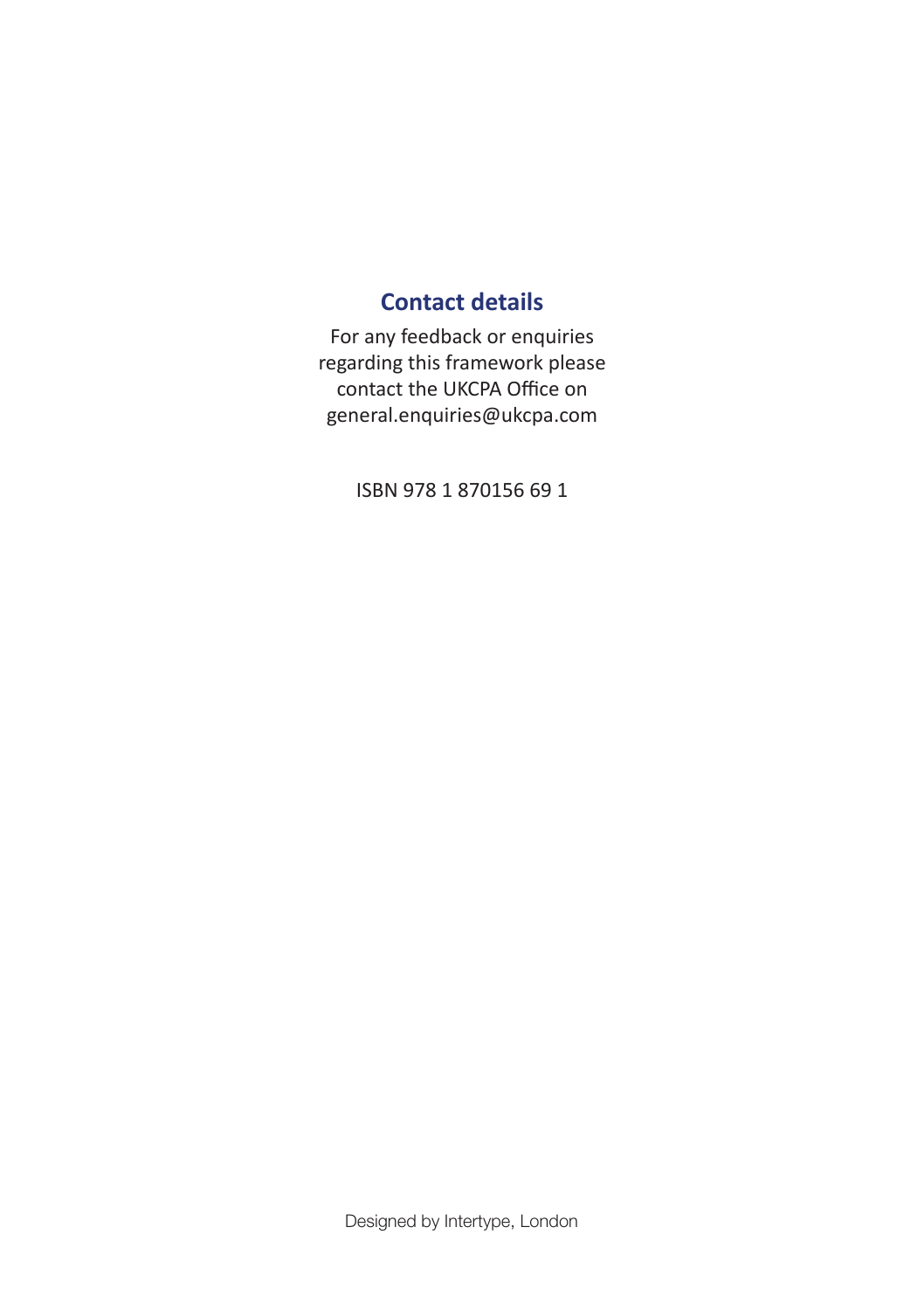## Contact details

For any feedback or enquiries regarding this framework please contact the UKCPA Office on general.enquiries@ukcpa.com

ISBN 978 1 870156 69 1

Designed by Intertype, London